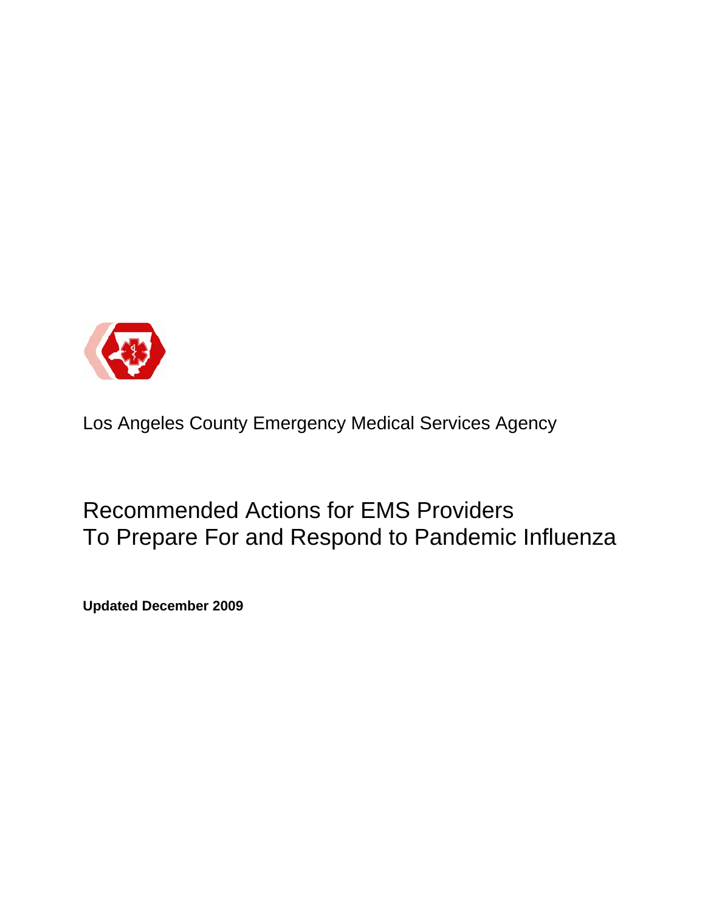Los Angeles County Emergency Medical Services Agency

# Recommended Actions for EMS Providers To Prepare For and Respond to Pandemic Influenza

**Updated December 2009**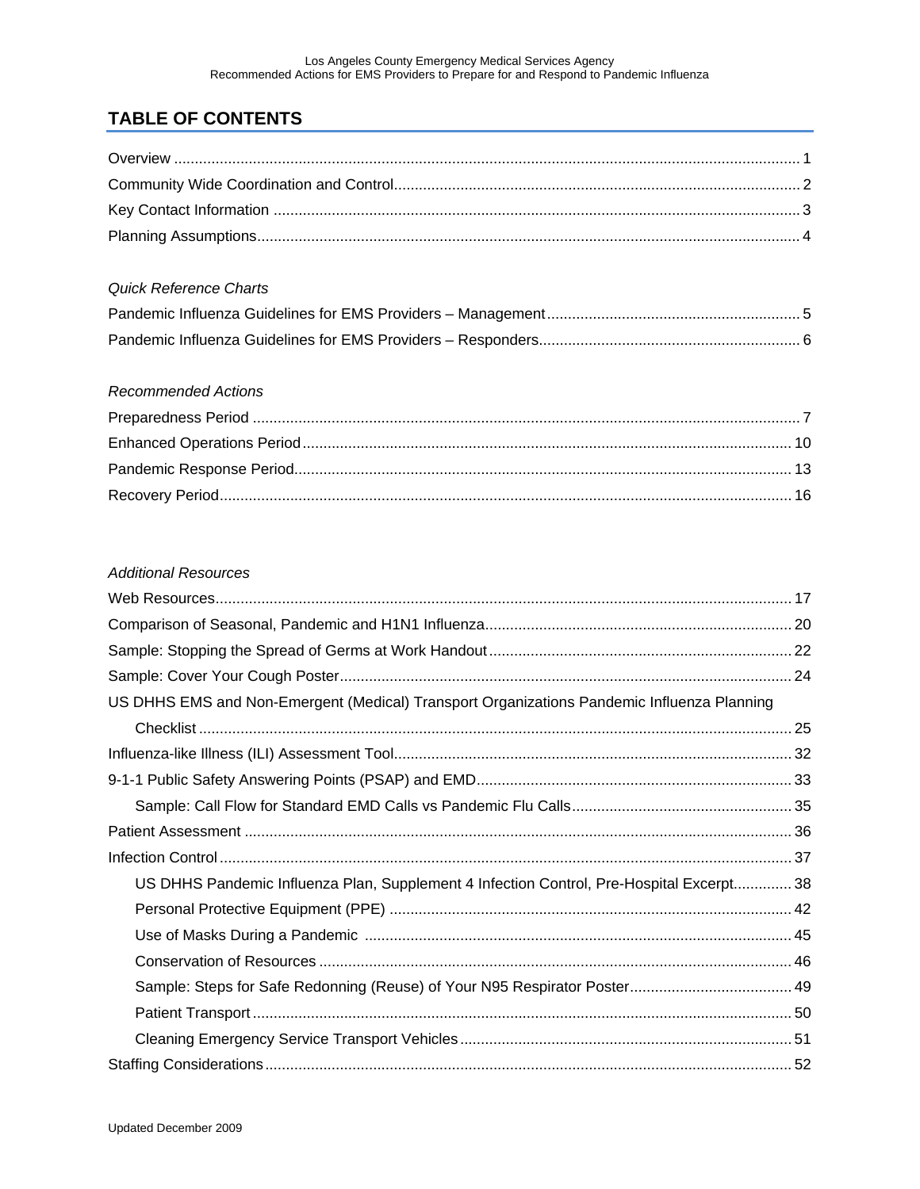## TABLE OF CONTENTS

Overview ..................................................................................................................................... 1
Community Wide Coordination and Control.................................................................................. 2
Key Contact Information .............................................................................................................. 3
Planning Assumptions.................................................................................................................. 4

*Quick Reference Charts*

Pandemic Influenza Guidelines for EMS Providers – Management............................................ 5
Pandemic Influenza Guidelines for EMS Providers – Responders.............................................. 6

*Recommended Actions*

Preparedness Period ................................................................................................................... 7
Enhanced Operations Period ..................................................................................................... 10
Pandemic Response Period....................................................................................................... 13
Recovery Period......................................................................................................................... 16

*Additional Resources*

Web Resources.......................................................................................................................... 17
Comparison of Seasonal, Pandemic and H1N1 Influenza.......................................................... 20
Sample: Stopping the Spread of Germs at Work Handout ......................................................... 22
Sample: Cover Your Cough Poster............................................................................................ 24
US DHHS EMS and Non-Emergent (Medical) Transport Organizations Pandemic Influenza Planning
  Checklist .............................................................................................................................. 25
Influenza-like Illness (ILI) Assessment Tool................................................................................ 32
9-1-1 Public Safety Answering Points (PSAP) and EMD............................................................ 33
  Sample: Call Flow for Standard EMD Calls vs Pandemic Flu Calls..................................... 35
Patient Assessment ................................................................................................................... 36
Infection Control ......................................................................................................................... 37
  US DHHS Pandemic Influenza Plan, Supplement 4 Infection Control, Pre-Hospital Excerpt.............. 38
  Personal Protective Equipment (PPE) ................................................................................ 42
  Use of Masks During a Pandemic ...................................................................................... 45
  Conservation of Resources ................................................................................................. 46
  Sample: Steps for Safe Redonning (Reuse) of Your N95 Respirator Poster....................... 49
  Patient Transport ................................................................................................................. 50
  Cleaning Emergency Service Transport Vehicles ............................................................... 51
Staffing Considerations.............................................................................................................. 52

Updated December 2009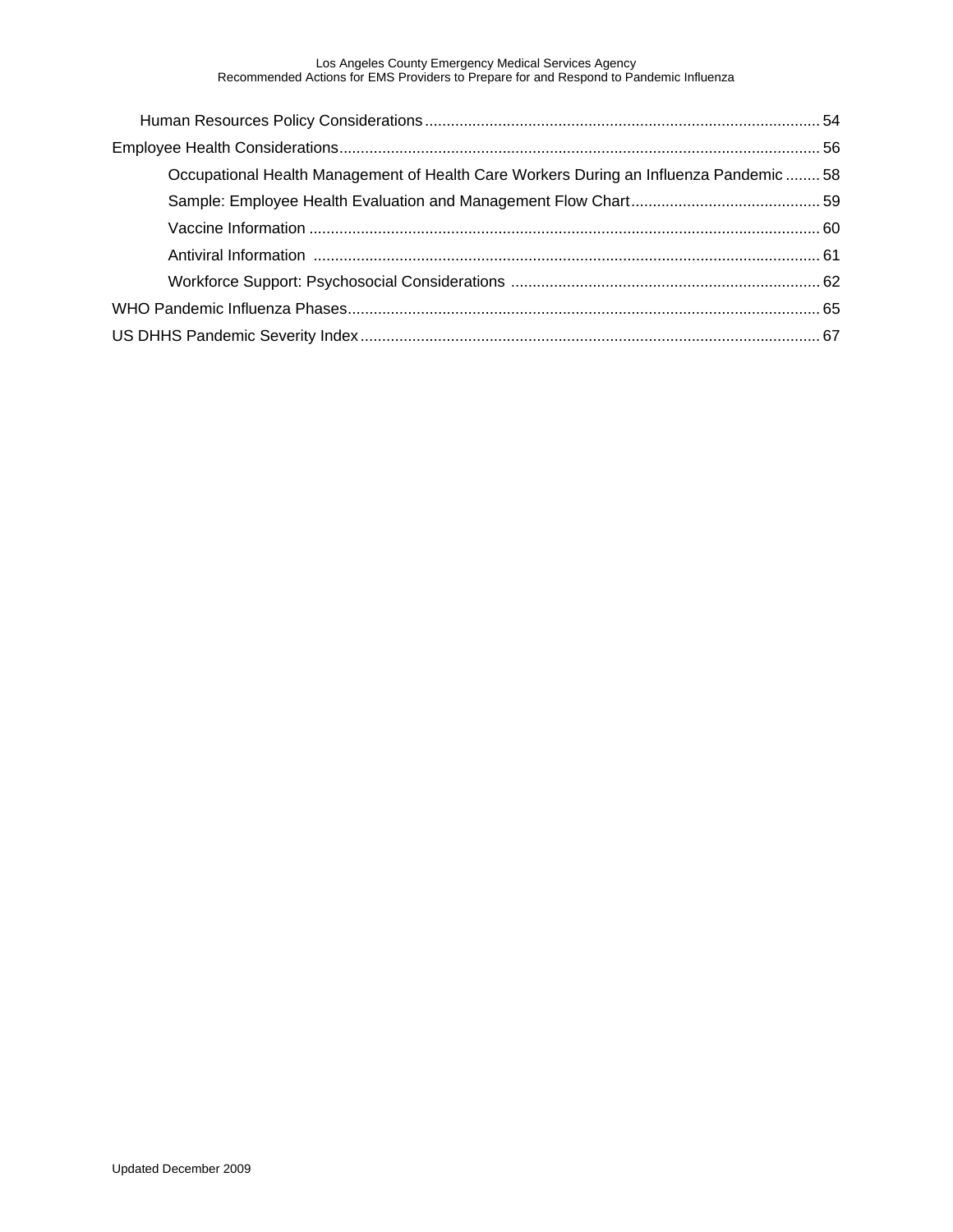Human Resources Policy Considerations ........................................................................................ 54

Employee Health Considerations ........................................................................................................ 56

Occupational Health Management of Health Care Workers During an Influenza Pandemic ........ 58

Sample: Employee Health Evaluation and Management Flow Chart ............................................ 59

Vaccine Information ...................................................................................................................... 60

Antiviral Information ..................................................................................................................... 61

Workforce Support: Psychosocial Considerations ........................................................................ 62

WHO Pandemic Influenza Phases ...................................................................................................... 65

US DHHS Pandemic Severity Index ................................................................................................... 67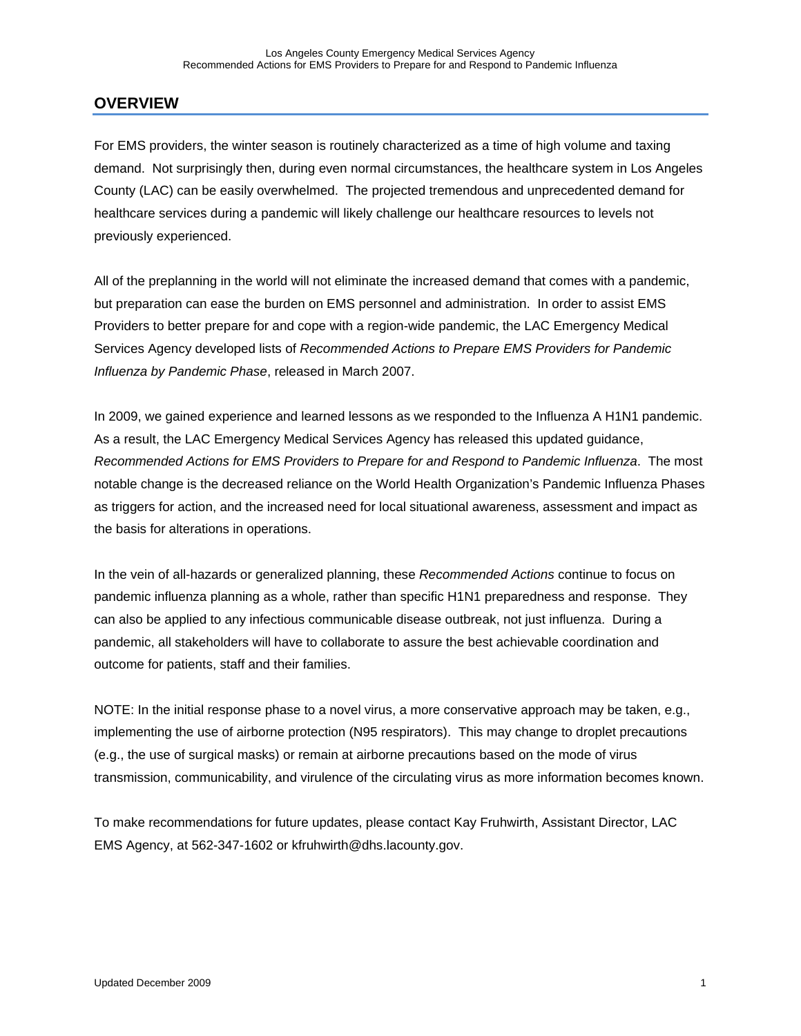## OVERVIEW

For EMS providers, the winter season is routinely characterized as a time of high volume and taxing demand. Not surprisingly then, during even normal circumstances, the healthcare system in Los Angeles County (LAC) can be easily overwhelmed. The projected tremendous and unprecedented demand for healthcare services during a pandemic will likely challenge our healthcare resources to levels not previously experienced.

All of the preplanning in the world will not eliminate the increased demand that comes with a pandemic, but preparation can ease the burden on EMS personnel and administration. In order to assist EMS Providers to better prepare for and cope with a region-wide pandemic, the LAC Emergency Medical Services Agency developed lists of *Recommended Actions to Prepare EMS Providers for Pandemic Influenza by Pandemic Phase*, released in March 2007.

In 2009, we gained experience and learned lessons as we responded to the Influenza A H1N1 pandemic. As a result, the LAC Emergency Medical Services Agency has released this updated guidance, *Recommended Actions for EMS Providers to Prepare for and Respond to Pandemic Influenza*. The most notable change is the decreased reliance on the World Health Organization's Pandemic Influenza Phases as triggers for action, and the increased need for local situational awareness, assessment and impact as the basis for alterations in operations.

In the vein of all-hazards or generalized planning, these *Recommended Actions* continue to focus on pandemic influenza planning as a whole, rather than specific H1N1 preparedness and response. They can also be applied to any infectious communicable disease outbreak, not just influenza. During a pandemic, all stakeholders will have to collaborate to assure the best achievable coordination and outcome for patients, staff and their families.

NOTE: In the initial response phase to a novel virus, a more conservative approach may be taken, e.g., implementing the use of airborne protection (N95 respirators). This may change to droplet precautions (e.g., the use of surgical masks) or remain at airborne precautions based on the mode of virus transmission, communicability, and virulence of the circulating virus as more information becomes known.

To make recommendations for future updates, please contact Kay Fruhwirth, Assistant Director, LAC EMS Agency, at 562-347-1602 or kfruhwirth@dhs.lacounty.gov.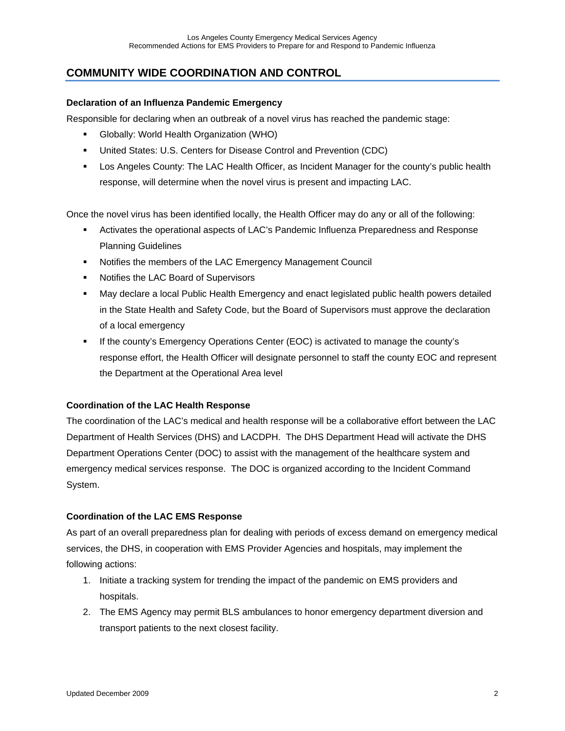## COMMUNITY WIDE COORDINATION AND CONTROL

**Declaration of an Influenza Pandemic Emergency**

Responsible for declaring when an outbreak of a novel virus has reached the pandemic stage:

- Globally: World Health Organization (WHO)
- United States: U.S. Centers for Disease Control and Prevention (CDC)
- Los Angeles County: The LAC Health Officer, as Incident Manager for the county's public health response, will determine when the novel virus is present and impacting LAC.

Once the novel virus has been identified locally, the Health Officer may do any or all of the following:

- Activates the operational aspects of LAC's Pandemic Influenza Preparedness and Response Planning Guidelines
- Notifies the members of the LAC Emergency Management Council
- Notifies the LAC Board of Supervisors
- May declare a local Public Health Emergency and enact legislated public health powers detailed in the State Health and Safety Code, but the Board of Supervisors must approve the declaration of a local emergency
- If the county's Emergency Operations Center (EOC) is activated to manage the county's response effort, the Health Officer will designate personnel to staff the county EOC and represent the Department at the Operational Area level

**Coordination of the LAC Health Response**

The coordination of the LAC's medical and health response will be a collaborative effort between the LAC Department of Health Services (DHS) and LACDPH. The DHS Department Head will activate the DHS Department Operations Center (DOC) to assist with the management of the healthcare system and emergency medical services response. The DOC is organized according to the Incident Command System.

**Coordination of the LAC EMS Response**

As part of an overall preparedness plan for dealing with periods of excess demand on emergency medical services, the DHS, in cooperation with EMS Provider Agencies and hospitals, may implement the following actions:

1. Initiate a tracking system for trending the impact of the pandemic on EMS providers and hospitals.
2. The EMS Agency may permit BLS ambulances to honor emergency department diversion and transport patients to the next closest facility.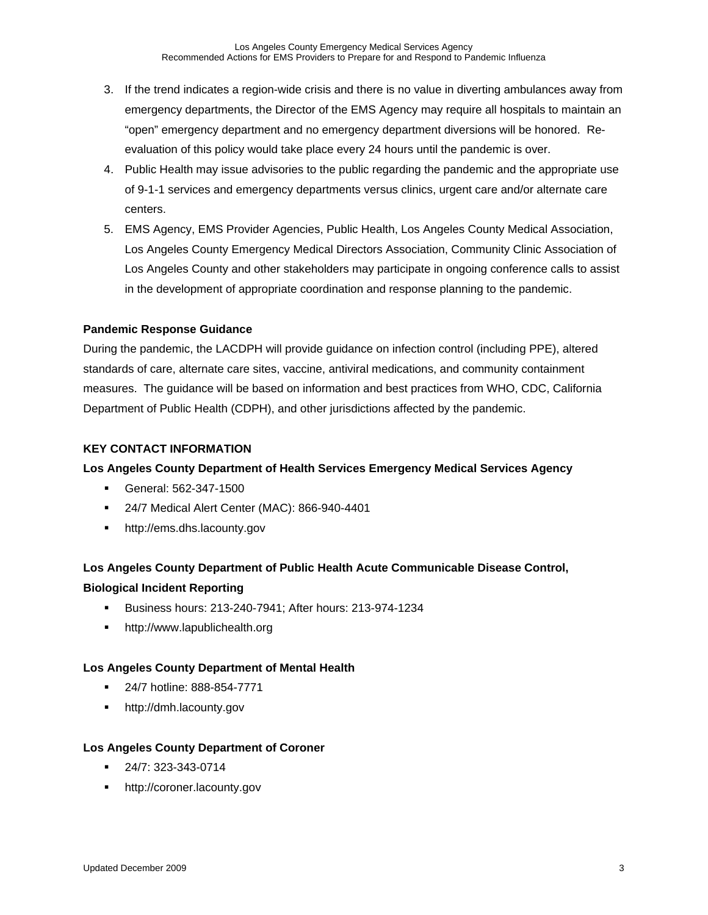3. If the trend indicates a region-wide crisis and there is no value in diverting ambulances away from emergency departments, the Director of the EMS Agency may require all hospitals to maintain an "open" emergency department and no emergency department diversions will be honored. Re-evaluation of this policy would take place every 24 hours until the pandemic is over.
4. Public Health may issue advisories to the public regarding the pandemic and the appropriate use of 9-1-1 services and emergency departments versus clinics, urgent care and/or alternate care centers.
5. EMS Agency, EMS Provider Agencies, Public Health, Los Angeles County Medical Association, Los Angeles County Emergency Medical Directors Association, Community Clinic Association of Los Angeles County and other stakeholders may participate in ongoing conference calls to assist in the development of appropriate coordination and response planning to the pandemic.

**Pandemic Response Guidance**

During the pandemic, the LACDPH will provide guidance on infection control (including PPE), altered standards of care, alternate care sites, vaccine, antiviral medications, and community containment measures. The guidance will be based on information and best practices from WHO, CDC, California Department of Public Health (CDPH), and other jurisdictions affected by the pandemic.

**KEY CONTACT INFORMATION**

**Los Angeles County Department of Health Services Emergency Medical Services Agency**

- General: 562-347-1500
- 24/7 Medical Alert Center (MAC): 866-940-4401
- http://ems.dhs.lacounty.gov

**Los Angeles County Department of Public Health Acute Communicable Disease Control, Biological Incident Reporting**

- Business hours: 213-240-7941; After hours: 213-974-1234
- http://www.lapublichealth.org

**Los Angeles County Department of Mental Health**

- 24/7 hotline: 888-854-7771
- http://dmh.lacounty.gov

**Los Angeles County Department of Coroner**

- 24/7: 323-343-0714
- http://coroner.lacounty.gov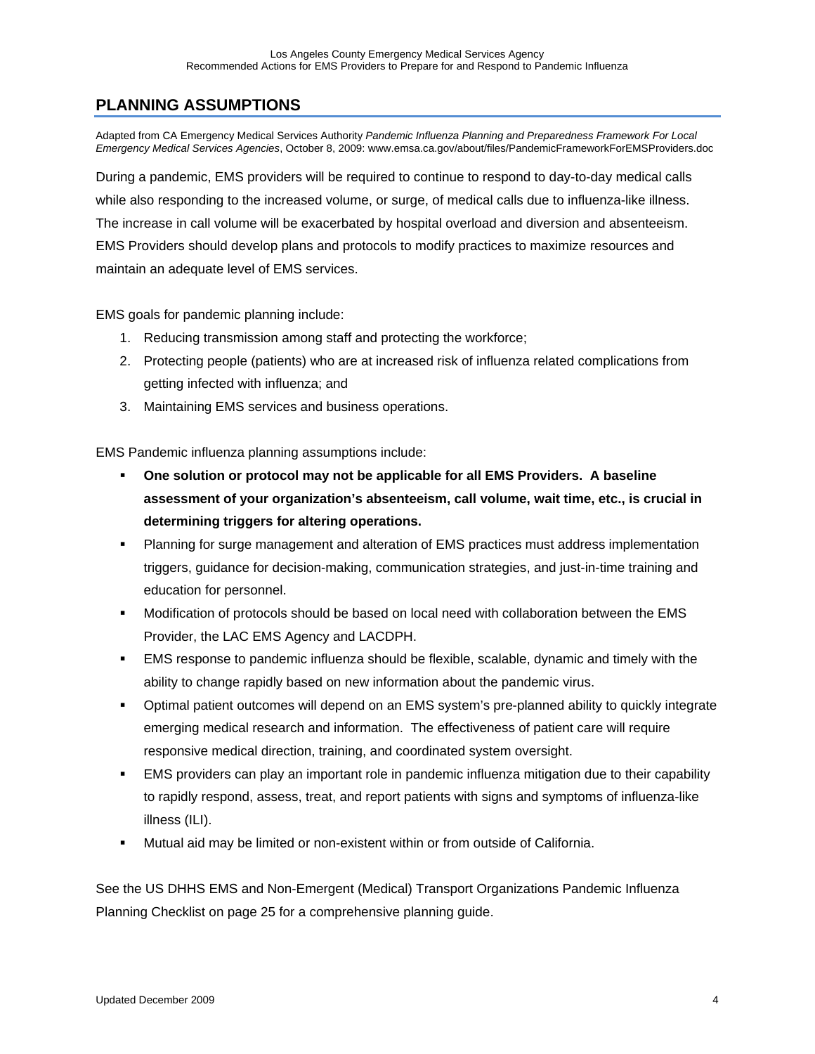## PLANNING ASSUMPTIONS

Adapted from CA Emergency Medical Services Authority *Pandemic Influenza Planning and Preparedness Framework For Local Emergency Medical Services Agencies*, October 8, 2009: www.emsa.ca.gov/about/files/PandemicFrameworkForEMSProviders.doc

During a pandemic, EMS providers will be required to continue to respond to day-to-day medical calls while also responding to the increased volume, or surge, of medical calls due to influenza-like illness. The increase in call volume will be exacerbated by hospital overload and diversion and absenteeism. EMS Providers should develop plans and protocols to modify practices to maximize resources and maintain an adequate level of EMS services.

EMS goals for pandemic planning include:

1. Reducing transmission among staff and protecting the workforce;
2. Protecting people (patients) who are at increased risk of influenza related complications from getting infected with influenza; and
3. Maintaining EMS services and business operations.

EMS Pandemic influenza planning assumptions include:

- **One solution or protocol may not be applicable for all EMS Providers. A baseline assessment of your organization's absenteeism, call volume, wait time, etc., is crucial in determining triggers for altering operations.**
- Planning for surge management and alteration of EMS practices must address implementation triggers, guidance for decision-making, communication strategies, and just-in-time training and education for personnel.
- Modification of protocols should be based on local need with collaboration between the EMS Provider, the LAC EMS Agency and LACDPH.
- EMS response to pandemic influenza should be flexible, scalable, dynamic and timely with the ability to change rapidly based on new information about the pandemic virus.
- Optimal patient outcomes will depend on an EMS system's pre-planned ability to quickly integrate emerging medical research and information. The effectiveness of patient care will require responsive medical direction, training, and coordinated system oversight.
- EMS providers can play an important role in pandemic influenza mitigation due to their capability to rapidly respond, assess, treat, and report patients with signs and symptoms of influenza-like illness (ILI).
- Mutual aid may be limited or non-existent within or from outside of California.

See the US DHHS EMS and Non-Emergent (Medical) Transport Organizations Pandemic Influenza Planning Checklist on page 25 for a comprehensive planning guide.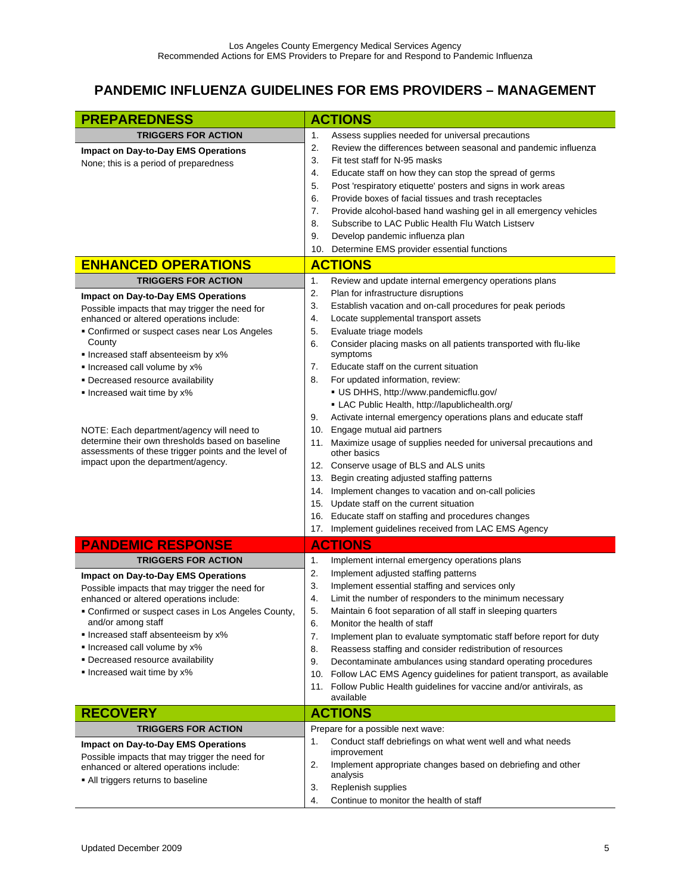# PANDEMIC INFLUENZA GUIDELINES FOR EMS PROVIDERS – MANAGEMENT

| PREPAREDNESS | ACTIONS |
|---|---|
| **TRIGGERS FOR ACTION**<br><br>**Impact on Day-to-Day EMS Operations**<br>None; this is a period of preparedness | 1. Assess supplies needed for universal precautions<br>2. Review the differences between seasonal and pandemic influenza<br>3. Fit test staff for N-95 masks<br>4. Educate staff on how they can stop the spread of germs<br>5. Post 'respiratory etiquette' posters and signs in work areas<br>6. Provide boxes of facial tissues and trash receptacles<br>7. Provide alcohol-based hand washing gel in all emergency vehicles<br>8. Subscribe to LAC Public Health Flu Watch Listserv<br>9. Develop pandemic influenza plan<br>10. Determine EMS provider essential functions |
| **ENHANCED OPERATIONS** | **ACTIONS** |
| **TRIGGERS FOR ACTION**<br><br>**Impact on Day-to-Day EMS Operations**<br>Possible impacts that may trigger the need for enhanced or altered operations include:<br>▪ Confirmed or suspect cases near Los Angeles County<br>▪ Increased staff absenteeism by x%<br>▪ Increased call volume by x%<br>▪ Decreased resource availability<br>▪ Increased wait time by x%<br><br>NOTE: Each department/agency will need to determine their own thresholds based on baseline assessments of these trigger points and the level of impact upon the department/agency. | 1. Review and update internal emergency operations plans<br>2. Plan for infrastructure disruptions<br>3. Establish vacation and on-call procedures for peak periods<br>4. Locate supplemental transport assets<br>5. Evaluate triage models<br>6. Consider placing masks on all patients transported with flu-like symptoms<br>7. Educate staff on the current situation<br>8. For updated information, review:<br>▪ US DHHS, http://www.pandemicflu.gov/<br>▪ LAC Public Health, http://lapublichealth.org/<br>9. Activate internal emergency operations plans and educate staff<br>10. Engage mutual aid partners<br>11. Maximize usage of supplies needed for universal precautions and other basics<br>12. Conserve usage of BLS and ALS units<br>13. Begin creating adjusted staffing patterns<br>14. Implement changes to vacation and on-call policies<br>15. Update staff on the current situation<br>16. Educate staff on staffing and procedures changes<br>17. Implement guidelines received from LAC EMS Agency |
| **PANDEMIC RESPONSE** | **ACTIONS** |
| **TRIGGERS FOR ACTION**<br><br>**Impact on Day-to-Day EMS Operations**<br>Possible impacts that may trigger the need for enhanced or altered operations include:<br>▪ Confirmed or suspect cases in Los Angeles County, and/or among staff<br>▪ Increased staff absenteeism by x%<br>▪ Increased call volume by x%<br>▪ Decreased resource availability<br>▪ Increased wait time by x% | 1. Implement internal emergency operations plans<br>2. Implement adjusted staffing patterns<br>3. Implement essential staffing and services only<br>4. Limit the number of responders to the minimum necessary<br>5. Maintain 6 foot separation of all staff in sleeping quarters<br>6. Monitor the health of staff<br>7. Implement plan to evaluate symptomatic staff before report for duty<br>8. Reassess staffing and consider redistribution of resources<br>9. Decontaminate ambulances using standard operating procedures<br>10. Follow LAC EMS Agency guidelines for patient transport, as available<br>11. Follow Public Health guidelines for vaccine and/or antivirals, as available |
| **RECOVERY** | **ACTIONS** |
| **TRIGGERS FOR ACTION**<br><br>**Impact on Day-to-Day EMS Operations**<br>Possible impacts that may trigger the need for enhanced or altered operations include:<br>▪ All triggers returns to baseline | Prepare for a possible next wave:<br>1. Conduct staff debriefings on what went well and what needs improvement<br>2. Implement appropriate changes based on debriefing and other analysis<br>3. Replenish supplies<br>4. Continue to monitor the health of staff |

Updated December 2009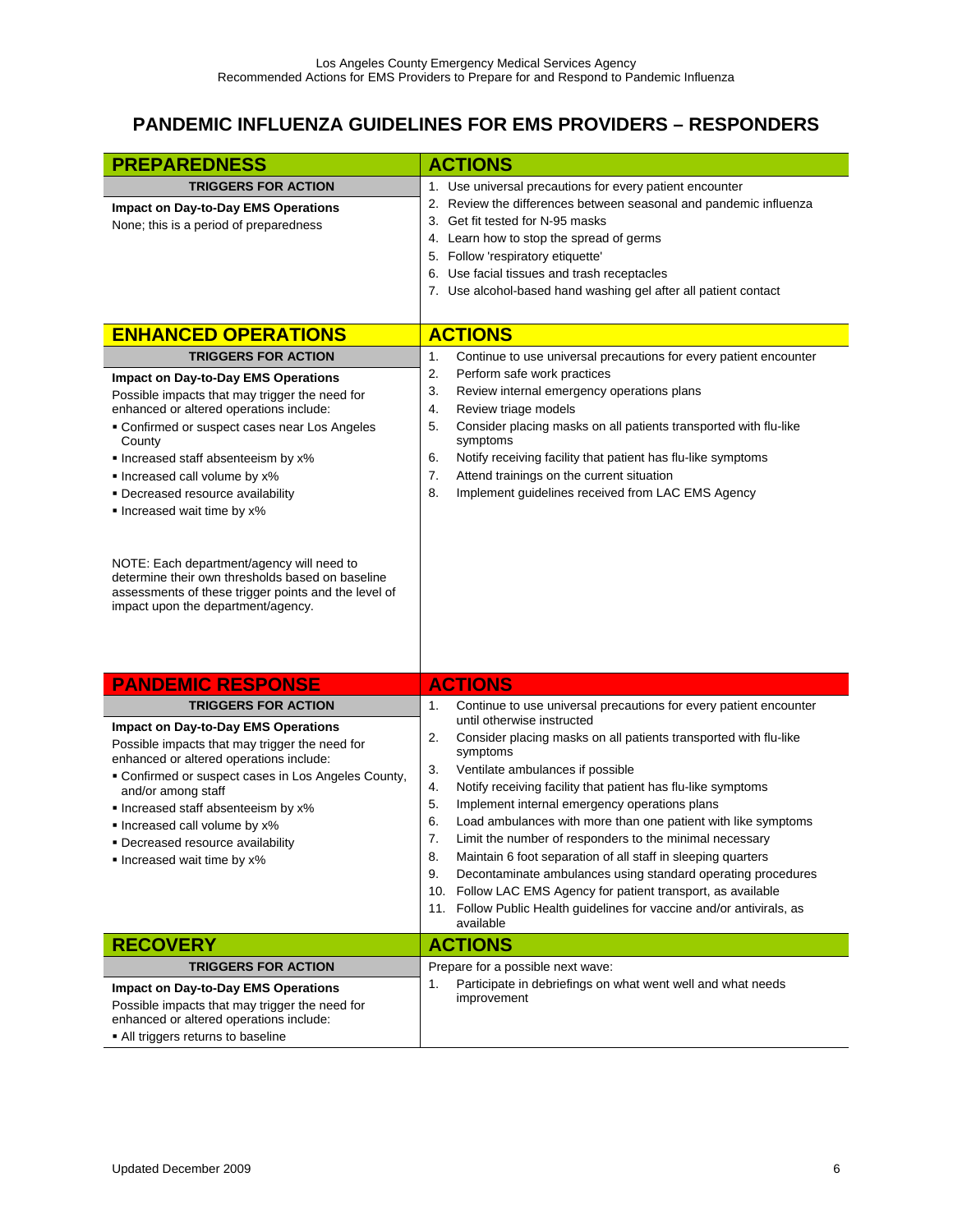# PANDEMIC INFLUENZA GUIDELINES FOR EMS PROVIDERS – RESPONDERS

## PREPAREDNESS

**TRIGGERS FOR ACTION**

**Impact on Day-to-Day EMS Operations**

None; this is a period of preparedness

**ACTIONS**

1. Use universal precautions for every patient encounter
2. Review the differences between seasonal and pandemic influenza
3. Get fit tested for N-95 masks
4. Learn how to stop the spread of germs
5. Follow 'respiratory etiquette'
6. Use facial tissues and trash receptacles
7. Use alcohol-based hand washing gel after all patient contact

## ENHANCED OPERATIONS

**TRIGGERS FOR ACTION**

**Impact on Day-to-Day EMS Operations**

Possible impacts that may trigger the need for enhanced or altered operations include:

- Confirmed or suspect cases near Los Angeles County
- Increased staff absenteeism by x%
- Increased call volume by x%
- Decreased resource availability
- Increased wait time by x%

NOTE: Each department/agency will need to determine their own thresholds based on baseline assessments of these trigger points and the level of impact upon the department/agency.

**ACTIONS**

1. Continue to use universal precautions for every patient encounter
2. Perform safe work practices
3. Review internal emergency operations plans
4. Review triage models
5. Consider placing masks on all patients transported with flu-like symptoms
6. Notify receiving facility that patient has flu-like symptoms
7. Attend trainings on the current situation
8. Implement guidelines received from LAC EMS Agency

## PANDEMIC RESPONSE

**TRIGGERS FOR ACTION**

**Impact on Day-to-Day EMS Operations**

Possible impacts that may trigger the need for enhanced or altered operations include:

- Confirmed or suspect cases in Los Angeles County, and/or among staff
- Increased staff absenteeism by x%
- Increased call volume by x%
- Decreased resource availability
- Increased wait time by x%

**ACTIONS**

1. Continue to use universal precautions for every patient encounter until otherwise instructed
2. Consider placing masks on all patients transported with flu-like symptoms
3. Ventilate ambulances if possible
4. Notify receiving facility that patient has flu-like symptoms
5. Implement internal emergency operations plans
6. Load ambulances with more than one patient with like symptoms
7. Limit the number of responders to the minimal necessary
8. Maintain 6 foot separation of all staff in sleeping quarters
9. Decontaminate ambulances using standard operating procedures
10. Follow LAC EMS Agency for patient transport, as available
11. Follow Public Health guidelines for vaccine and/or antivirals, as available

## RECOVERY

**TRIGGERS FOR ACTION**

**Impact on Day-to-Day EMS Operations**

Possible impacts that may trigger the need for enhanced or altered operations include:

- All triggers returns to baseline

**ACTIONS**

Prepare for a possible next wave:

1. Participate in debriefings on what went well and what needs improvement

Updated December 2009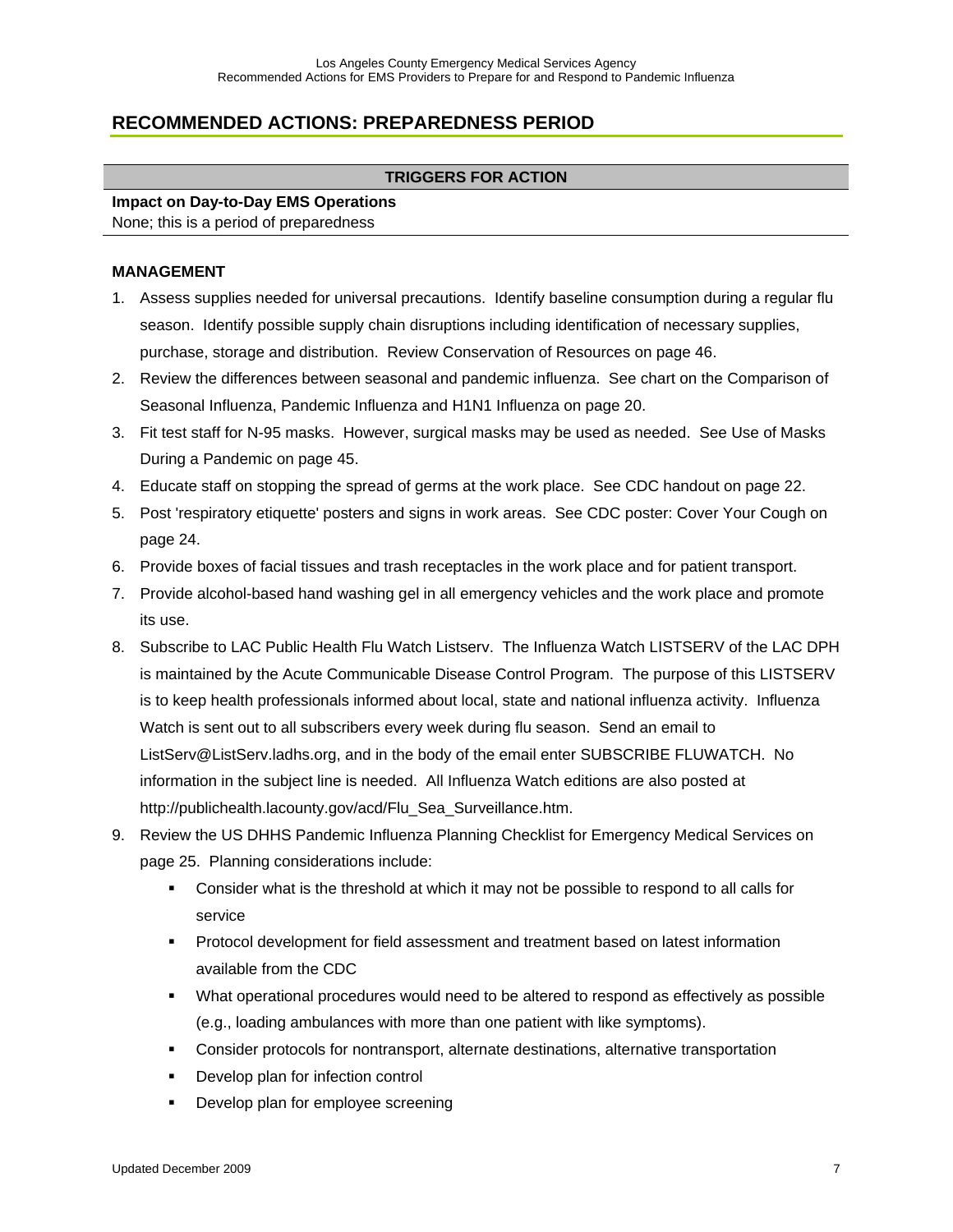## RECOMMENDED ACTIONS: PREPAREDNESS PERIOD

| TRIGGERS FOR ACTION |
| --- |
| **Impact on Day-to-Day EMS Operations**<br>None; this is a period of preparedness |

**MANAGEMENT**

1. Assess supplies needed for universal precautions. Identify baseline consumption during a regular flu season. Identify possible supply chain disruptions including identification of necessary supplies, purchase, storage and distribution. Review Conservation of Resources on page 46.
2. Review the differences between seasonal and pandemic influenza. See chart on the Comparison of Seasonal Influenza, Pandemic Influenza and H1N1 Influenza on page 20.
3. Fit test staff for N-95 masks. However, surgical masks may be used as needed. See Use of Masks During a Pandemic on page 45.
4. Educate staff on stopping the spread of germs at the work place. See CDC handout on page 22.
5. Post 'respiratory etiquette' posters and signs in work areas. See CDC poster: Cover Your Cough on page 24.
6. Provide boxes of facial tissues and trash receptacles in the work place and for patient transport.
7. Provide alcohol-based hand washing gel in all emergency vehicles and the work place and promote its use.
8. Subscribe to LAC Public Health Flu Watch Listserv. The Influenza Watch LISTSERV of the LAC DPH is maintained by the Acute Communicable Disease Control Program. The purpose of this LISTSERV is to keep health professionals informed about local, state and national influenza activity. Influenza Watch is sent out to all subscribers every week during flu season. Send an email to ListServ@ListServ.ladhs.org, and in the body of the email enter SUBSCRIBE FLUWATCH. No information in the subject line is needed. All Influenza Watch editions are also posted at http://publichealth.lacounty.gov/acd/Flu_Sea_Surveillance.htm.
9. Review the US DHHS Pandemic Influenza Planning Checklist for Emergency Medical Services on page 25. Planning considerations include:
   - Consider what is the threshold at which it may not be possible to respond to all calls for service
   - Protocol development for field assessment and treatment based on latest information available from the CDC
   - What operational procedures would need to be altered to respond as effectively as possible (e.g., loading ambulances with more than one patient with like symptoms).
   - Consider protocols for nontransport, alternate destinations, alternative transportation
   - Develop plan for infection control
   - Develop plan for employee screening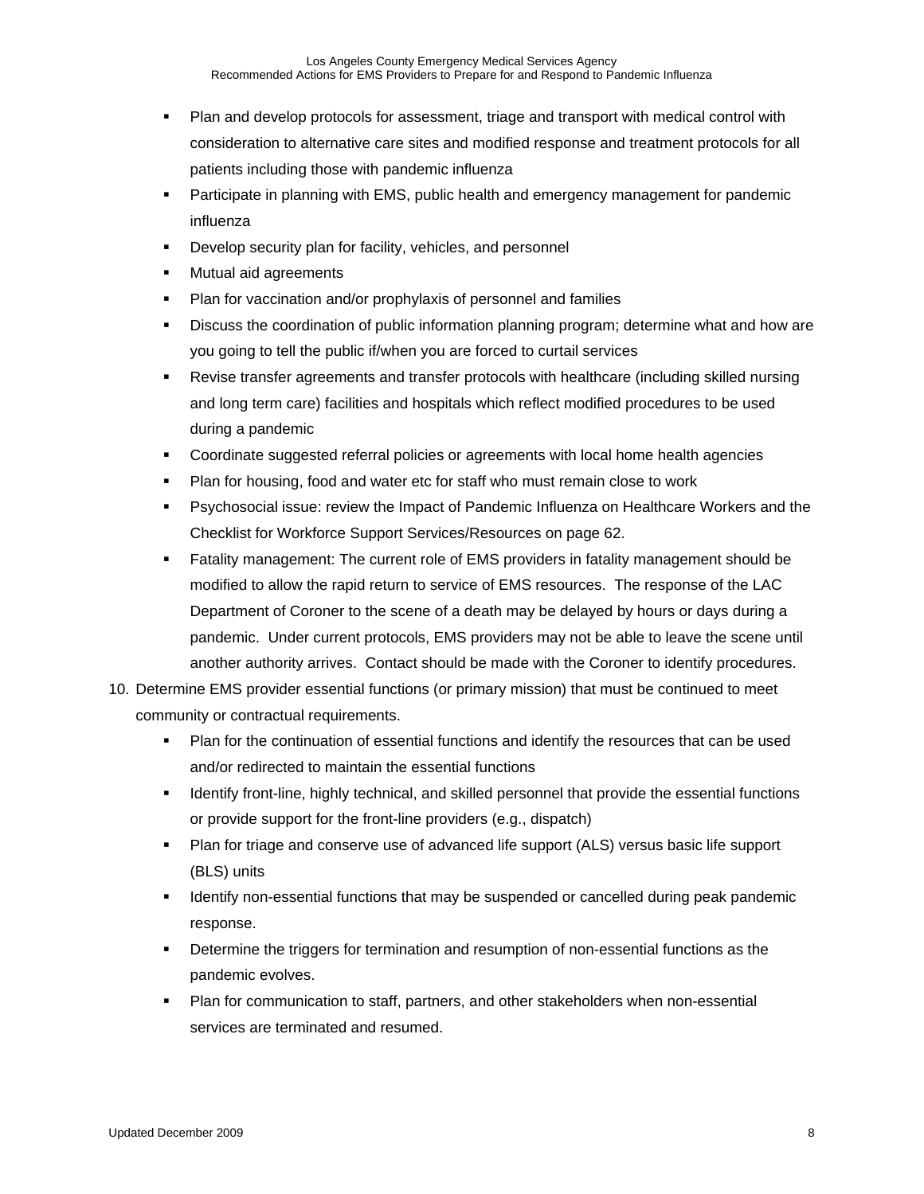- Plan and develop protocols for assessment, triage and transport with medical control with consideration to alternative care sites and modified response and treatment protocols for all patients including those with pandemic influenza
- Participate in planning with EMS, public health and emergency management for pandemic influenza
- Develop security plan for facility, vehicles, and personnel
- Mutual aid agreements
- Plan for vaccination and/or prophylaxis of personnel and families
- Discuss the coordination of public information planning program; determine what and how are you going to tell the public if/when you are forced to curtail services
- Revise transfer agreements and transfer protocols with healthcare (including skilled nursing and long term care) facilities and hospitals which reflect modified procedures to be used during a pandemic
- Coordinate suggested referral policies or agreements with local home health agencies
- Plan for housing, food and water etc for staff who must remain close to work
- Psychosocial issue: review the Impact of Pandemic Influenza on Healthcare Workers and the Checklist for Workforce Support Services/Resources on page 62.
- Fatality management: The current role of EMS providers in fatality management should be modified to allow the rapid return to service of EMS resources. The response of the LAC Department of Coroner to the scene of a death may be delayed by hours or days during a pandemic. Under current protocols, EMS providers may not be able to leave the scene until another authority arrives. Contact should be made with the Coroner to identify procedures.

10. Determine EMS provider essential functions (or primary mission) that must be continued to meet community or contractual requirements.
    - Plan for the continuation of essential functions and identify the resources that can be used and/or redirected to maintain the essential functions
    - Identify front-line, highly technical, and skilled personnel that provide the essential functions or provide support for the front-line providers (e.g., dispatch)
    - Plan for triage and conserve use of advanced life support (ALS) versus basic life support (BLS) units
    - Identify non-essential functions that may be suspended or cancelled during peak pandemic response.
    - Determine the triggers for termination and resumption of non-essential functions as the pandemic evolves.
    - Plan for communication to staff, partners, and other stakeholders when non-essential services are terminated and resumed.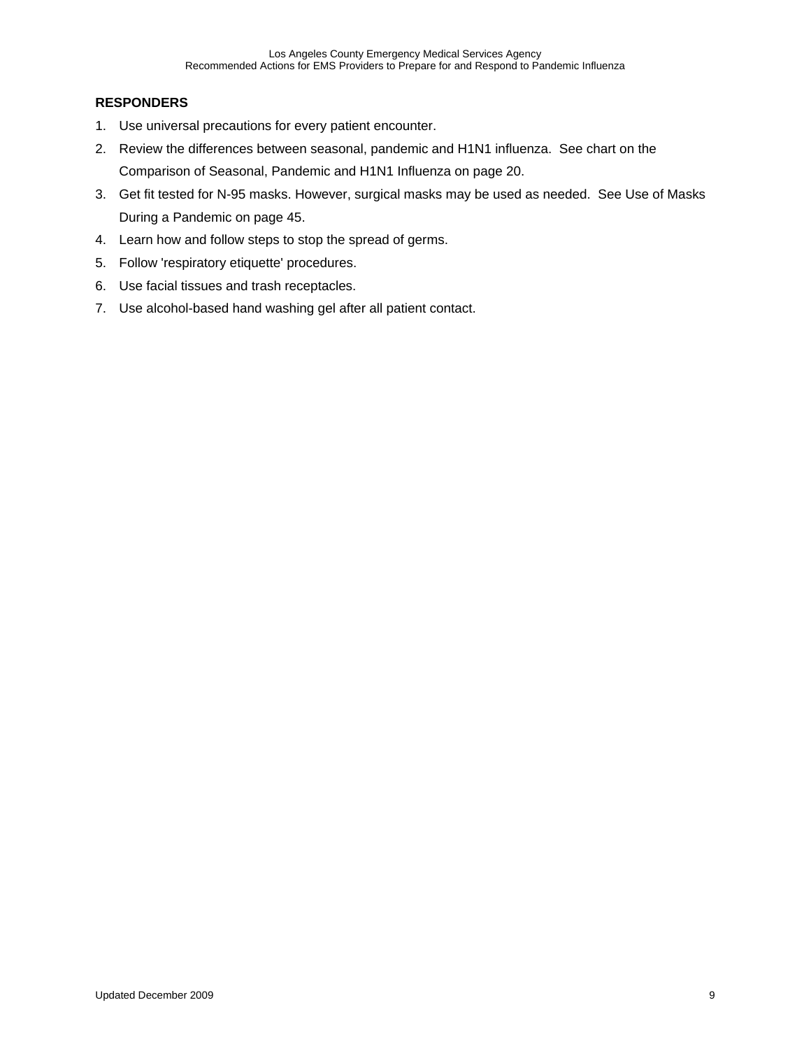**RESPONDERS**

1. Use universal precautions for every patient encounter.
2. Review the differences between seasonal, pandemic and H1N1 influenza. See chart on the Comparison of Seasonal, Pandemic and H1N1 Influenza on page 20.
3. Get fit tested for N-95 masks. However, surgical masks may be used as needed. See Use of Masks During a Pandemic on page 45.
4. Learn how and follow steps to stop the spread of germs.
5. Follow 'respiratory etiquette' procedures.
6. Use facial tissues and trash receptacles.
7. Use alcohol-based hand washing gel after all patient contact.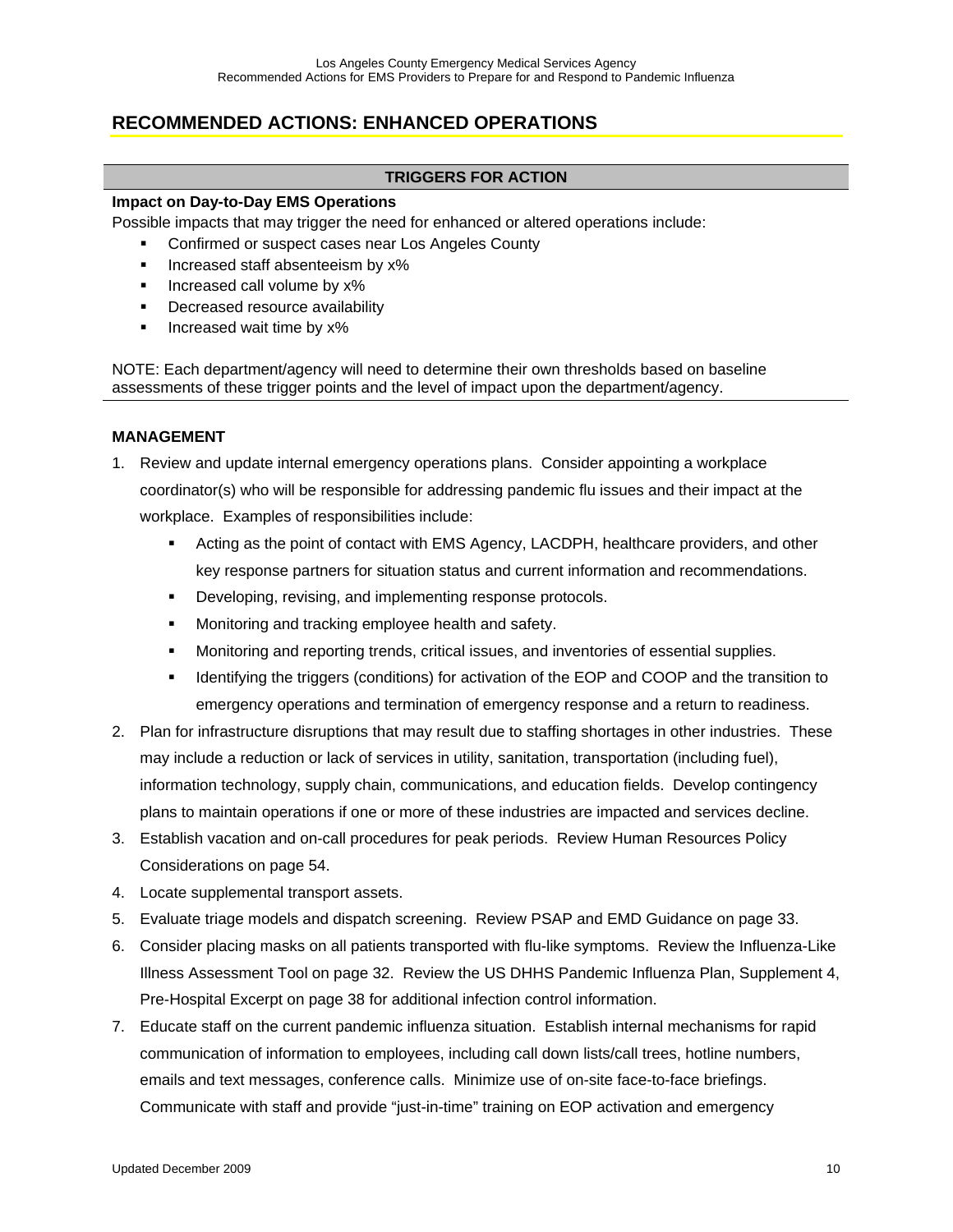## RECOMMENDED ACTIONS: ENHANCED OPERATIONS

### TRIGGERS FOR ACTION

**Impact on Day-to-Day EMS Operations**

Possible impacts that may trigger the need for enhanced or altered operations include:

- Confirmed or suspect cases near Los Angeles County
- Increased staff absenteeism by x%
- Increased call volume by x%
- Decreased resource availability
- Increased wait time by x%

NOTE: Each department/agency will need to determine their own thresholds based on baseline assessments of these trigger points and the level of impact upon the department/agency.

### MANAGEMENT

1. Review and update internal emergency operations plans. Consider appointing a workplace coordinator(s) who will be responsible for addressing pandemic flu issues and their impact at the workplace. Examples of responsibilities include:
   - Acting as the point of contact with EMS Agency, LACDPH, healthcare providers, and other key response partners for situation status and current information and recommendations.
   - Developing, revising, and implementing response protocols.
   - Monitoring and tracking employee health and safety.
   - Monitoring and reporting trends, critical issues, and inventories of essential supplies.
   - Identifying the triggers (conditions) for activation of the EOP and COOP and the transition to emergency operations and termination of emergency response and a return to readiness.
2. Plan for infrastructure disruptions that may result due to staffing shortages in other industries. These may include a reduction or lack of services in utility, sanitation, transportation (including fuel), information technology, supply chain, communications, and education fields. Develop contingency plans to maintain operations if one or more of these industries are impacted and services decline.
3. Establish vacation and on-call procedures for peak periods. Review Human Resources Policy Considerations on page 54.
4. Locate supplemental transport assets.
5. Evaluate triage models and dispatch screening. Review PSAP and EMD Guidance on page 33.
6. Consider placing masks on all patients transported with flu-like symptoms. Review the Influenza-Like Illness Assessment Tool on page 32. Review the US DHHS Pandemic Influenza Plan, Supplement 4, Pre-Hospital Excerpt on page 38 for additional infection control information.
7. Educate staff on the current pandemic influenza situation. Establish internal mechanisms for rapid communication of information to employees, including call down lists/call trees, hotline numbers, emails and text messages, conference calls. Minimize use of on-site face-to-face briefings. Communicate with staff and provide "just-in-time" training on EOP activation and emergency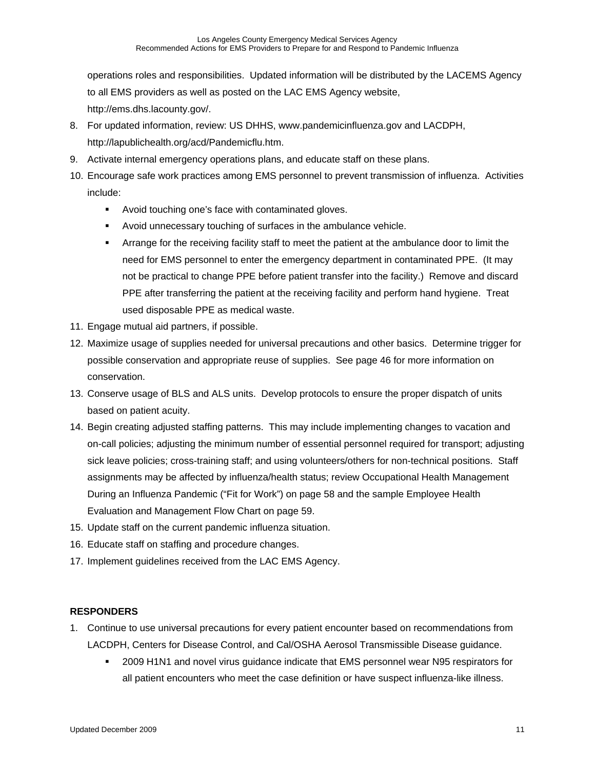operations roles and responsibilities. Updated information will be distributed by the LACEMS Agency to all EMS providers as well as posted on the LAC EMS Agency website, http://ems.dhs.lacounty.gov/.

8. For updated information, review: US DHHS, www.pandemicinfluenza.gov and LACDPH, http://lapublichealth.org/acd/Pandemicflu.htm.
9. Activate internal emergency operations plans, and educate staff on these plans.
10. Encourage safe work practices among EMS personnel to prevent transmission of influenza. Activities include:
    - Avoid touching one's face with contaminated gloves.
    - Avoid unnecessary touching of surfaces in the ambulance vehicle.
    - Arrange for the receiving facility staff to meet the patient at the ambulance door to limit the need for EMS personnel to enter the emergency department in contaminated PPE. (It may not be practical to change PPE before patient transfer into the facility.) Remove and discard PPE after transferring the patient at the receiving facility and perform hand hygiene. Treat used disposable PPE as medical waste.
11. Engage mutual aid partners, if possible.
12. Maximize usage of supplies needed for universal precautions and other basics. Determine trigger for possible conservation and appropriate reuse of supplies. See page 46 for more information on conservation.
13. Conserve usage of BLS and ALS units. Develop protocols to ensure the proper dispatch of units based on patient acuity.
14. Begin creating adjusted staffing patterns. This may include implementing changes to vacation and on-call policies; adjusting the minimum number of essential personnel required for transport; adjusting sick leave policies; cross-training staff; and using volunteers/others for non-technical positions. Staff assignments may be affected by influenza/health status; review Occupational Health Management During an Influenza Pandemic ("Fit for Work") on page 58 and the sample Employee Health Evaluation and Management Flow Chart on page 59.
15. Update staff on the current pandemic influenza situation.
16. Educate staff on staffing and procedure changes.
17. Implement guidelines received from the LAC EMS Agency.

**RESPONDERS**

1. Continue to use universal precautions for every patient encounter based on recommendations from LACDPH, Centers for Disease Control, and Cal/OSHA Aerosol Transmissible Disease guidance.
    - 2009 H1N1 and novel virus guidance indicate that EMS personnel wear N95 respirators for all patient encounters who meet the case definition or have suspect influenza-like illness.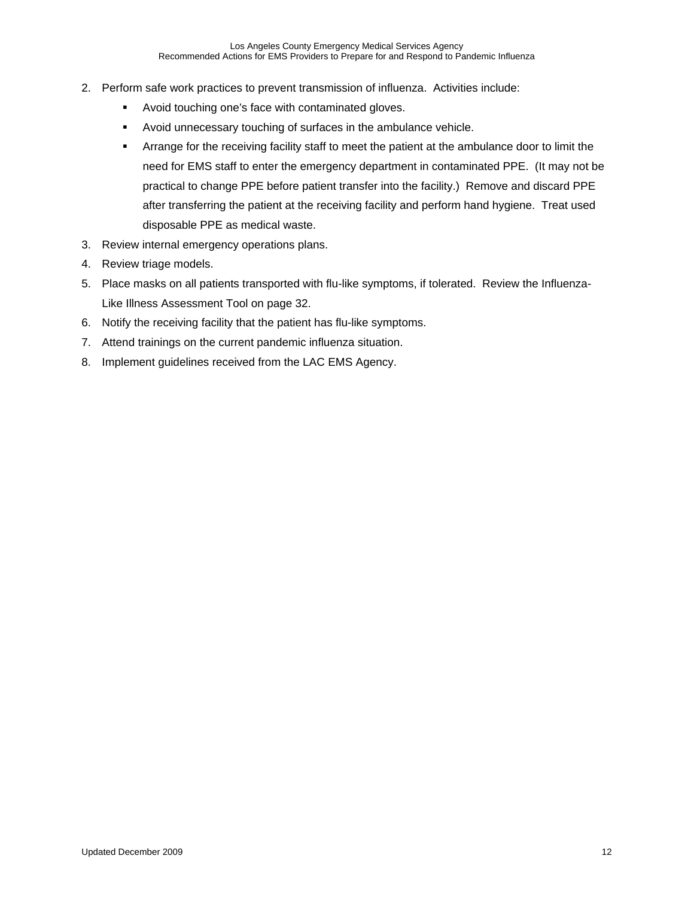2. Perform safe work practices to prevent transmission of influenza. Activities include:
   - Avoid touching one's face with contaminated gloves.
   - Avoid unnecessary touching of surfaces in the ambulance vehicle.
   - Arrange for the receiving facility staff to meet the patient at the ambulance door to limit the need for EMS staff to enter the emergency department in contaminated PPE. (It may not be practical to change PPE before patient transfer into the facility.) Remove and discard PPE after transferring the patient at the receiving facility and perform hand hygiene. Treat used disposable PPE as medical waste.
3. Review internal emergency operations plans.
4. Review triage models.
5. Place masks on all patients transported with flu-like symptoms, if tolerated. Review the Influenza-Like Illness Assessment Tool on page 32.
6. Notify the receiving facility that the patient has flu-like symptoms.
7. Attend trainings on the current pandemic influenza situation.
8. Implement guidelines received from the LAC EMS Agency.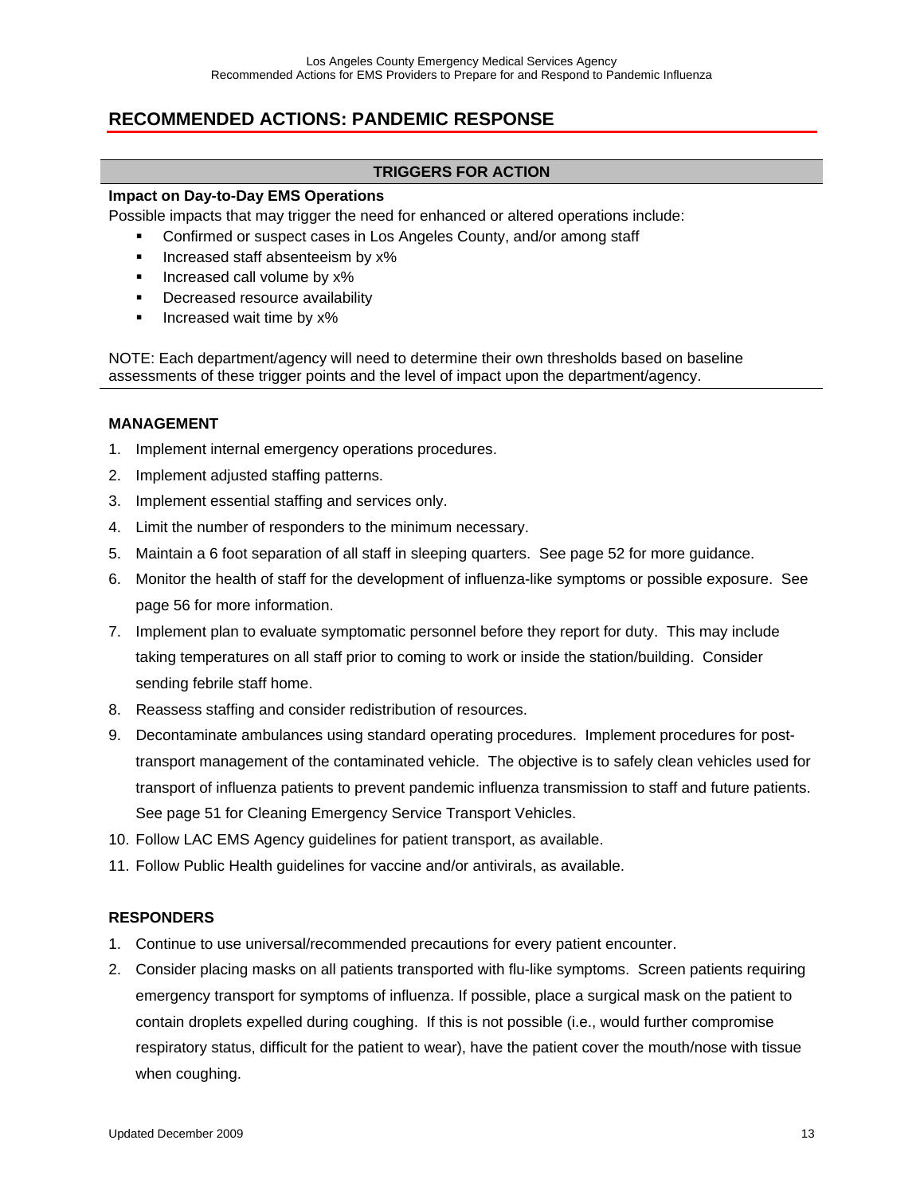## RECOMMENDED ACTIONS: PANDEMIC RESPONSE

### TRIGGERS FOR ACTION

**Impact on Day-to-Day EMS Operations**

Possible impacts that may trigger the need for enhanced or altered operations include:

- Confirmed or suspect cases in Los Angeles County, and/or among staff
- Increased staff absenteeism by x%
- Increased call volume by x%
- Decreased resource availability
- Increased wait time by x%

NOTE: Each department/agency will need to determine their own thresholds based on baseline assessments of these trigger points and the level of impact upon the department/agency.

**MANAGEMENT**

1. Implement internal emergency operations procedures.
2. Implement adjusted staffing patterns.
3. Implement essential staffing and services only.
4. Limit the number of responders to the minimum necessary.
5. Maintain a 6 foot separation of all staff in sleeping quarters. See page 52 for more guidance.
6. Monitor the health of staff for the development of influenza-like symptoms or possible exposure. See page 56 for more information.
7. Implement plan to evaluate symptomatic personnel before they report for duty. This may include taking temperatures on all staff prior to coming to work or inside the station/building. Consider sending febrile staff home.
8. Reassess staffing and consider redistribution of resources.
9. Decontaminate ambulances using standard operating procedures. Implement procedures for post-transport management of the contaminated vehicle. The objective is to safely clean vehicles used for transport of influenza patients to prevent pandemic influenza transmission to staff and future patients. See page 51 for Cleaning Emergency Service Transport Vehicles.
10. Follow LAC EMS Agency guidelines for patient transport, as available.
11. Follow Public Health guidelines for vaccine and/or antivirals, as available.

**RESPONDERS**

1. Continue to use universal/recommended precautions for every patient encounter.
2. Consider placing masks on all patients transported with flu-like symptoms. Screen patients requiring emergency transport for symptoms of influenza. If possible, place a surgical mask on the patient to contain droplets expelled during coughing. If this is not possible (i.e., would further compromise respiratory status, difficult for the patient to wear), have the patient cover the mouth/nose with tissue when coughing.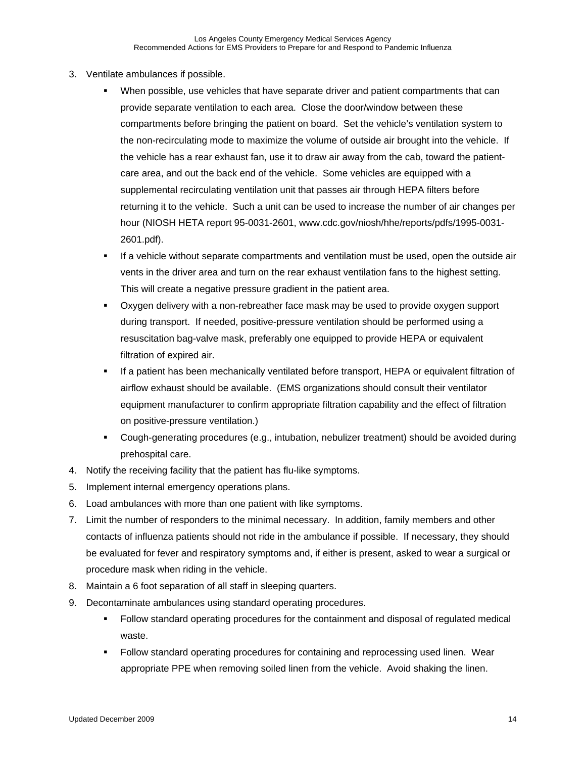3. Ventilate ambulances if possible.
    - When possible, use vehicles that have separate driver and patient compartments that can provide separate ventilation to each area. Close the door/window between these compartments before bringing the patient on board. Set the vehicle's ventilation system to the non-recirculating mode to maximize the volume of outside air brought into the vehicle. If the vehicle has a rear exhaust fan, use it to draw air away from the cab, toward the patient-care area, and out the back end of the vehicle. Some vehicles are equipped with a supplemental recirculating ventilation unit that passes air through HEPA filters before returning it to the vehicle. Such a unit can be used to increase the number of air changes per hour (NIOSH HETA report 95-0031-2601, www.cdc.gov/niosh/hhe/reports/pdfs/1995-0031-2601.pdf).
    - If a vehicle without separate compartments and ventilation must be used, open the outside air vents in the driver area and turn on the rear exhaust ventilation fans to the highest setting. This will create a negative pressure gradient in the patient area.
    - Oxygen delivery with a non-rebreather face mask may be used to provide oxygen support during transport. If needed, positive-pressure ventilation should be performed using a resuscitation bag-valve mask, preferably one equipped to provide HEPA or equivalent filtration of expired air.
    - If a patient has been mechanically ventilated before transport, HEPA or equivalent filtration of airflow exhaust should be available. (EMS organizations should consult their ventilator equipment manufacturer to confirm appropriate filtration capability and the effect of filtration on positive-pressure ventilation.)
    - Cough-generating procedures (e.g., intubation, nebulizer treatment) should be avoided during prehospital care.
4. Notify the receiving facility that the patient has flu-like symptoms.
5. Implement internal emergency operations plans.
6. Load ambulances with more than one patient with like symptoms.
7. Limit the number of responders to the minimal necessary. In addition, family members and other contacts of influenza patients should not ride in the ambulance if possible. If necessary, they should be evaluated for fever and respiratory symptoms and, if either is present, asked to wear a surgical or procedure mask when riding in the vehicle.
8. Maintain a 6 foot separation of all staff in sleeping quarters.
9. Decontaminate ambulances using standard operating procedures.
    - Follow standard operating procedures for the containment and disposal of regulated medical waste.
    - Follow standard operating procedures for containing and reprocessing used linen. Wear appropriate PPE when removing soiled linen from the vehicle. Avoid shaking the linen.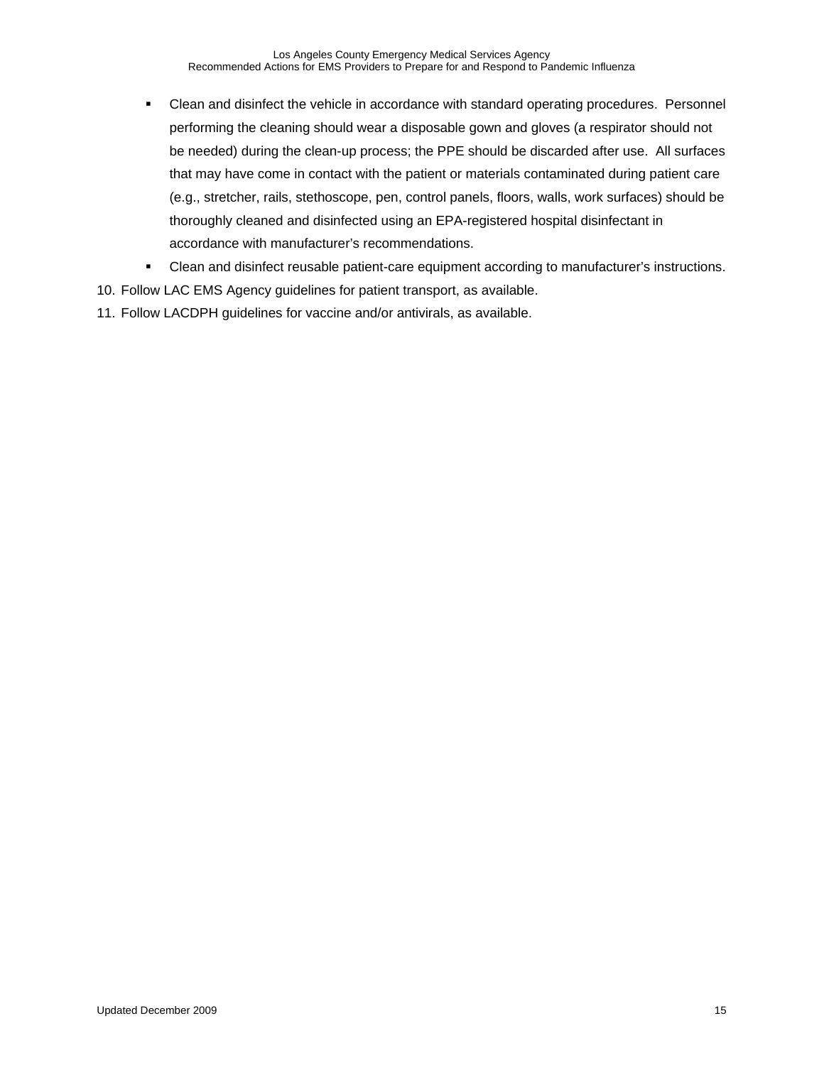- Clean and disinfect the vehicle in accordance with standard operating procedures. Personnel performing the cleaning should wear a disposable gown and gloves (a respirator should not be needed) during the clean-up process; the PPE should be discarded after use. All surfaces that may have come in contact with the patient or materials contaminated during patient care (e.g., stretcher, rails, stethoscope, pen, control panels, floors, walls, work surfaces) should be thoroughly cleaned and disinfected using an EPA-registered hospital disinfectant in accordance with manufacturer's recommendations.
- Clean and disinfect reusable patient-care equipment according to manufacturer's instructions.

10. Follow LAC EMS Agency guidelines for patient transport, as available.
11. Follow LACDPH guidelines for vaccine and/or antivirals, as available.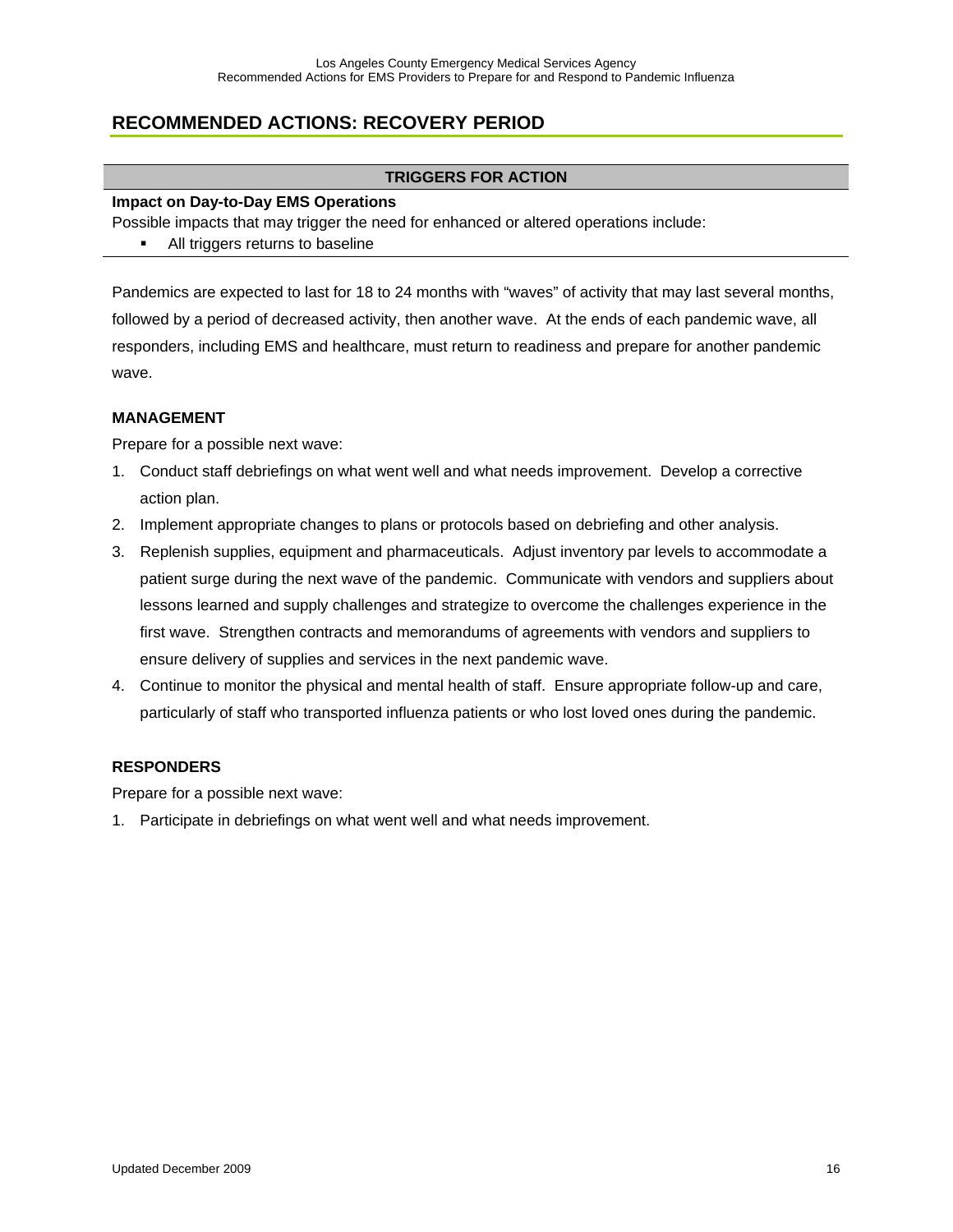## RECOMMENDED ACTIONS: RECOVERY PERIOD

| TRIGGERS FOR ACTION |
| --- |

**Impact on Day-to-Day EMS Operations**

Possible impacts that may trigger the need for enhanced or altered operations include:

- All triggers returns to baseline

Pandemics are expected to last for 18 to 24 months with "waves" of activity that may last several months, followed by a period of decreased activity, then another wave. At the ends of each pandemic wave, all responders, including EMS and healthcare, must return to readiness and prepare for another pandemic wave.

**MANAGEMENT**

Prepare for a possible next wave:

1. Conduct staff debriefings on what went well and what needs improvement. Develop a corrective action plan.
2. Implement appropriate changes to plans or protocols based on debriefing and other analysis.
3. Replenish supplies, equipment and pharmaceuticals. Adjust inventory par levels to accommodate a patient surge during the next wave of the pandemic. Communicate with vendors and suppliers about lessons learned and supply challenges and strategize to overcome the challenges experience in the first wave. Strengthen contracts and memorandums of agreements with vendors and suppliers to ensure delivery of supplies and services in the next pandemic wave.
4. Continue to monitor the physical and mental health of staff. Ensure appropriate follow-up and care, particularly of staff who transported influenza patients or who lost loved ones during the pandemic.

**RESPONDERS**

Prepare for a possible next wave:

1. Participate in debriefings on what went well and what needs improvement.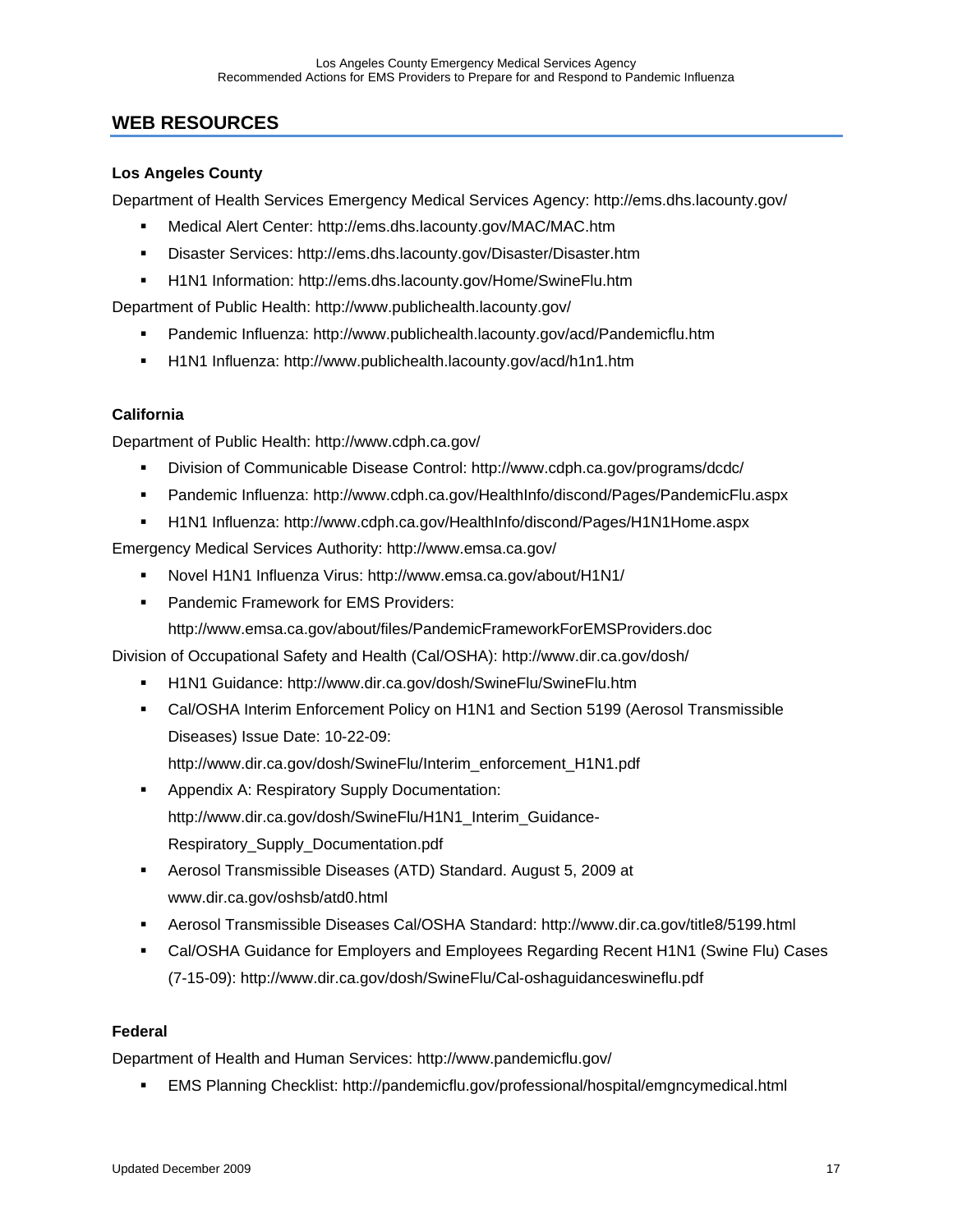## WEB RESOURCES

**Los Angeles County**

Department of Health Services Emergency Medical Services Agency: http://ems.dhs.lacounty.gov/

- Medical Alert Center: http://ems.dhs.lacounty.gov/MAC/MAC.htm
- Disaster Services: http://ems.dhs.lacounty.gov/Disaster/Disaster.htm
- H1N1 Information: http://ems.dhs.lacounty.gov/Home/SwineFlu.htm

Department of Public Health: http://www.publichealth.lacounty.gov/

- Pandemic Influenza: http://www.publichealth.lacounty.gov/acd/Pandemicflu.htm
- H1N1 Influenza: http://www.publichealth.lacounty.gov/acd/h1n1.htm

**California**

Department of Public Health: http://www.cdph.ca.gov/

- Division of Communicable Disease Control: http://www.cdph.ca.gov/programs/dcdc/
- Pandemic Influenza: http://www.cdph.ca.gov/HealthInfo/discond/Pages/PandemicFlu.aspx
- H1N1 Influenza: http://www.cdph.ca.gov/HealthInfo/discond/Pages/H1N1Home.aspx

Emergency Medical Services Authority: http://www.emsa.ca.gov/

- Novel H1N1 Influenza Virus: http://www.emsa.ca.gov/about/H1N1/
- Pandemic Framework for EMS Providers: http://www.emsa.ca.gov/about/files/PandemicFrameworkForEMSProviders.doc

Division of Occupational Safety and Health (Cal/OSHA): http://www.dir.ca.gov/dosh/

- H1N1 Guidance: http://www.dir.ca.gov/dosh/SwineFlu/SwineFlu.htm
- Cal/OSHA Interim Enforcement Policy on H1N1 and Section 5199 (Aerosol Transmissible Diseases) Issue Date: 10-22-09: http://www.dir.ca.gov/dosh/SwineFlu/Interim_enforcement_H1N1.pdf
- Appendix A: Respiratory Supply Documentation: http://www.dir.ca.gov/dosh/SwineFlu/H1N1_Interim_Guidance-Respiratory_Supply_Documentation.pdf
- Aerosol Transmissible Diseases (ATD) Standard. August 5, 2009 at www.dir.ca.gov/oshsb/atd0.html
- Aerosol Transmissible Diseases Cal/OSHA Standard: http://www.dir.ca.gov/title8/5199.html
- Cal/OSHA Guidance for Employers and Employees Regarding Recent H1N1 (Swine Flu) Cases (7-15-09): http://www.dir.ca.gov/dosh/SwineFlu/Cal-oshaguidanceswineflu.pdf

**Federal**

Department of Health and Human Services: http://www.pandemicflu.gov/

- EMS Planning Checklist: http://pandemicflu.gov/professional/hospital/emgncymedical.html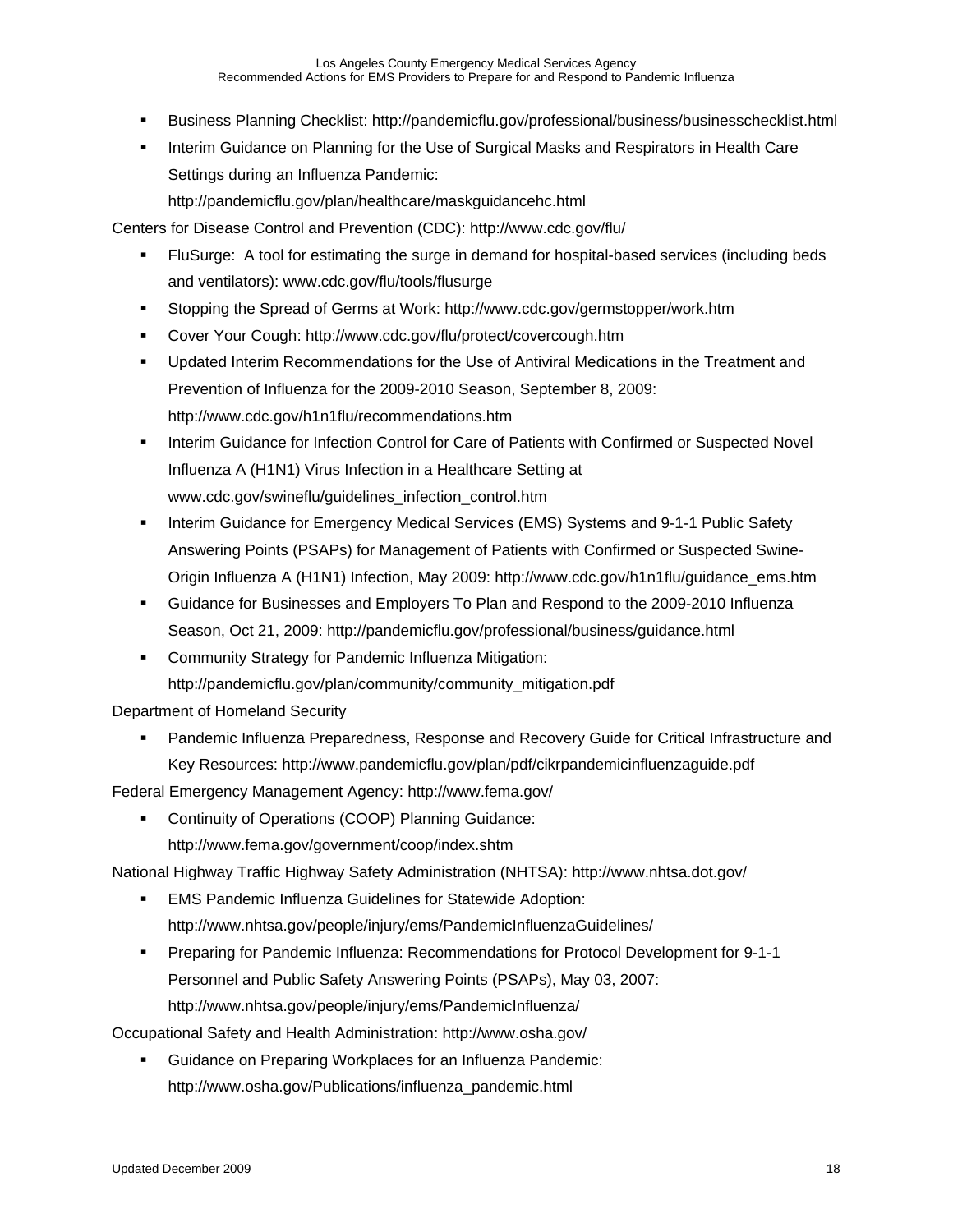- Business Planning Checklist: http://pandemicflu.gov/professional/business/businesschecklist.html
- Interim Guidance on Planning for the Use of Surgical Masks and Respirators in Health Care Settings during an Influenza Pandemic: http://pandemicflu.gov/plan/healthcare/maskguidancehc.html

Centers for Disease Control and Prevention (CDC): http://www.cdc.gov/flu/

- FluSurge: A tool for estimating the surge in demand for hospital-based services (including beds and ventilators): www.cdc.gov/flu/tools/flusurge
- Stopping the Spread of Germs at Work: http://www.cdc.gov/germstopper/work.htm
- Cover Your Cough: http://www.cdc.gov/flu/protect/covercough.htm
- Updated Interim Recommendations for the Use of Antiviral Medications in the Treatment and Prevention of Influenza for the 2009-2010 Season, September 8, 2009: http://www.cdc.gov/h1n1flu/recommendations.htm
- Interim Guidance for Infection Control for Care of Patients with Confirmed or Suspected Novel Influenza A (H1N1) Virus Infection in a Healthcare Setting at www.cdc.gov/swineflu/guidelines_infection_control.htm
- Interim Guidance for Emergency Medical Services (EMS) Systems and 9-1-1 Public Safety Answering Points (PSAPs) for Management of Patients with Confirmed or Suspected Swine-Origin Influenza A (H1N1) Infection, May 2009: http://www.cdc.gov/h1n1flu/guidance_ems.htm
- Guidance for Businesses and Employers To Plan and Respond to the 2009-2010 Influenza Season, Oct 21, 2009: http://pandemicflu.gov/professional/business/guidance.html
- Community Strategy for Pandemic Influenza Mitigation: http://pandemicflu.gov/plan/community/community_mitigation.pdf

Department of Homeland Security

- Pandemic Influenza Preparedness, Response and Recovery Guide for Critical Infrastructure and Key Resources: http://www.pandemicflu.gov/plan/pdf/cikrpandemicinfluenzaguide.pdf

Federal Emergency Management Agency: http://www.fema.gov/

- Continuity of Operations (COOP) Planning Guidance: http://www.fema.gov/government/coop/index.shtm

National Highway Traffic Highway Safety Administration (NHTSA): http://www.nhtsa.dot.gov/

- EMS Pandemic Influenza Guidelines for Statewide Adoption: http://www.nhtsa.gov/people/injury/ems/PandemicInfluenzaGuidelines/
- Preparing for Pandemic Influenza: Recommendations for Protocol Development for 9-1-1 Personnel and Public Safety Answering Points (PSAPs), May 03, 2007: http://www.nhtsa.gov/people/injury/ems/PandemicInfluenza/

Occupational Safety and Health Administration: http://www.osha.gov/

- Guidance on Preparing Workplaces for an Influenza Pandemic: http://www.osha.gov/Publications/influenza_pandemic.html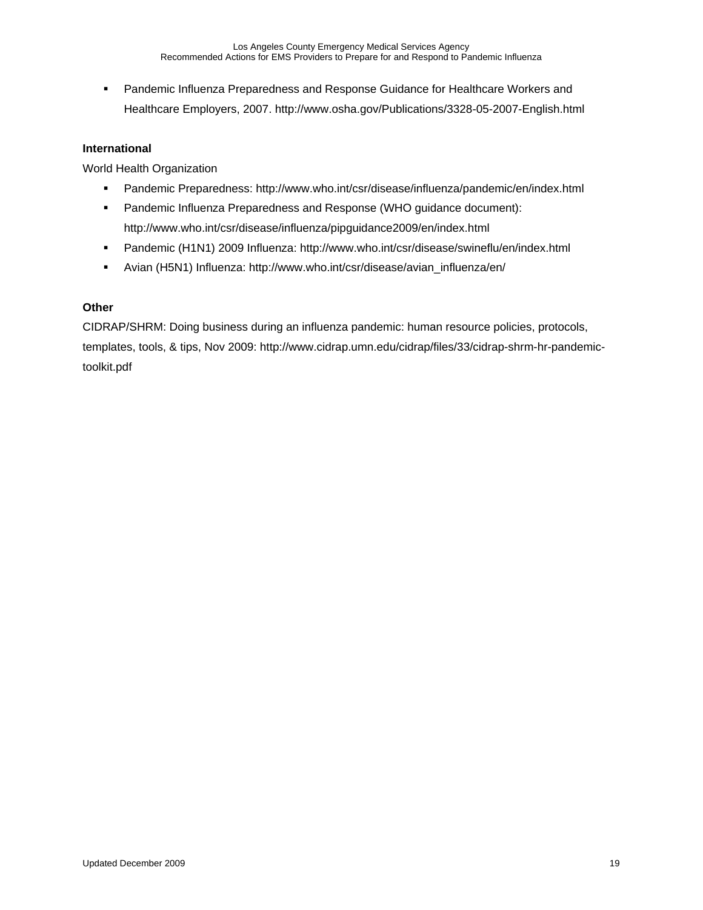- Pandemic Influenza Preparedness and Response Guidance for Healthcare Workers and Healthcare Employers, 2007. http://www.osha.gov/Publications/3328-05-2007-English.html

**International**

World Health Organization

- Pandemic Preparedness: http://www.who.int/csr/disease/influenza/pandemic/en/index.html
- Pandemic Influenza Preparedness and Response (WHO guidance document): http://www.who.int/csr/disease/influenza/pipguidance2009/en/index.html
- Pandemic (H1N1) 2009 Influenza: http://www.who.int/csr/disease/swineflu/en/index.html
- Avian (H5N1) Influenza: http://www.who.int/csr/disease/avian_influenza/en/

**Other**

CIDRAP/SHRM: Doing business during an influenza pandemic: human resource policies, protocols, templates, tools, & tips, Nov 2009: http://www.cidrap.umn.edu/cidrap/files/33/cidrap-shrm-hr-pandemic-toolkit.pdf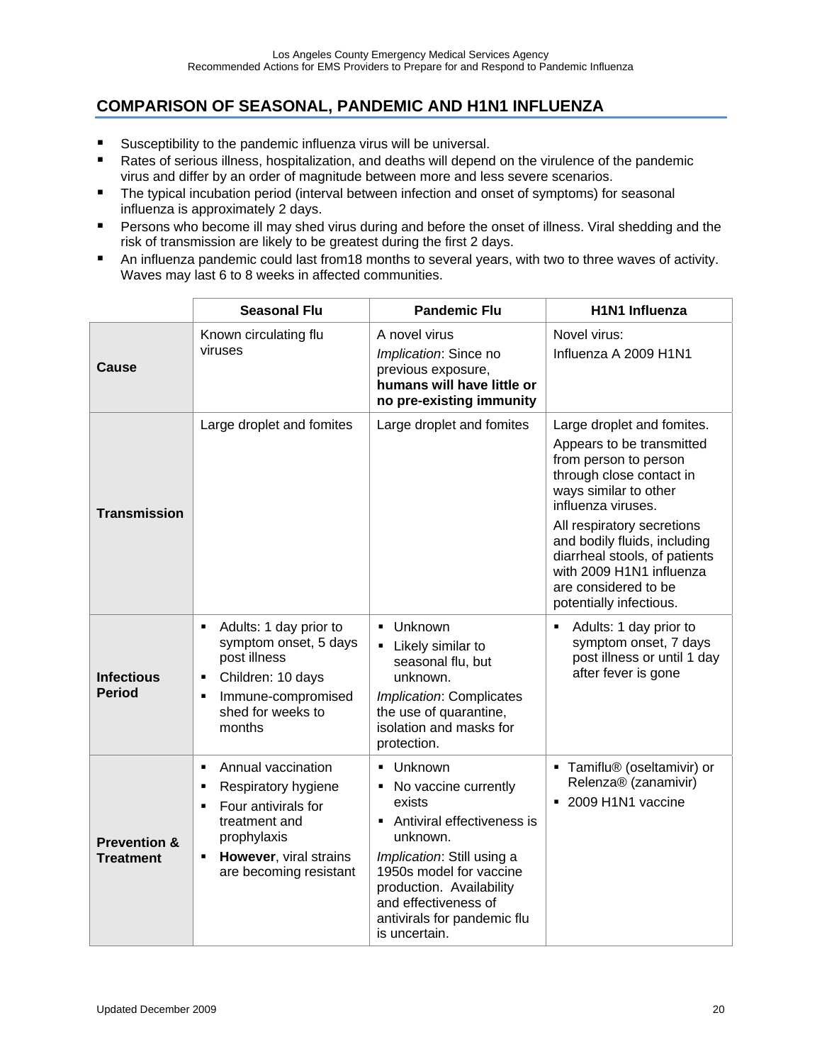## COMPARISON OF SEASONAL, PANDEMIC AND H1N1 INFLUENZA

- Susceptibility to the pandemic influenza virus will be universal.
- Rates of serious illness, hospitalization, and deaths will depend on the virulence of the pandemic virus and differ by an order of magnitude between more and less severe scenarios.
- The typical incubation period (interval between infection and onset of symptoms) for seasonal influenza is approximately 2 days.
- Persons who become ill may shed virus during and before the onset of illness. Viral shedding and the risk of transmission are likely to be greatest during the first 2 days.
- An influenza pandemic could last from18 months to several years, with two to three waves of activity. Waves may last 6 to 8 weeks in affected communities.

| | Seasonal Flu | Pandemic Flu | H1N1 Influenza |
|---|---|---|---|
| **Cause** | Known circulating flu viruses | A novel virus<br>*Implication*: Since no previous exposure, **humans will have little or no pre-existing immunity** | Novel virus:<br>Influenza A 2009 H1N1 |
| **Transmission** | Large droplet and fomites | Large droplet and fomites | Large droplet and fomites.<br>Appears to be transmitted from person to person through close contact in ways similar to other influenza viruses.<br>All respiratory secretions and bodily fluids, including diarrheal stools, of patients with 2009 H1N1 influenza are considered to be potentially infectious. |
| **Infectious Period** | ▪ Adults: 1 day prior to symptom onset, 5 days post illness<br>▪ Children: 10 days<br>▪ Immune-compromised shed for weeks to months | ▪ Unknown<br>▪ Likely similar to seasonal flu, but unknown.<br>*Implication*: Complicates the use of quarantine, isolation and masks for protection. | ▪ Adults: 1 day prior to symptom onset, 7 days post illness or until 1 day after fever is gone |
| **Prevention & Treatment** | ▪ Annual vaccination<br>▪ Respiratory hygiene<br>▪ Four antivirals for treatment and prophylaxis<br>▪ **However**, viral strains are becoming resistant | ▪ Unknown<br>▪ No vaccine currently exists<br>▪ Antiviral effectiveness is unknown.<br>*Implication*: Still using a 1950s model for vaccine production. Availability and effectiveness of antivirals for pandemic flu is uncertain. | ▪ Tamiflu® (oseltamivir) or Relenza® (zanamivir)<br>▪ 2009 H1N1 vaccine |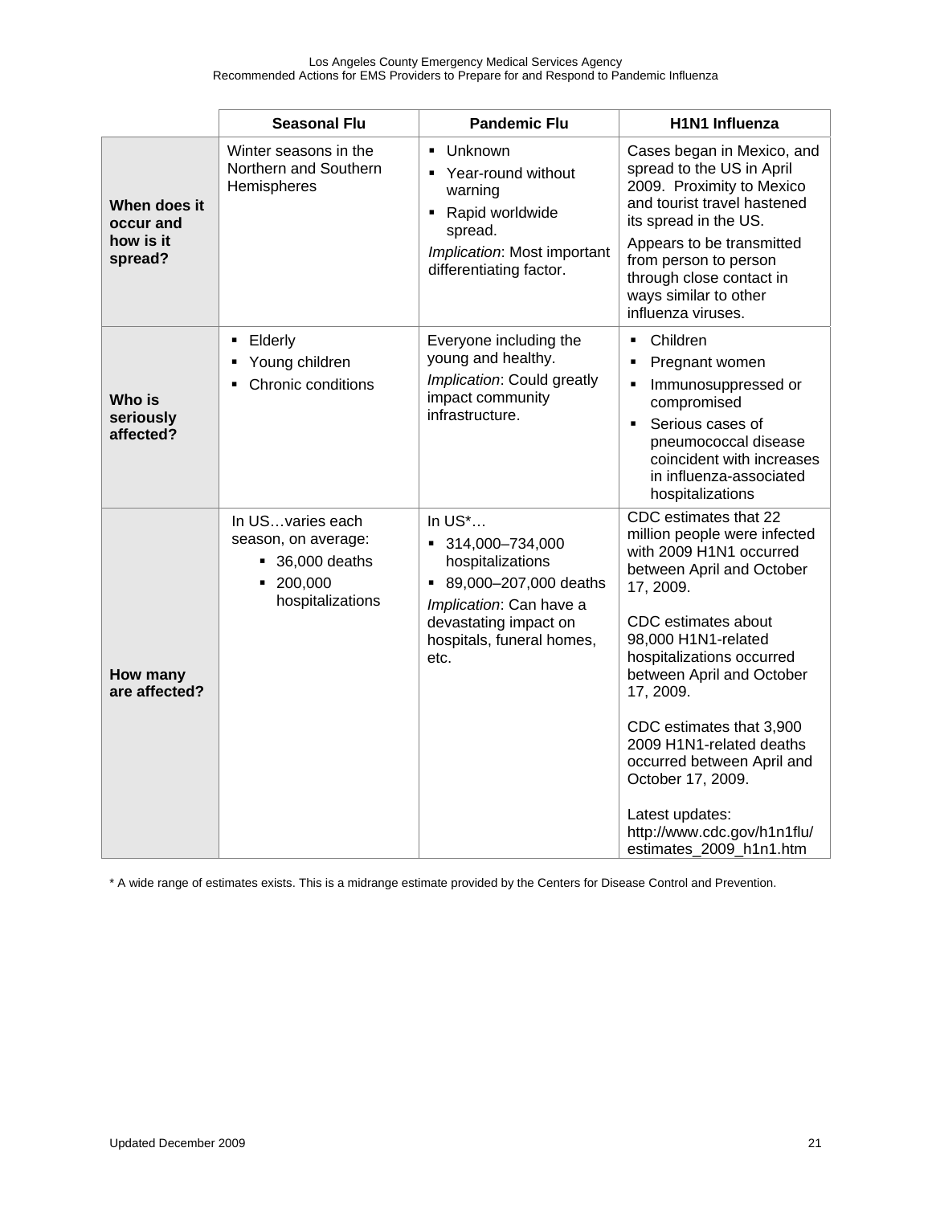| | Seasonal Flu | Pandemic Flu | H1N1 Influenza |
|---|---|---|---|
| **When does it occur and how is it spread?** | Winter seasons in the Northern and Southern Hemispheres | ▪ Unknown<br>▪ Year-round without warning<br>▪ Rapid worldwide spread.<br>*Implication*: Most important differentiating factor. | Cases began in Mexico, and spread to the US in April 2009. Proximity to Mexico and tourist travel hastened its spread in the US.<br>Appears to be transmitted from person to person through close contact in ways similar to other influenza viruses. |
| **Who is seriously affected?** | ▪ Elderly<br>▪ Young children<br>▪ Chronic conditions | Everyone including the young and healthy.<br>*Implication*: Could greatly impact community infrastructure. | ▪ Children<br>▪ Pregnant women<br>▪ Immunosuppressed or compromised<br>▪ Serious cases of pneumococcal disease coincident with increases in influenza-associated hospitalizations |
| **How many are affected?** | In US…varies each season, on average:<br>▪ 36,000 deaths<br>▪ 200,000 hospitalizations | In US*…<br>▪ 314,000–734,000 hospitalizations<br>▪ 89,000–207,000 deaths<br>*Implication*: Can have a devastating impact on hospitals, funeral homes, etc. | CDC estimates that 22 million people were infected with 2009 H1N1 occurred between April and October 17, 2009.<br><br>CDC estimates about 98,000 H1N1-related hospitalizations occurred between April and October 17, 2009.<br><br>CDC estimates that 3,900 2009 H1N1-related deaths occurred between April and October 17, 2009.<br><br>Latest updates: http://www.cdc.gov/h1n1flu/estimates_2009_h1n1.htm |

* A wide range of estimates exists. This is a midrange estimate provided by the Centers for Disease Control and Prevention.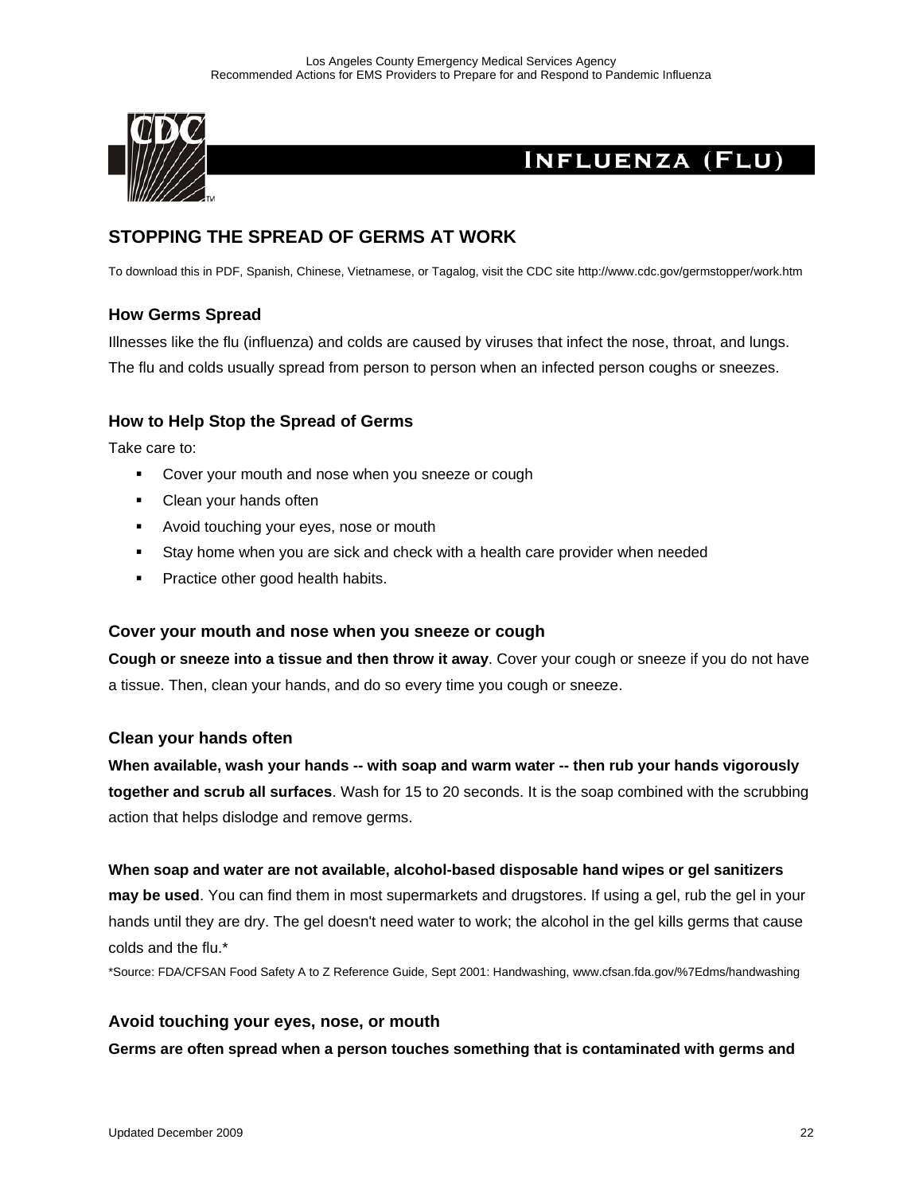# Influenza (Flu)

## STOPPING THE SPREAD OF GERMS AT WORK

To download this in PDF, Spanish, Chinese, Vietnamese, or Tagalog, visit the CDC site http://www.cdc.gov/germstopper/work.htm

### How Germs Spread

Illnesses like the flu (influenza) and colds are caused by viruses that infect the nose, throat, and lungs. The flu and colds usually spread from person to person when an infected person coughs or sneezes.

### How to Help Stop the Spread of Germs

Take care to:

- Cover your mouth and nose when you sneeze or cough
- Clean your hands often
- Avoid touching your eyes, nose or mouth
- Stay home when you are sick and check with a health care provider when needed
- Practice other good health habits.

### Cover your mouth and nose when you sneeze or cough

**Cough or sneeze into a tissue and then throw it away**. Cover your cough or sneeze if you do not have a tissue. Then, clean your hands, and do so every time you cough or sneeze.

### Clean your hands often

**When available, wash your hands -- with soap and warm water -- then rub your hands vigorously together and scrub all surfaces**. Wash for 15 to 20 seconds. It is the soap combined with the scrubbing action that helps dislodge and remove germs.

**When soap and water are not available, alcohol-based disposable hand wipes or gel sanitizers may be used**. You can find them in most supermarkets and drugstores. If using a gel, rub the gel in your hands until they are dry. The gel doesn't need water to work; the alcohol in the gel kills germs that cause colds and the flu.*

*Source: FDA/CFSAN Food Safety A to Z Reference Guide, Sept 2001: Handwashing, www.cfsan.fda.gov/%7Edms/handwashing

### Avoid touching your eyes, nose, or mouth

**Germs are often spread when a person touches something that is contaminated with germs and**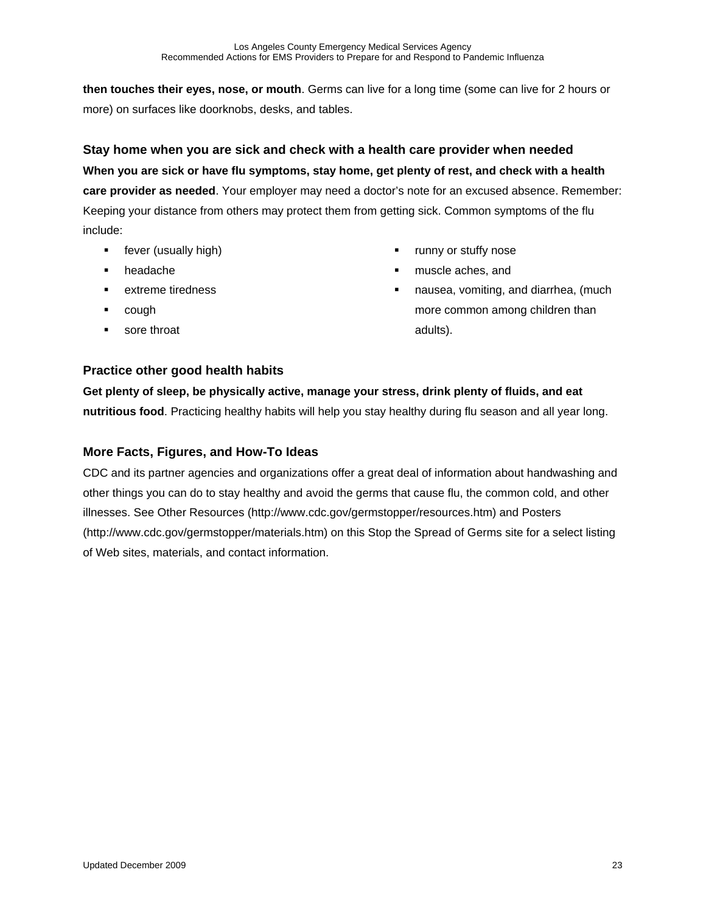**then touches their eyes, nose, or mouth**. Germs can live for a long time (some can live for 2 hours or more) on surfaces like doorknobs, desks, and tables.

### Stay home when you are sick and check with a health care provider when needed

**When you are sick or have flu symptoms, stay home, get plenty of rest, and check with a health care provider as needed**. Your employer may need a doctor's note for an excused absence. Remember: Keeping your distance from others may protect them from getting sick. Common symptoms of the flu include:

- fever (usually high)
- headache
- extreme tiredness
- cough
- sore throat
- runny or stuffy nose
- muscle aches, and
- nausea, vomiting, and diarrhea, (much more common among children than adults).

### Practice other good health habits

**Get plenty of sleep, be physically active, manage your stress, drink plenty of fluids, and eat nutritious food**. Practicing healthy habits will help you stay healthy during flu season and all year long.

### More Facts, Figures, and How-To Ideas

CDC and its partner agencies and organizations offer a great deal of information about handwashing and other things you can do to stay healthy and avoid the germs that cause flu, the common cold, and other illnesses. See Other Resources (http://www.cdc.gov/germstopper/resources.htm) and Posters (http://www.cdc.gov/germstopper/materials.htm) on this Stop the Spread of Germs site for a select listing of Web sites, materials, and contact information.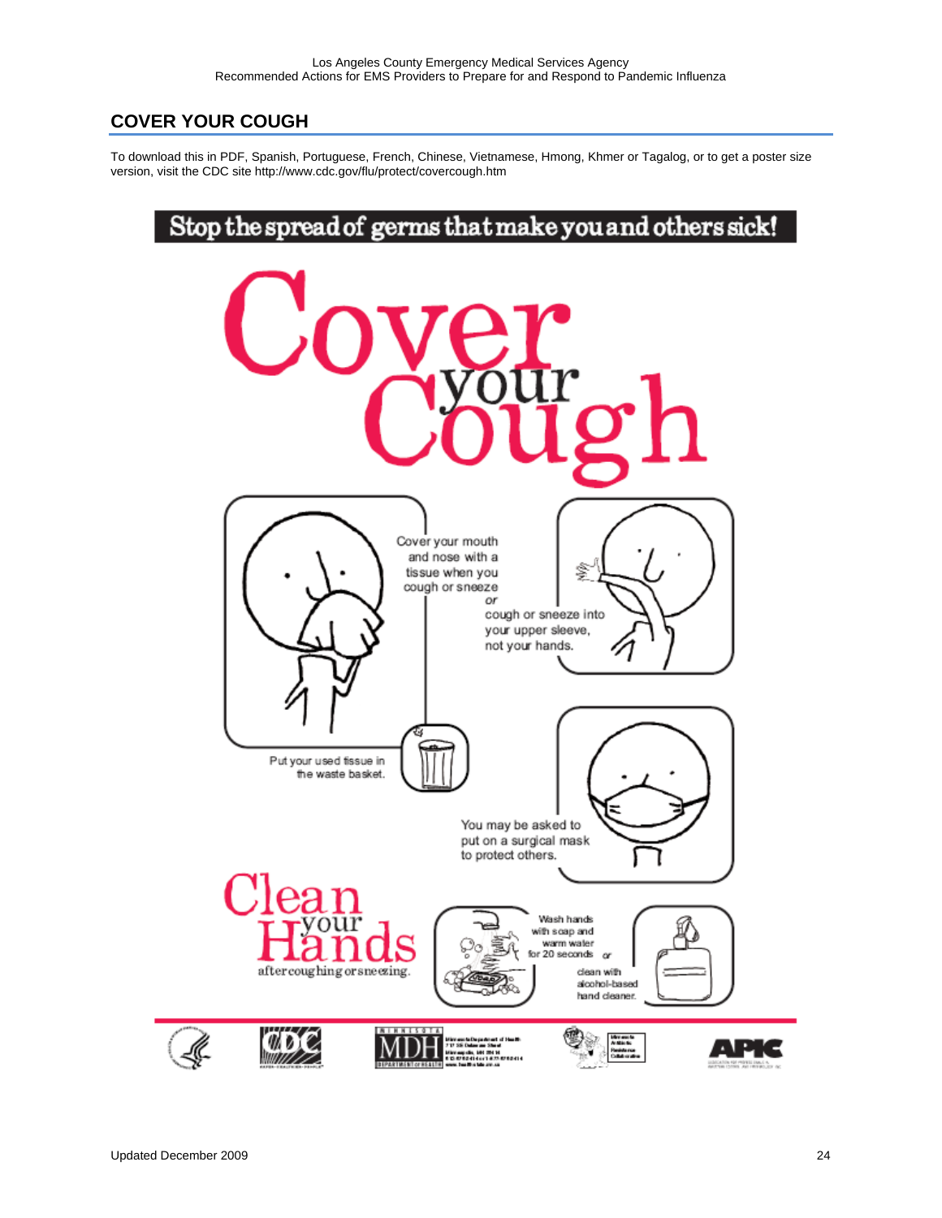## COVER YOUR COUGH

To download this in PDF, Spanish, Portuguese, French, Chinese, Vietnamese, Hmong, Khmer or Tagalog, or to get a poster size version, visit the CDC site http://www.cdc.gov/flu/protect/covercough.htm

**Stop the spread of germs that make you and others sick!**

# Cover your Cough

Cover your mouth and nose with a tissue when you cough or sneeze

*or*

cough or sneeze into your upper sleeve, not your hands.

Put your used tissue in the waste basket.

You may be asked to put on a surgical mask to protect others.

# Clean your Hands

after coughing or sneezing.

Wash hands with soap and warm water for 20 seconds *or*

clean with alcohol-based hand cleaner.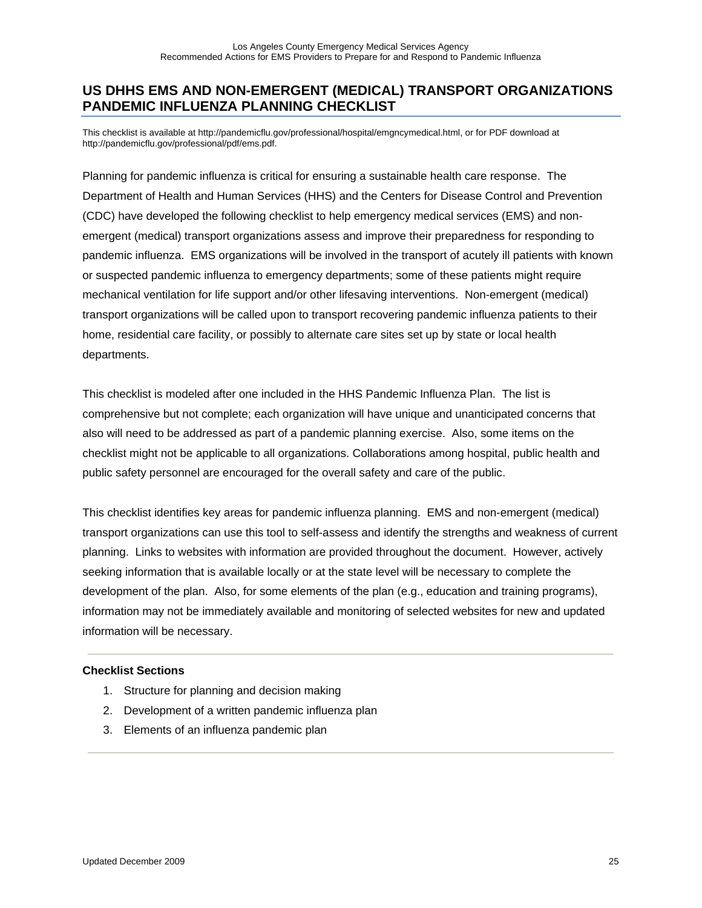## US DHHS EMS AND NON-EMERGENT (MEDICAL) TRANSPORT ORGANIZATIONS PANDEMIC INFLUENZA PLANNING CHECKLIST

This checklist is available at http://pandemicflu.gov/professional/hospital/emgncymedical.html, or for PDF download at http://pandemicflu.gov/professional/pdf/ems.pdf.

Planning for pandemic influenza is critical for ensuring a sustainable health care response. The Department of Health and Human Services (HHS) and the Centers for Disease Control and Prevention (CDC) have developed the following checklist to help emergency medical services (EMS) and non-emergent (medical) transport organizations assess and improve their preparedness for responding to pandemic influenza. EMS organizations will be involved in the transport of acutely ill patients with known or suspected pandemic influenza to emergency departments; some of these patients might require mechanical ventilation for life support and/or other lifesaving interventions. Non-emergent (medical) transport organizations will be called upon to transport recovering pandemic influenza patients to their home, residential care facility, or possibly to alternate care sites set up by state or local health departments.

This checklist is modeled after one included in the HHS Pandemic Influenza Plan. The list is comprehensive but not complete; each organization will have unique and unanticipated concerns that also will need to be addressed as part of a pandemic planning exercise. Also, some items on the checklist might not be applicable to all organizations. Collaborations among hospital, public health and public safety personnel are encouraged for the overall safety and care of the public.

This checklist identifies key areas for pandemic influenza planning. EMS and non-emergent (medical) transport organizations can use this tool to self-assess and identify the strengths and weakness of current planning. Links to websites with information are provided throughout the document. However, actively seeking information that is available locally or at the state level will be necessary to complete the development of the plan. Also, for some elements of the plan (e.g., education and training programs), information may not be immediately available and monitoring of selected websites for new and updated information will be necessary.

---

**Checklist Sections**

1. Structure for planning and decision making
2. Development of a written pandemic influenza plan
3. Elements of an influenza pandemic plan

---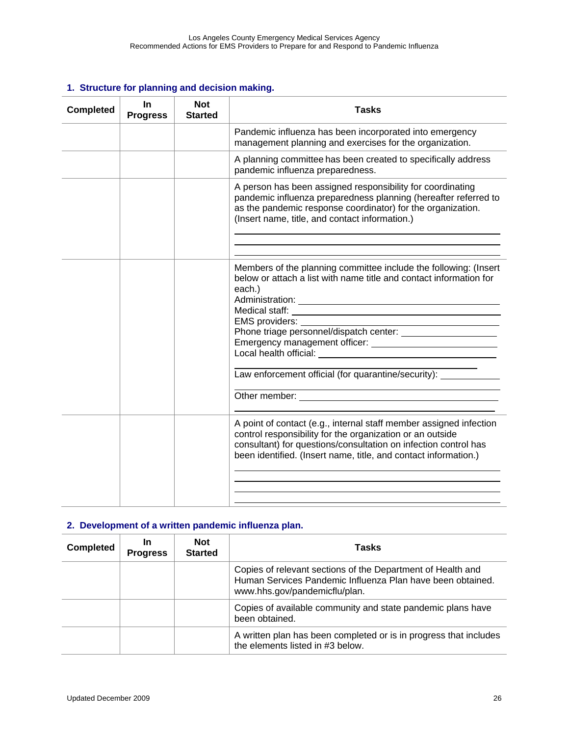### 1. Structure for planning and decision making.

| Completed | In Progress | Not Started | Tasks |
|---|---|---|---|
| | | | Pandemic influenza has been incorporated into emergency management planning and exercises for the organization. |
| | | | A planning committee has been created to specifically address pandemic influenza preparedness. |
| | | | A person has been assigned responsibility for coordinating pandemic influenza preparedness planning (hereafter referred to as the pandemic response coordinator) for the organization. (Insert name, title, and contact information.) ______________________ ______________________ ______________________ |
| | | | Members of the planning committee include the following: (Insert below or attach a list with name title and contact information for each.)<br>Administration: ______________________<br>Medical staff: ______________________<br>EMS providers: ______________________<br>Phone triage personnel/dispatch center: ______________________<br>Emergency management officer: ______________________<br>Local health official: ______________________<br>______________________<br>Law enforcement official (for quarantine/security): ______________________<br>______________________<br>Other member: ______________________<br>______________________ |
| | | | A point of contact (e.g., internal staff member assigned infection control responsibility for the organization or an outside consultant) for questions/consultation on infection control has been identified. (Insert name, title, and contact information.) ______________________ ______________________ ______________________ ______________________ |

### 2. Development of a written pandemic influenza plan.

| Completed | In Progress | Not Started | Tasks |
|---|---|---|---|
| | | | Copies of relevant sections of the Department of Health and Human Services Pandemic Influenza Plan have been obtained. www.hhs.gov/pandemicflu/plan. |
| | | | Copies of available community and state pandemic plans have been obtained. |
| | | | A written plan has been completed or is in progress that includes the elements listed in #3 below. |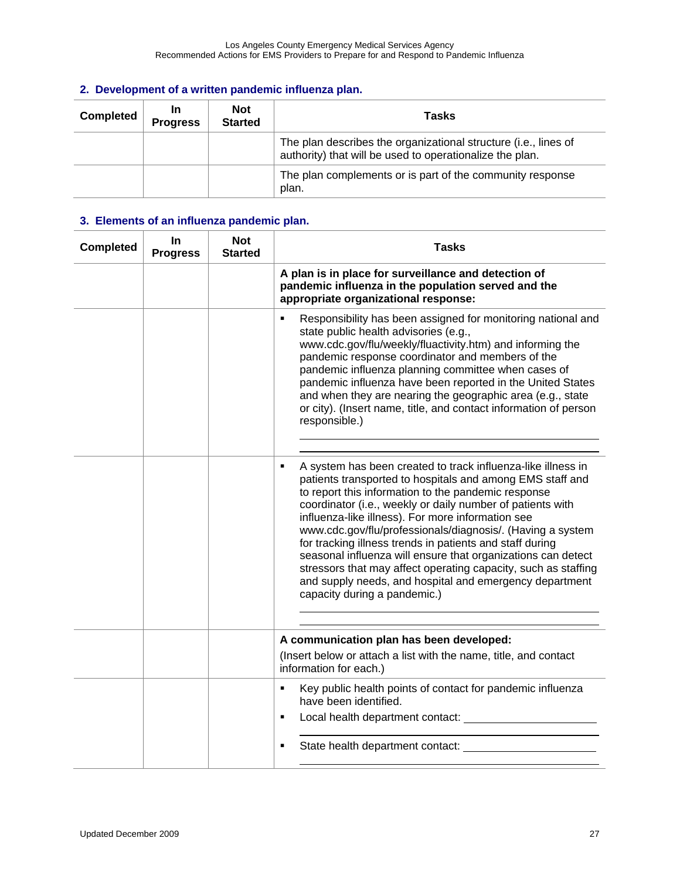## 2. Development of a written pandemic influenza plan.

| Completed | In Progress | Not Started | Tasks |
|---|---|---|---|
| | | | The plan describes the organizational structure (i.e., lines of authority) that will be used to operationalize the plan. |
| | | | The plan complements or is part of the community response plan. |

## 3. Elements of an influenza pandemic plan.

| Completed | In Progress | Not Started | Tasks |
|---|---|---|---|
| | | | **A plan is in place for surveillance and detection of pandemic influenza in the population served and the appropriate organizational response:** |
| | | | ▪ Responsibility has been assigned for monitoring national and state public health advisories (e.g., www.cdc.gov/flu/weekly/fluactivity.htm) and informing the pandemic response coordinator and members of the pandemic influenza planning committee when cases of pandemic influenza have been reported in the United States and when they are nearing the geographic area (e.g., state or city). (Insert name, title, and contact information of person responsible.) ______________________ ______________________ |
| | | | ▪ A system has been created to track influenza-like illness in patients transported to hospitals and among EMS staff and to report this information to the pandemic response coordinator (i.e., weekly or daily number of patients with influenza-like illness). For more information see www.cdc.gov/flu/professionals/diagnosis/. (Having a system for tracking illness trends in patients and staff during seasonal influenza will ensure that organizations can detect stressors that may affect operating capacity, such as staffing and supply needs, and hospital and emergency department capacity during a pandemic.) ______________________ ______________________ |
| | | | **A communication plan has been developed:** (Insert below or attach a list with the name, title, and contact information for each.) |
| | | | ▪ Key public health points of contact for pandemic influenza have been identified. ▪ Local health department contact: ______________________ ______________________ ▪ State health department contact: ______________________ ______________________ |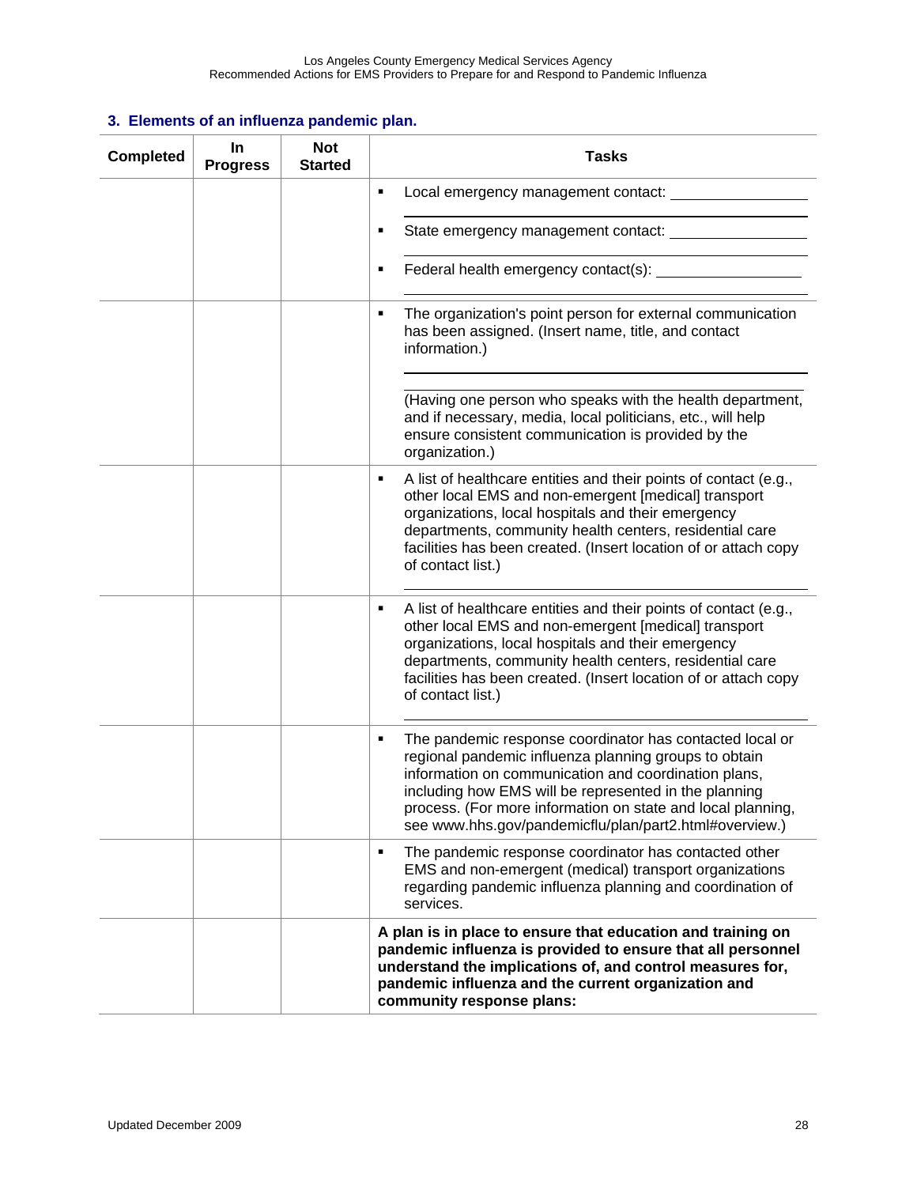### 3. Elements of an influenza pandemic plan.

| Completed | In Progress | Not Started | Tasks |
|---|---|---|---|
| | | | ▪ Local emergency management contact: ________________ ▪ State emergency management contact: ________________ ▪ Federal health emergency contact(s): ________________ |
| | | | ▪ The organization's point person for external communication has been assigned. (Insert name, title, and contact information.) ________________ (Having one person who speaks with the health department, and if necessary, media, local politicians, etc., will help ensure consistent communication is provided by the organization.) |
| | | | ▪ A list of healthcare entities and their points of contact (e.g., other local EMS and non-emergent [medical] transport organizations, local hospitals and their emergency departments, community health centers, residential care facilities has been created. (Insert location of or attach copy of contact list.) ________________ |
| | | | ▪ A list of healthcare entities and their points of contact (e.g., other local EMS and non-emergent [medical] transport organizations, local hospitals and their emergency departments, community health centers, residential care facilities has been created. (Insert location of or attach copy of contact list.) ________________ |
| | | | ▪ The pandemic response coordinator has contacted local or regional pandemic influenza planning groups to obtain information on communication and coordination plans, including how EMS will be represented in the planning process. (For more information on state and local planning, see www.hhs.gov/pandemicflu/plan/part2.html#overview.) |
| | | | ▪ The pandemic response coordinator has contacted other EMS and non-emergent (medical) transport organizations regarding pandemic influenza planning and coordination of services. |
| | | | **A plan is in place to ensure that education and training on pandemic influenza is provided to ensure that all personnel understand the implications of, and control measures for, pandemic influenza and the current organization and community response plans:** |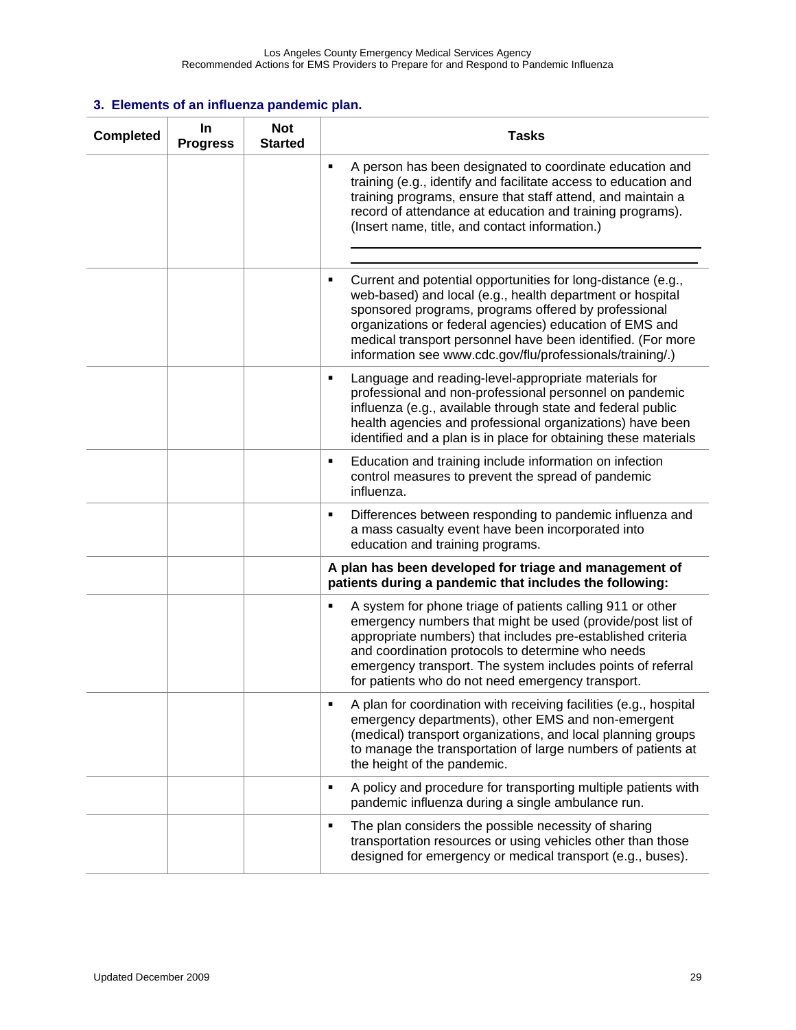### 3. Elements of an influenza pandemic plan.

| Completed | In Progress | Not Started | Tasks |
|---|---|---|---|
| | | | ▪ A person has been designated to coordinate education and training (e.g., identify and facilitate access to education and training programs, ensure that staff attend, and maintain a record of attendance at education and training programs). (Insert name, title, and contact information.) ______________________________ ______________________________ |
| | | | ▪ Current and potential opportunities for long-distance (e.g., web-based) and local (e.g., health department or hospital sponsored programs, programs offered by professional organizations or federal agencies) education of EMS and medical transport personnel have been identified. (For more information see www.cdc.gov/flu/professionals/training/.) |
| | | | ▪ Language and reading-level-appropriate materials for professional and non-professional personnel on pandemic influenza (e.g., available through state and federal public health agencies and professional organizations) have been identified and a plan is in place for obtaining these materials |
| | | | ▪ Education and training include information on infection control measures to prevent the spread of pandemic influenza. |
| | | | ▪ Differences between responding to pandemic influenza and a mass casualty event have been incorporated into education and training programs. |
| | | | **A plan has been developed for triage and management of patients during a pandemic that includes the following:** |
| | | | ▪ A system for phone triage of patients calling 911 or other emergency numbers that might be used (provide/post list of appropriate numbers) that includes pre-established criteria and coordination protocols to determine who needs emergency transport. The system includes points of referral for patients who do not need emergency transport. |
| | | | ▪ A plan for coordination with receiving facilities (e.g., hospital emergency departments), other EMS and non-emergent (medical) transport organizations, and local planning groups to manage the transportation of large numbers of patients at the height of the pandemic. |
| | | | ▪ A policy and procedure for transporting multiple patients with pandemic influenza during a single ambulance run. |
| | | | ▪ The plan considers the possible necessity of sharing transportation resources or using vehicles other than those designed for emergency or medical transport (e.g., buses). |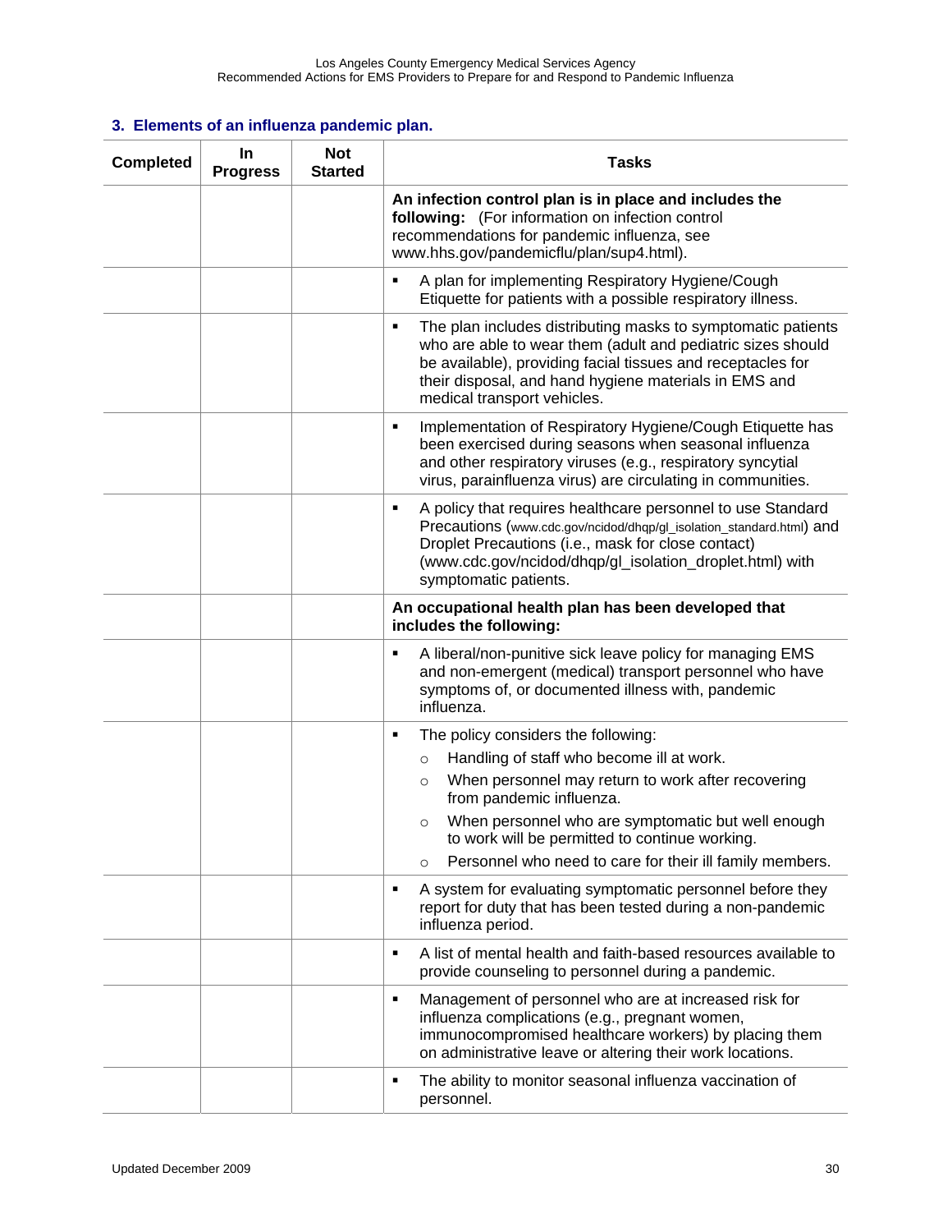## 3. Elements of an influenza pandemic plan.

| Completed | In Progress | Not Started | Tasks |
|---|---|---|---|
| | | | **An infection control plan is in place and includes the following:** (For information on infection control recommendations for pandemic influenza, see www.hhs.gov/pandemicflu/plan/sup4.html). |
| | | | ▪ A plan for implementing Respiratory Hygiene/Cough Etiquette for patients with a possible respiratory illness. |
| | | | ▪ The plan includes distributing masks to symptomatic patients who are able to wear them (adult and pediatric sizes should be available), providing facial tissues and receptacles for their disposal, and hand hygiene materials in EMS and medical transport vehicles. |
| | | | ▪ Implementation of Respiratory Hygiene/Cough Etiquette has been exercised during seasons when seasonal influenza and other respiratory viruses (e.g., respiratory syncytial virus, parainfluenza virus) are circulating in communities. |
| | | | ▪ A policy that requires healthcare personnel to use Standard Precautions (www.cdc.gov/ncidod/dhqp/gl_isolation_standard.html) and Droplet Precautions (i.e., mask for close contact) (www.cdc.gov/ncidod/dhqp/gl_isolation_droplet.html) with symptomatic patients. |
| | | | **An occupational health plan has been developed that includes the following:** |
| | | | ▪ A liberal/non-punitive sick leave policy for managing EMS and non-emergent (medical) transport personnel who have symptoms of, or documented illness with, pandemic influenza. |
| | | | ▪ The policy considers the following:<br>○ Handling of staff who become ill at work.<br>○ When personnel may return to work after recovering from pandemic influenza.<br>○ When personnel who are symptomatic but well enough to work will be permitted to continue working.<br>○ Personnel who need to care for their ill family members. |
| | | | ▪ A system for evaluating symptomatic personnel before they report for duty that has been tested during a non-pandemic influenza period. |
| | | | ▪ A list of mental health and faith-based resources available to provide counseling to personnel during a pandemic. |
| | | | ▪ Management of personnel who are at increased risk for influenza complications (e.g., pregnant women, immunocompromised healthcare workers) by placing them on administrative leave or altering their work locations. |
| | | | ▪ The ability to monitor seasonal influenza vaccination of personnel. |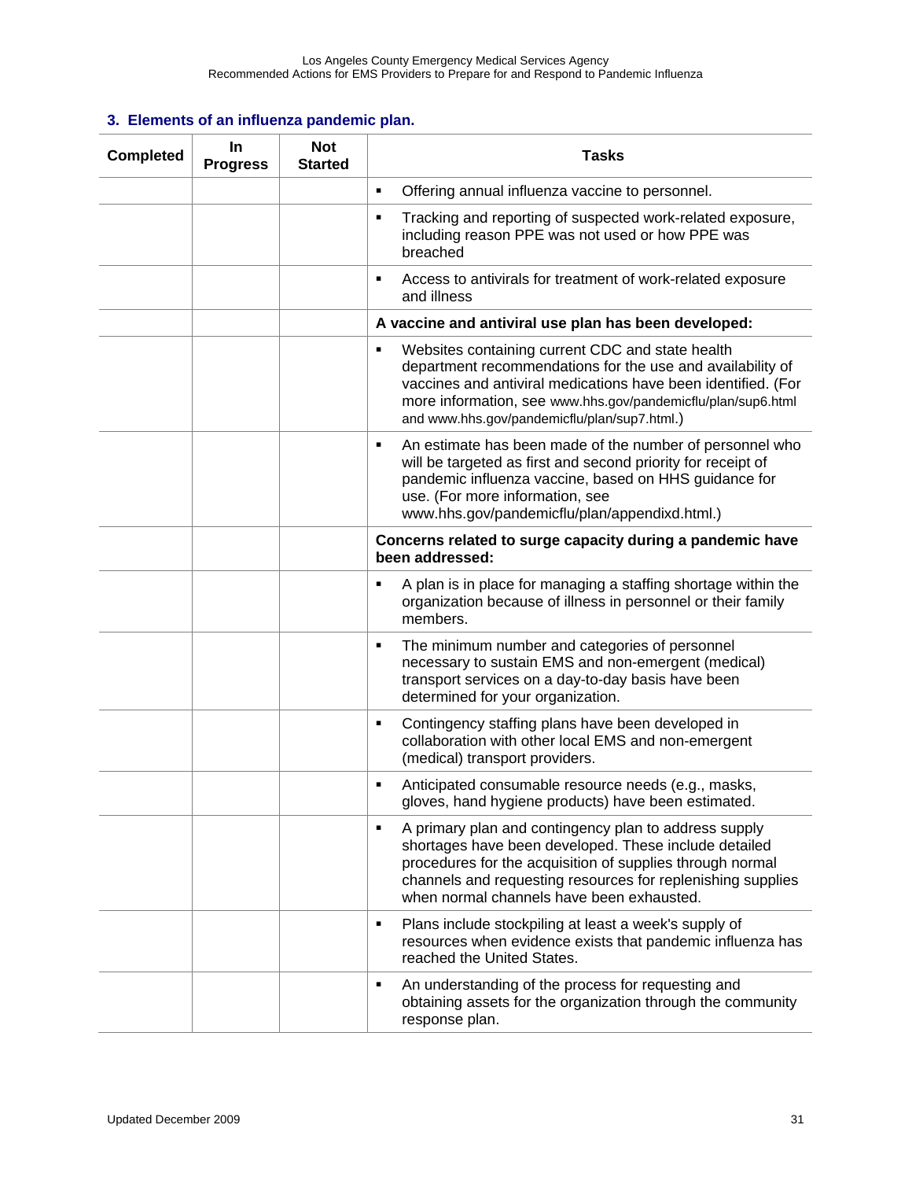### 3. Elements of an influenza pandemic plan.

| Completed | In Progress | Not Started | Tasks |
|---|---|---|---|
| | | | ▪ Offering annual influenza vaccine to personnel. |
| | | | ▪ Tracking and reporting of suspected work-related exposure, including reason PPE was not used or how PPE was breached |
| | | | ▪ Access to antivirals for treatment of work-related exposure and illness |
| | | | **A vaccine and antiviral use plan has been developed:** |
| | | | ▪ Websites containing current CDC and state health department recommendations for the use and availability of vaccines and antiviral medications have been identified. (For more information, see www.hhs.gov/pandemicflu/plan/sup6.html and www.hhs.gov/pandemicflu/plan/sup7.html.) |
| | | | ▪ An estimate has been made of the number of personnel who will be targeted as first and second priority for receipt of pandemic influenza vaccine, based on HHS guidance for use. (For more information, see www.hhs.gov/pandemicflu/plan/appendixd.html.) |
| | | | **Concerns related to surge capacity during a pandemic have been addressed:** |
| | | | ▪ A plan is in place for managing a staffing shortage within the organization because of illness in personnel or their family members. |
| | | | ▪ The minimum number and categories of personnel necessary to sustain EMS and non-emergent (medical) transport services on a day-to-day basis have been determined for your organization. |
| | | | ▪ Contingency staffing plans have been developed in collaboration with other local EMS and non-emergent (medical) transport providers. |
| | | | ▪ Anticipated consumable resource needs (e.g., masks, gloves, hand hygiene products) have been estimated. |
| | | | ▪ A primary plan and contingency plan to address supply shortages have been developed. These include detailed procedures for the acquisition of supplies through normal channels and requesting resources for replenishing supplies when normal channels have been exhausted. |
| | | | ▪ Plans include stockpiling at least a week's supply of resources when evidence exists that pandemic influenza has reached the United States. |
| | | | ▪ An understanding of the process for requesting and obtaining assets for the organization through the community response plan. |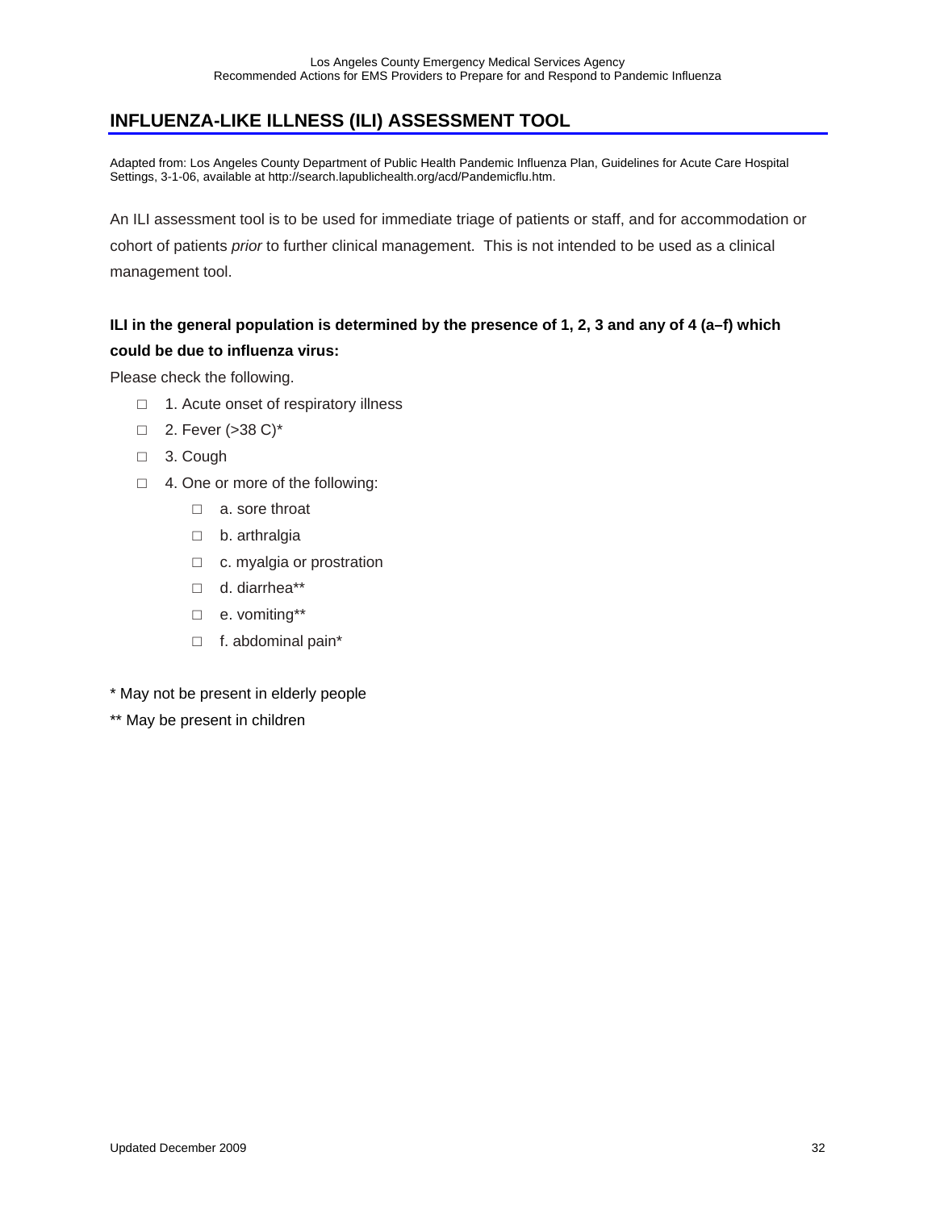## INFLUENZA-LIKE ILLNESS (ILI) ASSESSMENT TOOL

Adapted from: Los Angeles County Department of Public Health Pandemic Influenza Plan, Guidelines for Acute Care Hospital Settings, 3-1-06, available at http://search.lapublichealth.org/acd/Pandemicflu.htm.

An ILI assessment tool is to be used for immediate triage of patients or staff, and for accommodation or cohort of patients *prior* to further clinical management. This is not intended to be used as a clinical management tool.

**ILI in the general population is determined by the presence of 1, 2, 3 and any of 4 (a–f) which could be due to influenza virus:**

Please check the following.

- □ 1. Acute onset of respiratory illness
- □ 2. Fever (>38 C)*
- □ 3. Cough
- □ 4. One or more of the following:
    - □ a. sore throat
    - □ b. arthralgia
    - □ c. myalgia or prostration
    - □ d. diarrhea**
    - □ e. vomiting**
    - □ f. abdominal pain*

\* May not be present in elderly people

** May be present in children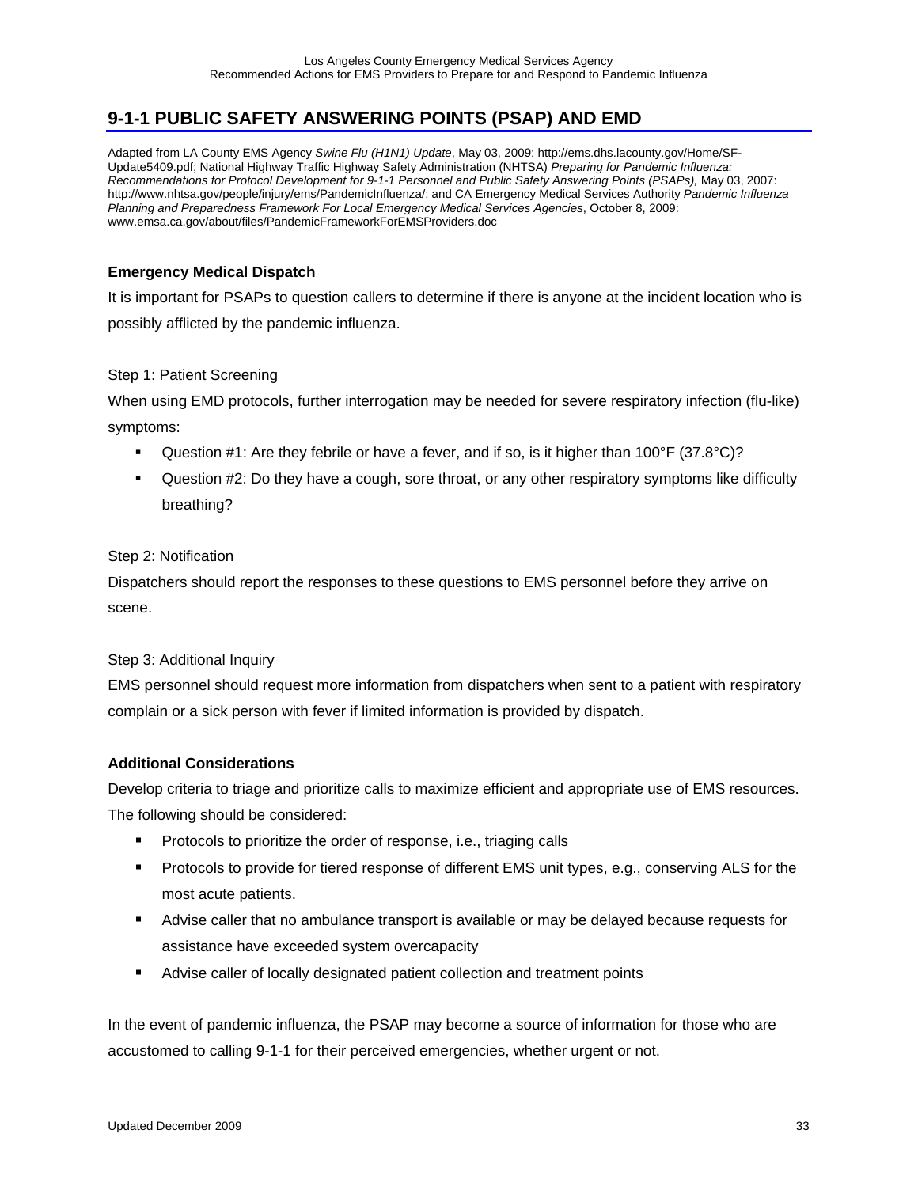## 9-1-1 PUBLIC SAFETY ANSWERING POINTS (PSAP) AND EMD

Adapted from LA County EMS Agency *Swine Flu (H1N1) Update*, May 03, 2009: http://ems.dhs.lacounty.gov/Home/SF-Update5409.pdf; National Highway Traffic Highway Safety Administration (NHTSA) *Preparing for Pandemic Influenza: Recommendations for Protocol Development for 9-1-1 Personnel and Public Safety Answering Points (PSAPs),* May 03, 2007: http://www.nhtsa.gov/people/injury/ems/PandemicInfluenza/; and CA Emergency Medical Services Authority *Pandemic Influenza Planning and Preparedness Framework For Local Emergency Medical Services Agencies*, October 8, 2009: www.emsa.ca.gov/about/files/PandemicFrameworkForEMSProviders.doc

**Emergency Medical Dispatch**

It is important for PSAPs to question callers to determine if there is anyone at the incident location who is possibly afflicted by the pandemic influenza.

Step 1: Patient Screening

When using EMD protocols, further interrogation may be needed for severe respiratory infection (flu-like) symptoms:

- Question #1: Are they febrile or have a fever, and if so, is it higher than 100°F (37.8°C)?
- Question #2: Do they have a cough, sore throat, or any other respiratory symptoms like difficulty breathing?

Step 2: Notification

Dispatchers should report the responses to these questions to EMS personnel before they arrive on scene.

Step 3: Additional Inquiry

EMS personnel should request more information from dispatchers when sent to a patient with respiratory complain or a sick person with fever if limited information is provided by dispatch.

**Additional Considerations**

Develop criteria to triage and prioritize calls to maximize efficient and appropriate use of EMS resources. The following should be considered:

- Protocols to prioritize the order of response, i.e., triaging calls
- Protocols to provide for tiered response of different EMS unit types, e.g., conserving ALS for the most acute patients.
- Advise caller that no ambulance transport is available or may be delayed because requests for assistance have exceeded system overcapacity
- Advise caller of locally designated patient collection and treatment points

In the event of pandemic influenza, the PSAP may become a source of information for those who are accustomed to calling 9-1-1 for their perceived emergencies, whether urgent or not.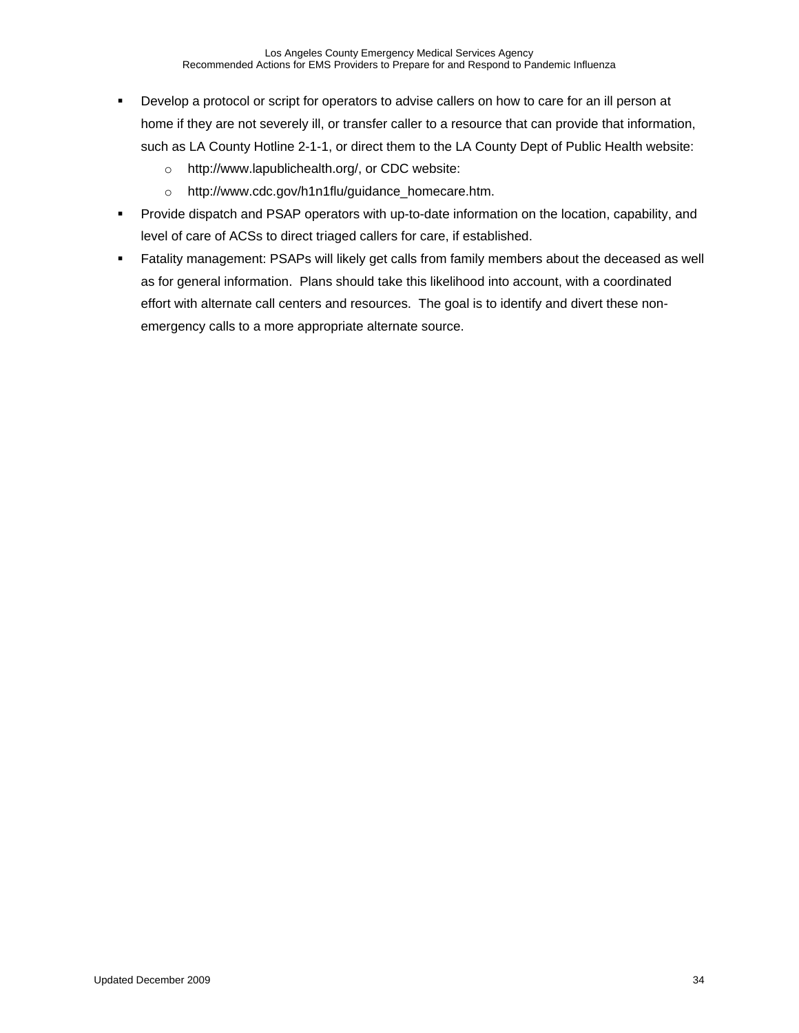- Develop a protocol or script for operators to advise callers on how to care for an ill person at home if they are not severely ill, or transfer caller to a resource that can provide that information, such as LA County Hotline 2-1-1, or direct them to the LA County Dept of Public Health website:
    - http://www.lapublichealth.org/, or CDC website:
    - http://www.cdc.gov/h1n1flu/guidance_homecare.htm.
- Provide dispatch and PSAP operators with up-to-date information on the location, capability, and level of care of ACSs to direct triaged callers for care, if established.
- Fatality management: PSAPs will likely get calls from family members about the deceased as well as for general information. Plans should take this likelihood into account, with a coordinated effort with alternate call centers and resources. The goal is to identify and divert these non-emergency calls to a more appropriate alternate source.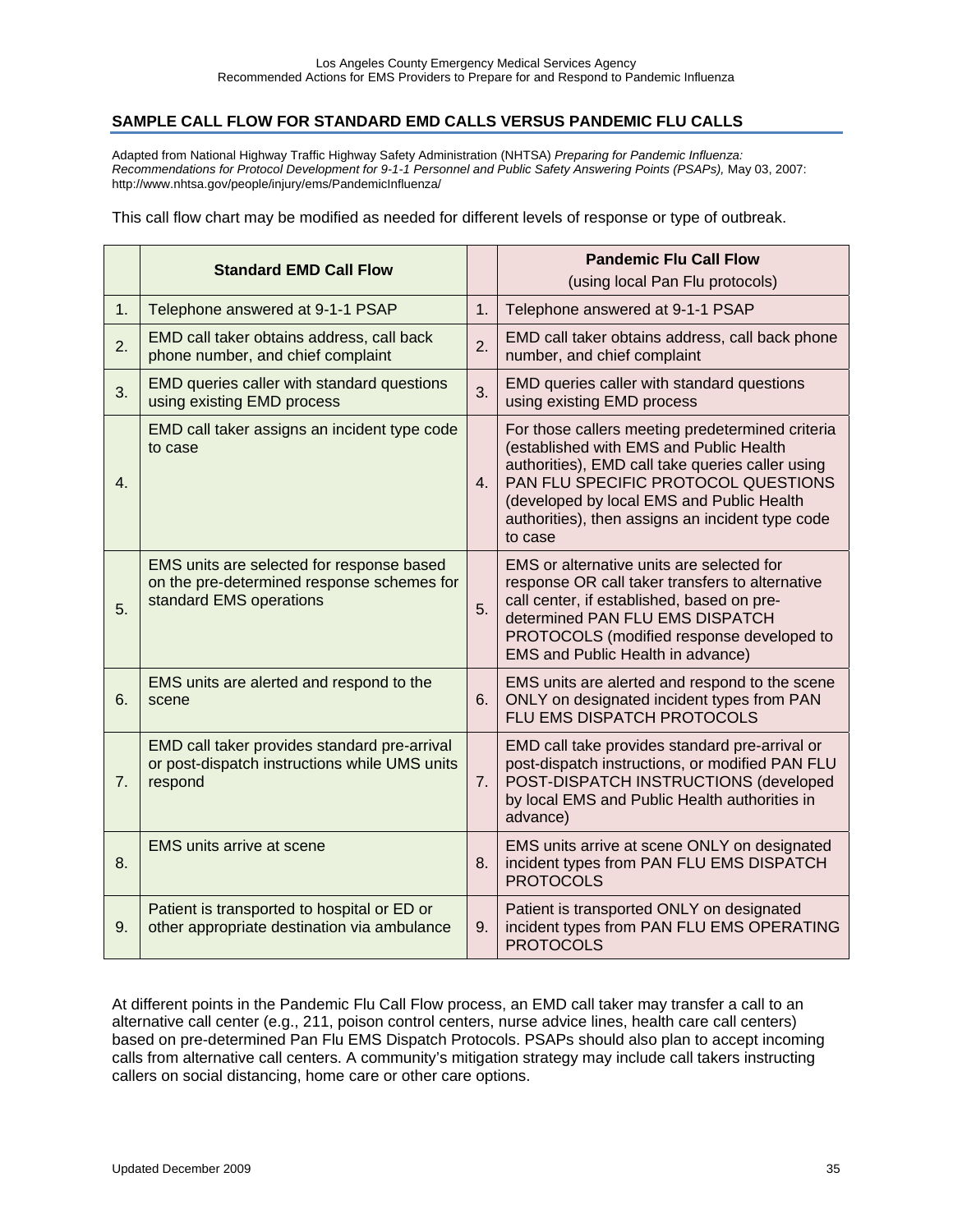## SAMPLE CALL FLOW FOR STANDARD EMD CALLS VERSUS PANDEMIC FLU CALLS

Adapted from National Highway Traffic Highway Safety Administration (NHTSA) *Preparing for Pandemic Influenza: Recommendations for Protocol Development for 9-1-1 Personnel and Public Safety Answering Points (PSAPs),* May 03, 2007: http://www.nhtsa.gov/people/injury/ems/PandemicInfluenza/

This call flow chart may be modified as needed for different levels of response or type of outbreak.

| | Standard EMD Call Flow | | Pandemic Flu Call Flow (using local Pan Flu protocols) |
|---|---|---|---|
| 1. | Telephone answered at 9-1-1 PSAP | 1. | Telephone answered at 9-1-1 PSAP |
| 2. | EMD call taker obtains address, call back phone number, and chief complaint | 2. | EMD call taker obtains address, call back phone number, and chief complaint |
| 3. | EMD queries caller with standard questions using existing EMD process | 3. | EMD queries caller with standard questions using existing EMD process |
| 4. | EMD call taker assigns an incident type code to case | 4. | For those callers meeting predetermined criteria (established with EMS and Public Health authorities), EMD call take queries caller using PAN FLU SPECIFIC PROTOCOL QUESTIONS (developed by local EMS and Public Health authorities), then assigns an incident type code to case |
| 5. | EMS units are selected for response based on the pre-determined response schemes for standard EMS operations | 5. | EMS or alternative units are selected for response OR call taker transfers to alternative call center, if established, based on pre-determined PAN FLU EMS DISPATCH PROTOCOLS (modified response developed to EMS and Public Health in advance) |
| 6. | EMS units are alerted and respond to the scene | 6. | EMS units are alerted and respond to the scene ONLY on designated incident types from PAN FLU EMS DISPATCH PROTOCOLS |
| 7. | EMD call taker provides standard pre-arrival or post-dispatch instructions while UMS units respond | 7. | EMD call take provides standard pre-arrival or post-dispatch instructions, or modified PAN FLU POST-DISPATCH INSTRUCTIONS (developed by local EMS and Public Health authorities in advance) |
| 8. | EMS units arrive at scene | 8. | EMS units arrive at scene ONLY on designated incident types from PAN FLU EMS DISPATCH PROTOCOLS |
| 9. | Patient is transported to hospital or ED or other appropriate destination via ambulance | 9. | Patient is transported ONLY on designated incident types from PAN FLU EMS OPERATING PROTOCOLS |

At different points in the Pandemic Flu Call Flow process, an EMD call taker may transfer a call to an alternative call center (e.g., 211, poison control centers, nurse advice lines, health care call centers) based on pre-determined Pan Flu EMS Dispatch Protocols. PSAPs should also plan to accept incoming calls from alternative call centers. A community's mitigation strategy may include call takers instructing callers on social distancing, home care or other care options.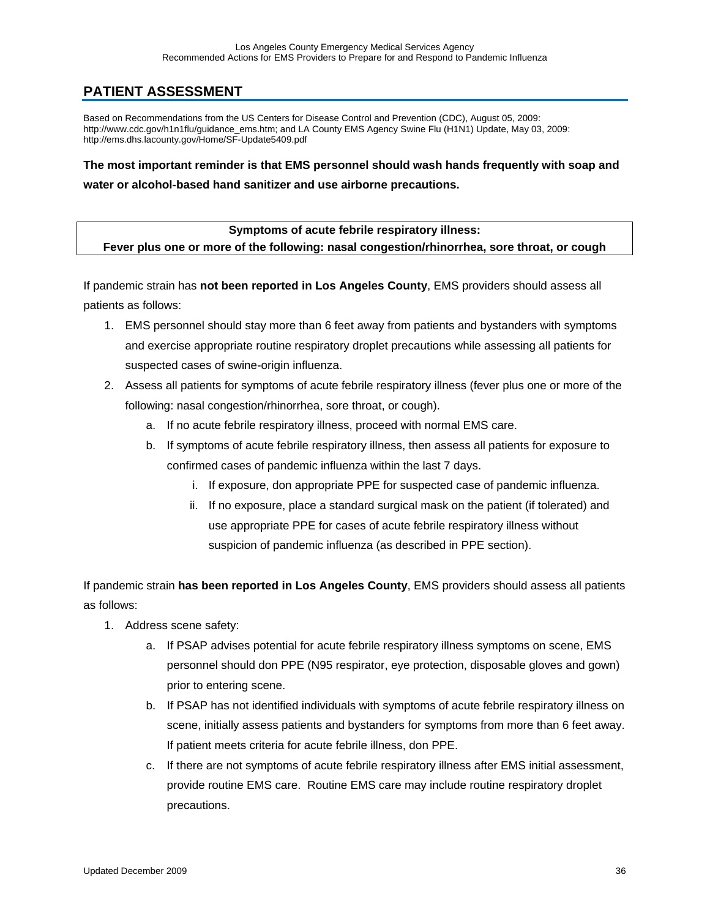## PATIENT ASSESSMENT

Based on Recommendations from the US Centers for Disease Control and Prevention (CDC), August 05, 2009: http://www.cdc.gov/h1n1flu/guidance_ems.htm; and LA County EMS Agency Swine Flu (H1N1) Update, May 03, 2009: http://ems.dhs.lacounty.gov/Home/SF-Update5409.pdf

**The most important reminder is that EMS personnel should wash hands frequently with soap and water or alcohol-based hand sanitizer and use airborne precautions.**

| **Symptoms of acute febrile respiratory illness:** |
| --- |
| **Fever plus one or more of the following: nasal congestion/rhinorrhea, sore throat, or cough** |

If pandemic strain has **not been reported in Los Angeles County**, EMS providers should assess all patients as follows:

1. EMS personnel should stay more than 6 feet away from patients and bystanders with symptoms and exercise appropriate routine respiratory droplet precautions while assessing all patients for suspected cases of swine-origin influenza.
2. Assess all patients for symptoms of acute febrile respiratory illness (fever plus one or more of the following: nasal congestion/rhinorrhea, sore throat, or cough).
   a. If no acute febrile respiratory illness, proceed with normal EMS care.
   b. If symptoms of acute febrile respiratory illness, then assess all patients for exposure to confirmed cases of pandemic influenza within the last 7 days.
      i. If exposure, don appropriate PPE for suspected case of pandemic influenza.
      ii. If no exposure, place a standard surgical mask on the patient (if tolerated) and use appropriate PPE for cases of acute febrile respiratory illness without suspicion of pandemic influenza (as described in PPE section).

If pandemic strain **has been reported in Los Angeles County**, EMS providers should assess all patients as follows:

1. Address scene safety:
   a. If PSAP advises potential for acute febrile respiratory illness symptoms on scene, EMS personnel should don PPE (N95 respirator, eye protection, disposable gloves and gown) prior to entering scene.
   b. If PSAP has not identified individuals with symptoms of acute febrile respiratory illness on scene, initially assess patients and bystanders for symptoms from more than 6 feet away. If patient meets criteria for acute febrile illness, don PPE.
   c. If there are not symptoms of acute febrile respiratory illness after EMS initial assessment, provide routine EMS care. Routine EMS care may include routine respiratory droplet precautions.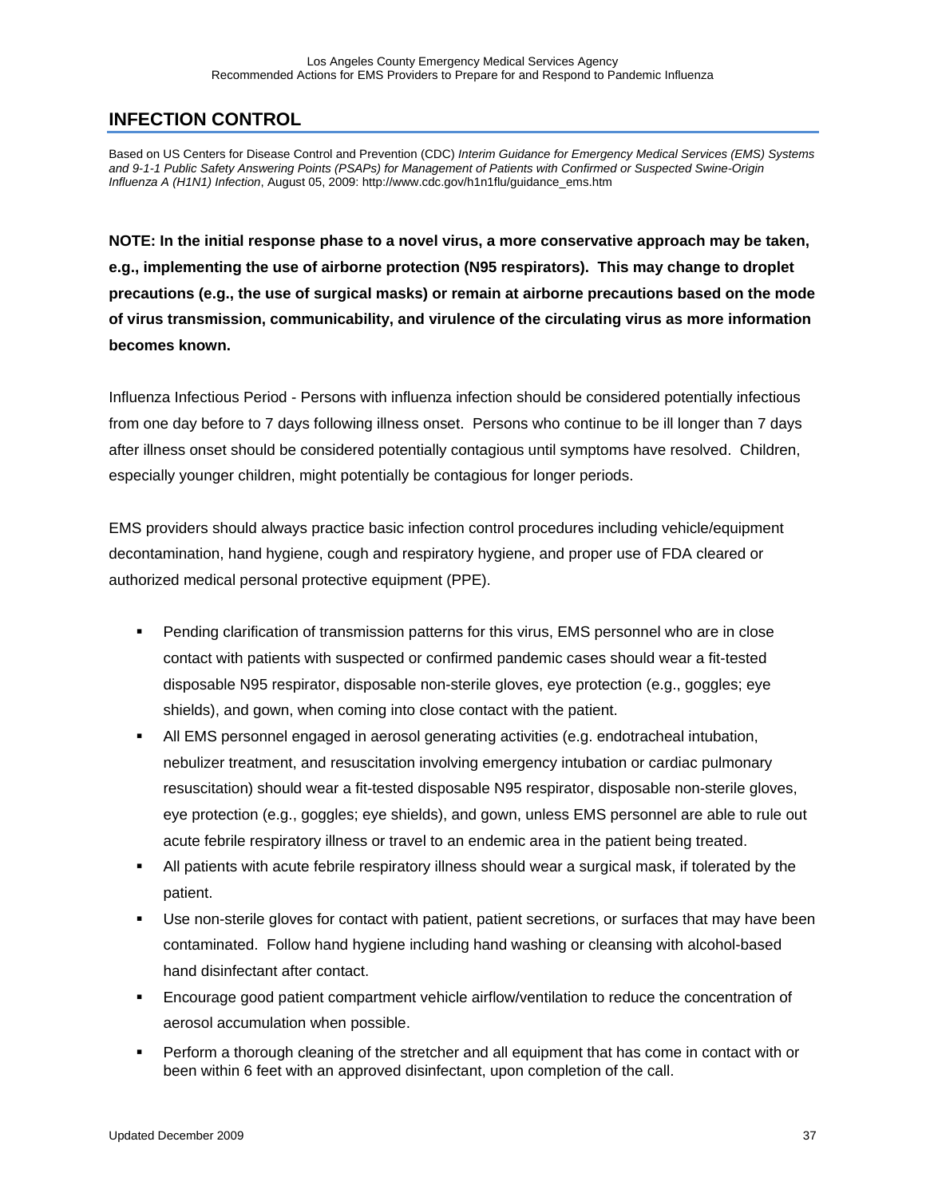## INFECTION CONTROL

Based on US Centers for Disease Control and Prevention (CDC) *Interim Guidance for Emergency Medical Services (EMS) Systems and 9-1-1 Public Safety Answering Points (PSAPs) for Management of Patients with Confirmed or Suspected Swine-Origin Influenza A (H1N1) Infection*, August 05, 2009: http://www.cdc.gov/h1n1flu/guidance_ems.htm

**NOTE: In the initial response phase to a novel virus, a more conservative approach may be taken, e.g., implementing the use of airborne protection (N95 respirators). This may change to droplet precautions (e.g., the use of surgical masks) or remain at airborne precautions based on the mode of virus transmission, communicability, and virulence of the circulating virus as more information becomes known.**

Influenza Infectious Period - Persons with influenza infection should be considered potentially infectious from one day before to 7 days following illness onset. Persons who continue to be ill longer than 7 days after illness onset should be considered potentially contagious until symptoms have resolved. Children, especially younger children, might potentially be contagious for longer periods.

EMS providers should always practice basic infection control procedures including vehicle/equipment decontamination, hand hygiene, cough and respiratory hygiene, and proper use of FDA cleared or authorized medical personal protective equipment (PPE).

- Pending clarification of transmission patterns for this virus, EMS personnel who are in close contact with patients with suspected or confirmed pandemic cases should wear a fit-tested disposable N95 respirator, disposable non-sterile gloves, eye protection (e.g., goggles; eye shields), and gown, when coming into close contact with the patient.
- All EMS personnel engaged in aerosol generating activities (e.g. endotracheal intubation, nebulizer treatment, and resuscitation involving emergency intubation or cardiac pulmonary resuscitation) should wear a fit-tested disposable N95 respirator, disposable non-sterile gloves, eye protection (e.g., goggles; eye shields), and gown, unless EMS personnel are able to rule out acute febrile respiratory illness or travel to an endemic area in the patient being treated.
- All patients with acute febrile respiratory illness should wear a surgical mask, if tolerated by the patient.
- Use non-sterile gloves for contact with patient, patient secretions, or surfaces that may have been contaminated. Follow hand hygiene including hand washing or cleansing with alcohol-based hand disinfectant after contact.
- Encourage good patient compartment vehicle airflow/ventilation to reduce the concentration of aerosol accumulation when possible.
- Perform a thorough cleaning of the stretcher and all equipment that has come in contact with or been within 6 feet with an approved disinfectant, upon completion of the call.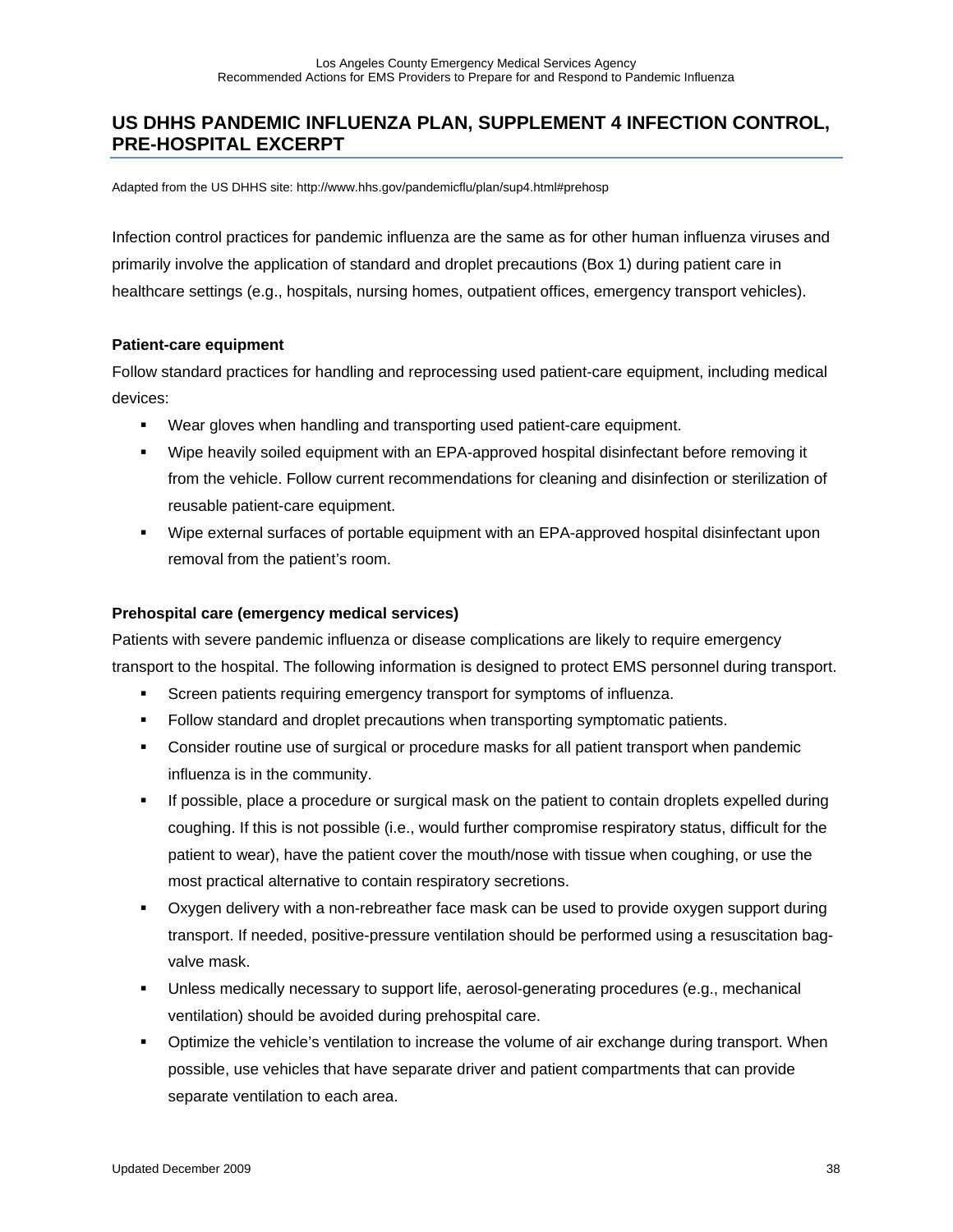## US DHHS PANDEMIC INFLUENZA PLAN, SUPPLEMENT 4 INFECTION CONTROL, PRE-HOSPITAL EXCERPT

Adapted from the US DHHS site: http://www.hhs.gov/pandemicflu/plan/sup4.html#prehosp

Infection control practices for pandemic influenza are the same as for other human influenza viruses and primarily involve the application of standard and droplet precautions (Box 1) during patient care in healthcare settings (e.g., hospitals, nursing homes, outpatient offices, emergency transport vehicles).

**Patient-care equipment**

Follow standard practices for handling and reprocessing used patient-care equipment, including medical devices:

- Wear gloves when handling and transporting used patient-care equipment.
- Wipe heavily soiled equipment with an EPA-approved hospital disinfectant before removing it from the vehicle. Follow current recommendations for cleaning and disinfection or sterilization of reusable patient-care equipment.
- Wipe external surfaces of portable equipment with an EPA-approved hospital disinfectant upon removal from the patient's room.

**Prehospital care (emergency medical services)**

Patients with severe pandemic influenza or disease complications are likely to require emergency transport to the hospital. The following information is designed to protect EMS personnel during transport.

- Screen patients requiring emergency transport for symptoms of influenza.
- Follow standard and droplet precautions when transporting symptomatic patients.
- Consider routine use of surgical or procedure masks for all patient transport when pandemic influenza is in the community.
- If possible, place a procedure or surgical mask on the patient to contain droplets expelled during coughing. If this is not possible (i.e., would further compromise respiratory status, difficult for the patient to wear), have the patient cover the mouth/nose with tissue when coughing, or use the most practical alternative to contain respiratory secretions.
- Oxygen delivery with a non-rebreather face mask can be used to provide oxygen support during transport. If needed, positive-pressure ventilation should be performed using a resuscitation bag-valve mask.
- Unless medically necessary to support life, aerosol-generating procedures (e.g., mechanical ventilation) should be avoided during prehospital care.
- Optimize the vehicle's ventilation to increase the volume of air exchange during transport. When possible, use vehicles that have separate driver and patient compartments that can provide separate ventilation to each area.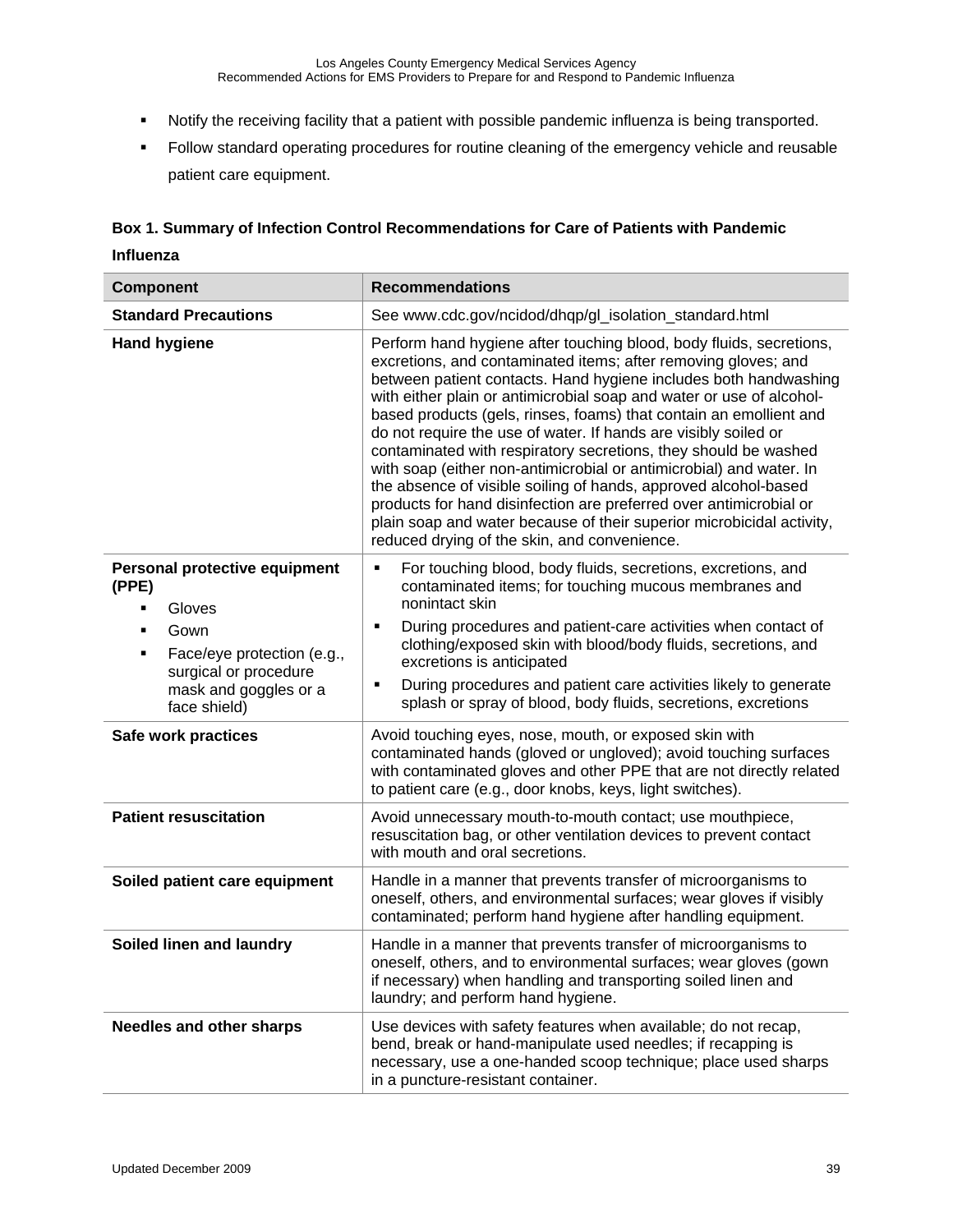- Notify the receiving facility that a patient with possible pandemic influenza is being transported.
- Follow standard operating procedures for routine cleaning of the emergency vehicle and reusable patient care equipment.

**Box 1. Summary of Infection Control Recommendations for Care of Patients with Pandemic Influenza**

| Component | Recommendations |
|---|---|
| **Standard Precautions** | See www.cdc.gov/ncidod/dhqp/gl_isolation_standard.html |
| **Hand hygiene** | Perform hand hygiene after touching blood, body fluids, secretions, excretions, and contaminated items; after removing gloves; and between patient contacts. Hand hygiene includes both handwashing with either plain or antimicrobial soap and water or use of alcohol-based products (gels, rinses, foams) that contain an emollient and do not require the use of water. If hands are visibly soiled or contaminated with respiratory secretions, they should be washed with soap (either non-antimicrobial or antimicrobial) and water. In the absence of visible soiling of hands, approved alcohol-based products for hand disinfection are preferred over antimicrobial or plain soap and water because of their superior microbicidal activity, reduced drying of the skin, and convenience. |
| **Personal protective equipment (PPE)**<br>▪ Gloves<br>▪ Gown<br>▪ Face/eye protection (e.g., surgical or procedure mask and goggles or a face shield) | ▪ For touching blood, body fluids, secretions, excretions, and contaminated items; for touching mucous membranes and nonintact skin<br>▪ During procedures and patient-care activities when contact of clothing/exposed skin with blood/body fluids, secretions, and excretions is anticipated<br>▪ During procedures and patient care activities likely to generate splash or spray of blood, body fluids, secretions, excretions |
| **Safe work practices** | Avoid touching eyes, nose, mouth, or exposed skin with contaminated hands (gloved or ungloved); avoid touching surfaces with contaminated gloves and other PPE that are not directly related to patient care (e.g., door knobs, keys, light switches). |
| **Patient resuscitation** | Avoid unnecessary mouth-to-mouth contact; use mouthpiece, resuscitation bag, or other ventilation devices to prevent contact with mouth and oral secretions. |
| **Soiled patient care equipment** | Handle in a manner that prevents transfer of microorganisms to oneself, others, and environmental surfaces; wear gloves if visibly contaminated; perform hand hygiene after handling equipment. |
| **Soiled linen and laundry** | Handle in a manner that prevents transfer of microorganisms to oneself, others, and to environmental surfaces; wear gloves (gown if necessary) when handling and transporting soiled linen and laundry; and perform hand hygiene. |
| **Needles and other sharps** | Use devices with safety features when available; do not recap, bend, break or hand-manipulate used needles; if recapping is necessary, use a one-handed scoop technique; place used sharps in a puncture-resistant container. |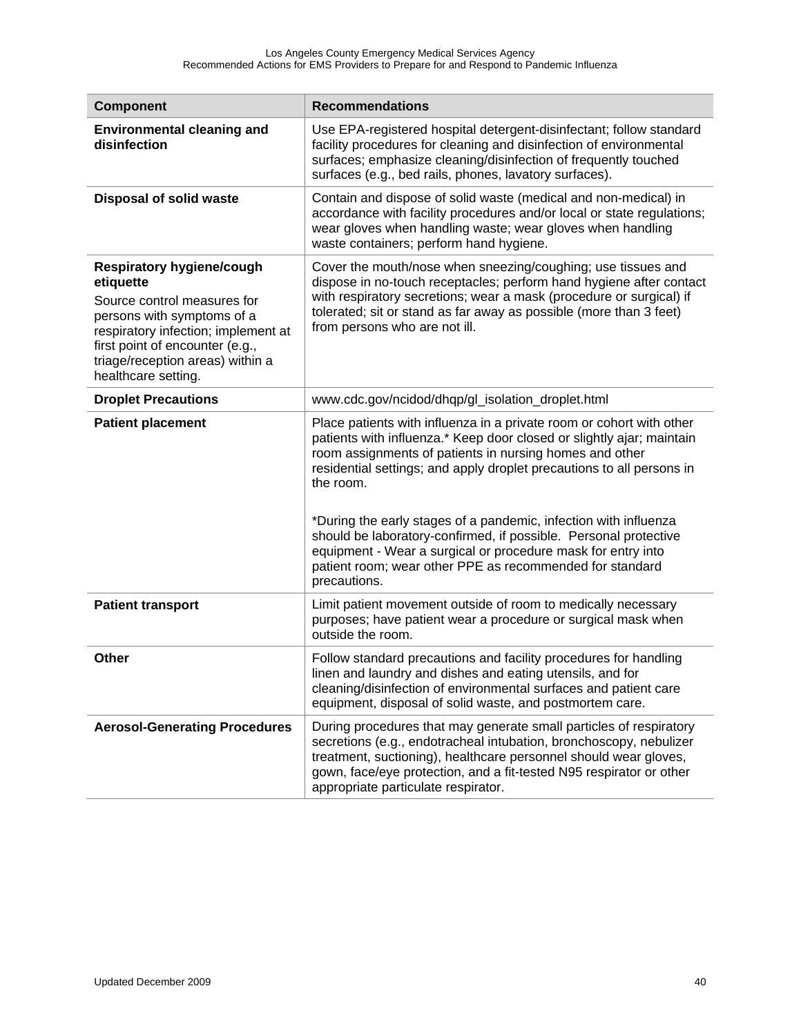| Component | Recommendations |
|---|---|
| **Environmental cleaning and disinfection** | Use EPA-registered hospital detergent-disinfectant; follow standard facility procedures for cleaning and disinfection of environmental surfaces; emphasize cleaning/disinfection of frequently touched surfaces (e.g., bed rails, phones, lavatory surfaces). |
| **Disposal of solid waste** | Contain and dispose of solid waste (medical and non-medical) in accordance with facility procedures and/or local or state regulations; wear gloves when handling waste; wear gloves when handling waste containers; perform hand hygiene. |
| **Respiratory hygiene/cough etiquette**<br>Source control measures for persons with symptoms of a respiratory infection; implement at first point of encounter (e.g., triage/reception areas) within a healthcare setting. | Cover the mouth/nose when sneezing/coughing; use tissues and dispose in no-touch receptacles; perform hand hygiene after contact with respiratory secretions; wear a mask (procedure or surgical) if tolerated; sit or stand as far away as possible (more than 3 feet) from persons who are not ill. |
| **Droplet Precautions** | www.cdc.gov/ncidod/dhqp/gl_isolation_droplet.html |
| **Patient placement** | Place patients with influenza in a private room or cohort with other patients with influenza.* Keep door closed or slightly ajar; maintain room assignments of patients in nursing homes and other residential settings; and apply droplet precautions to all persons in the room.<br><br>*During the early stages of a pandemic, infection with influenza should be laboratory-confirmed, if possible. Personal protective equipment - Wear a surgical or procedure mask for entry into patient room; wear other PPE as recommended for standard precautions. |
| **Patient transport** | Limit patient movement outside of room to medically necessary purposes; have patient wear a procedure or surgical mask when outside the room. |
| **Other** | Follow standard precautions and facility procedures for handling linen and laundry and dishes and eating utensils, and for cleaning/disinfection of environmental surfaces and patient care equipment, disposal of solid waste, and postmortem care. |
| **Aerosol-Generating Procedures** | During procedures that may generate small particles of respiratory secretions (e.g., endotracheal intubation, bronchoscopy, nebulizer treatment, suctioning), healthcare personnel should wear gloves, gown, face/eye protection, and a fit-tested N95 respirator or other appropriate particulate respirator. |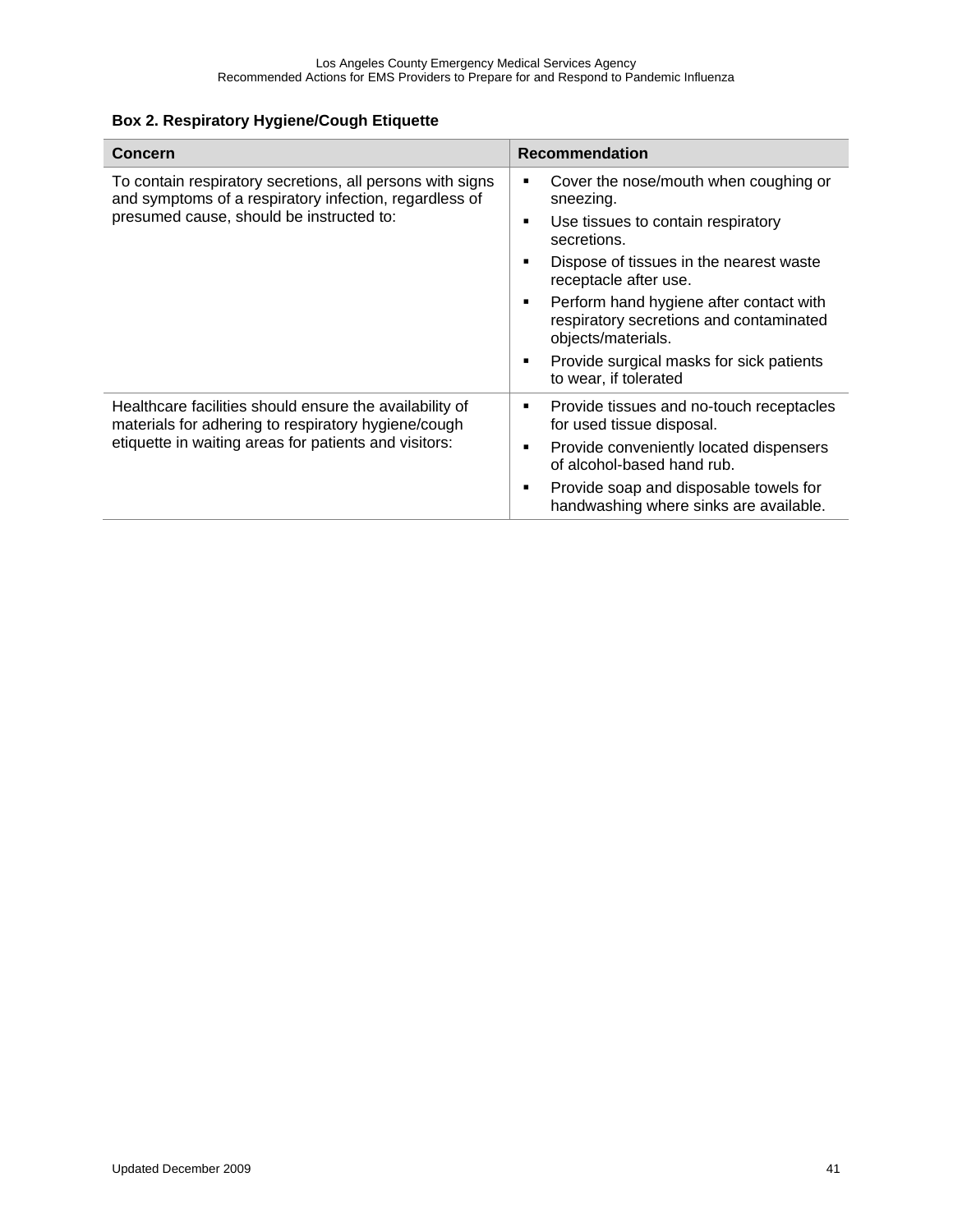**Box 2. Respiratory Hygiene/Cough Etiquette**

| Concern | Recommendation |
|---|---|
| To contain respiratory secretions, all persons with signs and symptoms of a respiratory infection, regardless of presumed cause, should be instructed to: | ▪ Cover the nose/mouth when coughing or sneezing.<br>▪ Use tissues to contain respiratory secretions.<br>▪ Dispose of tissues in the nearest waste receptacle after use.<br>▪ Perform hand hygiene after contact with respiratory secretions and contaminated objects/materials.<br>▪ Provide surgical masks for sick patients to wear, if tolerated |
| Healthcare facilities should ensure the availability of materials for adhering to respiratory hygiene/cough etiquette in waiting areas for patients and visitors: | ▪ Provide tissues and no-touch receptacles for used tissue disposal.<br>▪ Provide conveniently located dispensers of alcohol-based hand rub.<br>▪ Provide soap and disposable towels for handwashing where sinks are available. |

Updated December 2009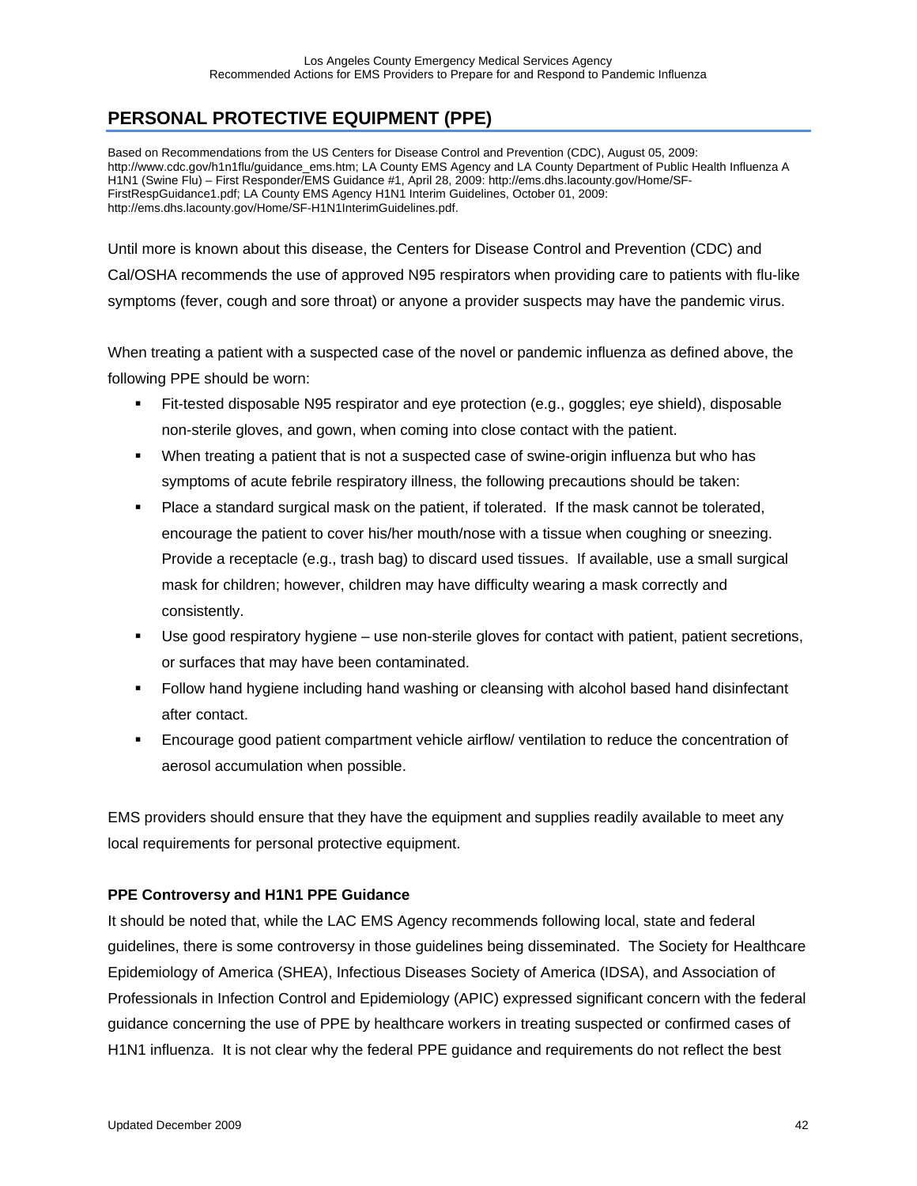## PERSONAL PROTECTIVE EQUIPMENT (PPE)

Based on Recommendations from the US Centers for Disease Control and Prevention (CDC), August 05, 2009: http://www.cdc.gov/h1n1flu/guidance_ems.htm; LA County EMS Agency and LA County Department of Public Health Influenza A H1N1 (Swine Flu) – First Responder/EMS Guidance #1, April 28, 2009: http://ems.dhs.lacounty.gov/Home/SF-FirstRespGuidance1.pdf; LA County EMS Agency H1N1 Interim Guidelines, October 01, 2009: http://ems.dhs.lacounty.gov/Home/SF-H1N1InterimGuidelines.pdf.

Until more is known about this disease, the Centers for Disease Control and Prevention (CDC) and Cal/OSHA recommends the use of approved N95 respirators when providing care to patients with flu-like symptoms (fever, cough and sore throat) or anyone a provider suspects may have the pandemic virus.

When treating a patient with a suspected case of the novel or pandemic influenza as defined above, the following PPE should be worn:

- Fit-tested disposable N95 respirator and eye protection (e.g., goggles; eye shield), disposable non-sterile gloves, and gown, when coming into close contact with the patient.
- When treating a patient that is not a suspected case of swine-origin influenza but who has symptoms of acute febrile respiratory illness, the following precautions should be taken:
- Place a standard surgical mask on the patient, if tolerated. If the mask cannot be tolerated, encourage the patient to cover his/her mouth/nose with a tissue when coughing or sneezing. Provide a receptacle (e.g., trash bag) to discard used tissues. If available, use a small surgical mask for children; however, children may have difficulty wearing a mask correctly and consistently.
- Use good respiratory hygiene – use non-sterile gloves for contact with patient, patient secretions, or surfaces that may have been contaminated.
- Follow hand hygiene including hand washing or cleansing with alcohol based hand disinfectant after contact.
- Encourage good patient compartment vehicle airflow/ ventilation to reduce the concentration of aerosol accumulation when possible.

EMS providers should ensure that they have the equipment and supplies readily available to meet any local requirements for personal protective equipment.

**PPE Controversy and H1N1 PPE Guidance**

It should be noted that, while the LAC EMS Agency recommends following local, state and federal guidelines, there is some controversy in those guidelines being disseminated. The Society for Healthcare Epidemiology of America (SHEA), Infectious Diseases Society of America (IDSA), and Association of Professionals in Infection Control and Epidemiology (APIC) expressed significant concern with the federal guidance concerning the use of PPE by healthcare workers in treating suspected or confirmed cases of H1N1 influenza. It is not clear why the federal PPE guidance and requirements do not reflect the best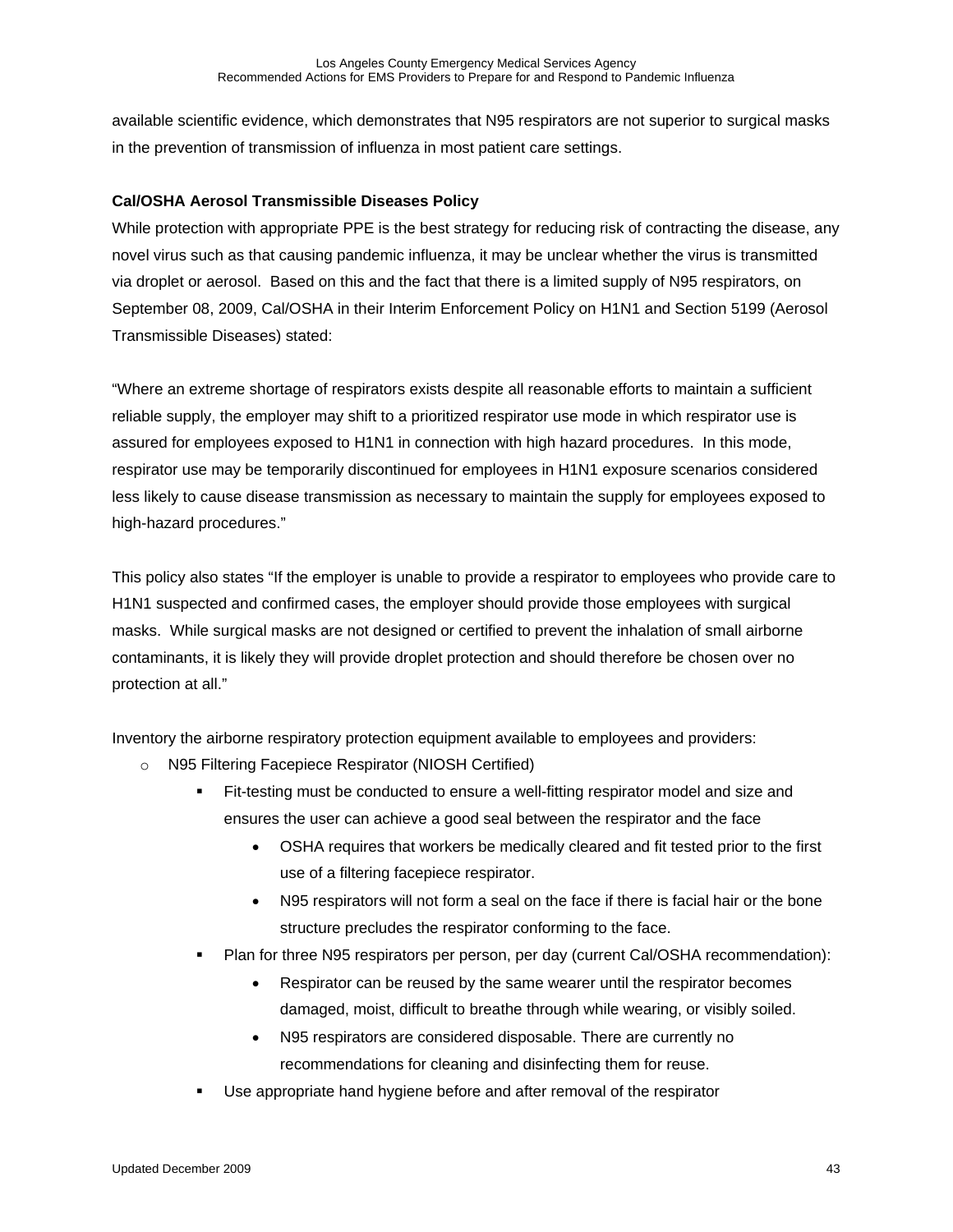available scientific evidence, which demonstrates that N95 respirators are not superior to surgical masks in the prevention of transmission of influenza in most patient care settings.

**Cal/OSHA Aerosol Transmissible Diseases Policy**

While protection with appropriate PPE is the best strategy for reducing risk of contracting the disease, any novel virus such as that causing pandemic influenza, it may be unclear whether the virus is transmitted via droplet or aerosol. Based on this and the fact that there is a limited supply of N95 respirators, on September 08, 2009, Cal/OSHA in their Interim Enforcement Policy on H1N1 and Section 5199 (Aerosol Transmissible Diseases) stated:

"Where an extreme shortage of respirators exists despite all reasonable efforts to maintain a sufficient reliable supply, the employer may shift to a prioritized respirator use mode in which respirator use is assured for employees exposed to H1N1 in connection with high hazard procedures. In this mode, respirator use may be temporarily discontinued for employees in H1N1 exposure scenarios considered less likely to cause disease transmission as necessary to maintain the supply for employees exposed to high-hazard procedures."

This policy also states "If the employer is unable to provide a respirator to employees who provide care to H1N1 suspected and confirmed cases, the employer should provide those employees with surgical masks. While surgical masks are not designed or certified to prevent the inhalation of small airborne contaminants, it is likely they will provide droplet protection and should therefore be chosen over no protection at all."

Inventory the airborne respiratory protection equipment available to employees and providers:

- N95 Filtering Facepiece Respirator (NIOSH Certified)
  - Fit-testing must be conducted to ensure a well-fitting respirator model and size and ensures the user can achieve a good seal between the respirator and the face
    - OSHA requires that workers be medically cleared and fit tested prior to the first use of a filtering facepiece respirator.
    - N95 respirators will not form a seal on the face if there is facial hair or the bone structure precludes the respirator conforming to the face.
  - Plan for three N95 respirators per person, per day (current Cal/OSHA recommendation):
    - Respirator can be reused by the same wearer until the respirator becomes damaged, moist, difficult to breathe through while wearing, or visibly soiled.
    - N95 respirators are considered disposable. There are currently no recommendations for cleaning and disinfecting them for reuse.
  - Use appropriate hand hygiene before and after removal of the respirator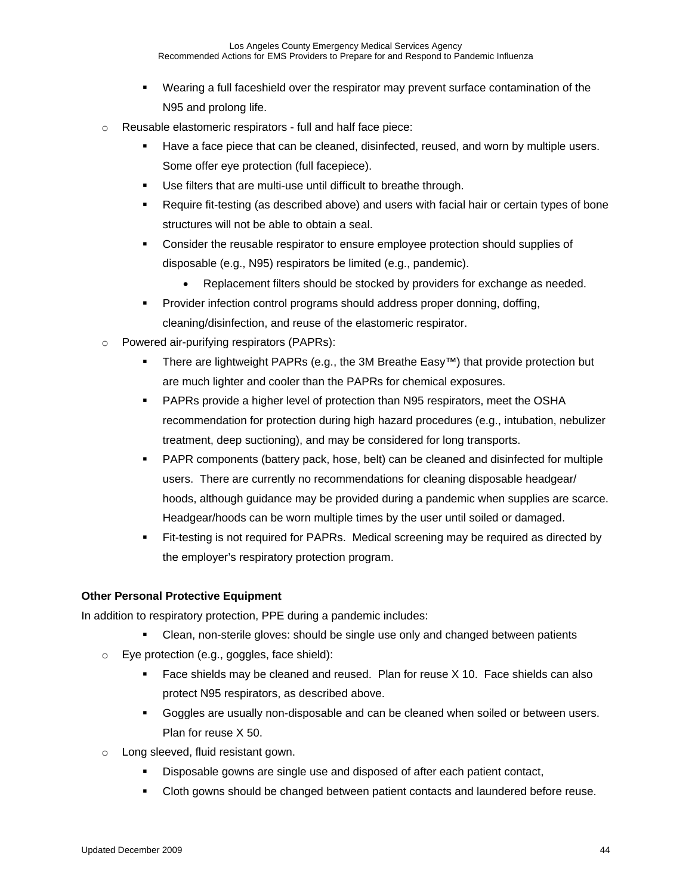- Wearing a full faceshield over the respirator may prevent surface contamination of the N95 and prolong life.
- Reusable elastomeric respirators - full and half face piece:
    - Have a face piece that can be cleaned, disinfected, reused, and worn by multiple users. Some offer eye protection (full facepiece).
    - Use filters that are multi-use until difficult to breathe through.
    - Require fit-testing (as described above) and users with facial hair or certain types of bone structures will not be able to obtain a seal.
    - Consider the reusable respirator to ensure employee protection should supplies of disposable (e.g., N95) respirators be limited (e.g., pandemic).
        - Replacement filters should be stocked by providers for exchange as needed.
    - Provider infection control programs should address proper donning, doffing, cleaning/disinfection, and reuse of the elastomeric respirator.
- Powered air-purifying respirators (PAPRs):
    - There are lightweight PAPRs (e.g., the 3M Breathe Easy™) that provide protection but are much lighter and cooler than the PAPRs for chemical exposures.
    - PAPRs provide a higher level of protection than N95 respirators, meet the OSHA recommendation for protection during high hazard procedures (e.g., intubation, nebulizer treatment, deep suctioning), and may be considered for long transports.
    - PAPR components (battery pack, hose, belt) can be cleaned and disinfected for multiple users. There are currently no recommendations for cleaning disposable headgear/ hoods, although guidance may be provided during a pandemic when supplies are scarce. Headgear/hoods can be worn multiple times by the user until soiled or damaged.
    - Fit-testing is not required for PAPRs. Medical screening may be required as directed by the employer's respiratory protection program.

**Other Personal Protective Equipment**

In addition to respiratory protection, PPE during a pandemic includes:

- Clean, non-sterile gloves: should be single use only and changed between patients
- Eye protection (e.g., goggles, face shield):
    - Face shields may be cleaned and reused. Plan for reuse X 10. Face shields can also protect N95 respirators, as described above.
    - Goggles are usually non-disposable and can be cleaned when soiled or between users. Plan for reuse X 50.
- Long sleeved, fluid resistant gown.
    - Disposable gowns are single use and disposed of after each patient contact,
    - Cloth gowns should be changed between patient contacts and laundered before reuse.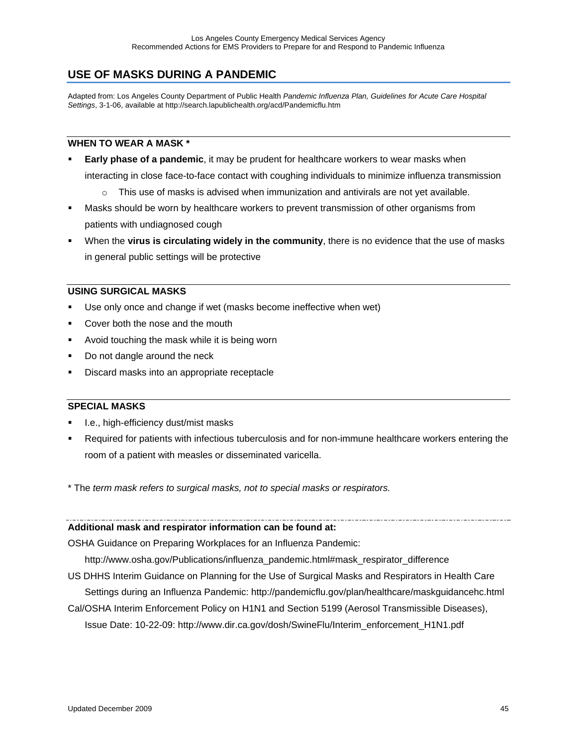## USE OF MASKS DURING A PANDEMIC

Adapted from: Los Angeles County Department of Public Health *Pandemic Influenza Plan, Guidelines for Acute Care Hospital Settings*, 3-1-06, available at http://search.lapublichealth.org/acd/Pandemicflu.htm

### WHEN TO WEAR A MASK *

- **Early phase of a pandemic**, it may be prudent for healthcare workers to wear masks when interacting in close face-to-face contact with coughing individuals to minimize influenza transmission
  - This use of masks is advised when immunization and antivirals are not yet available.
- Masks should be worn by healthcare workers to prevent transmission of other organisms from patients with undiagnosed cough
- When the **virus is circulating widely in the community**, there is no evidence that the use of masks in general public settings will be protective

### USING SURGICAL MASKS

- Use only once and change if wet (masks become ineffective when wet)
- Cover both the nose and the mouth
- Avoid touching the mask while it is being worn
- Do not dangle around the neck
- Discard masks into an appropriate receptacle

### SPECIAL MASKS

- I.e., high-efficiency dust/mist masks
- Required for patients with infectious tuberculosis and for non-immune healthcare workers entering the room of a patient with measles or disseminated varicella.

* The *term mask refers to surgical masks, not to special masks or respirators.*

---

**Additional mask and respirator information can be found at:**

OSHA Guidance on Preparing Workplaces for an Influenza Pandemic:
http://www.osha.gov/Publications/influenza_pandemic.html#mask_respirator_difference

US DHHS Interim Guidance on Planning for the Use of Surgical Masks and Respirators in Health Care Settings during an Influenza Pandemic: http://pandemicflu.gov/plan/healthcare/maskguidancehc.html

Cal/OSHA Interim Enforcement Policy on H1N1 and Section 5199 (Aerosol Transmissible Diseases), Issue Date: 10-22-09: http://www.dir.ca.gov/dosh/SwineFlu/Interim_enforcement_H1N1.pdf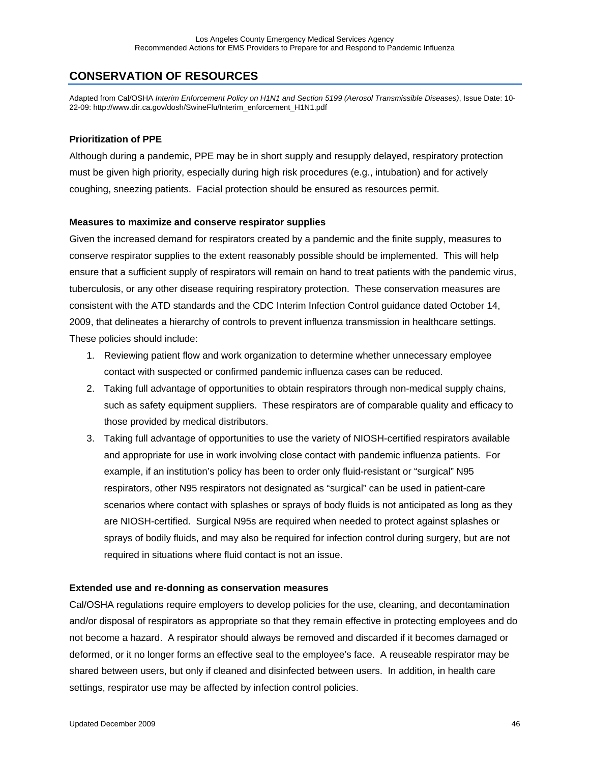## CONSERVATION OF RESOURCES

Adapted from Cal/OSHA *Interim Enforcement Policy on H1N1 and Section 5199 (Aerosol Transmissible Diseases)*, Issue Date: 10-22-09: http://www.dir.ca.gov/dosh/SwineFlu/Interim_enforcement_H1N1.pdf

### Prioritization of PPE

Although during a pandemic, PPE may be in short supply and resupply delayed, respiratory protection must be given high priority, especially during high risk procedures (e.g., intubation) and for actively coughing, sneezing patients. Facial protection should be ensured as resources permit.

### Measures to maximize and conserve respirator supplies

Given the increased demand for respirators created by a pandemic and the finite supply, measures to conserve respirator supplies to the extent reasonably possible should be implemented. This will help ensure that a sufficient supply of respirators will remain on hand to treat patients with the pandemic virus, tuberculosis, or any other disease requiring respiratory protection. These conservation measures are consistent with the ATD standards and the CDC Interim Infection Control guidance dated October 14, 2009, that delineates a hierarchy of controls to prevent influenza transmission in healthcare settings. These policies should include:

1. Reviewing patient flow and work organization to determine whether unnecessary employee contact with suspected or confirmed pandemic influenza cases can be reduced.
2. Taking full advantage of opportunities to obtain respirators through non-medical supply chains, such as safety equipment suppliers. These respirators are of comparable quality and efficacy to those provided by medical distributors.
3. Taking full advantage of opportunities to use the variety of NIOSH-certified respirators available and appropriate for use in work involving close contact with pandemic influenza patients. For example, if an institution's policy has been to order only fluid-resistant or "surgical" N95 respirators, other N95 respirators not designated as "surgical" can be used in patient-care scenarios where contact with splashes or sprays of body fluids is not anticipated as long as they are NIOSH-certified. Surgical N95s are required when needed to protect against splashes or sprays of bodily fluids, and may also be required for infection control during surgery, but are not required in situations where fluid contact is not an issue.

### Extended use and re-donning as conservation measures

Cal/OSHA regulations require employers to develop policies for the use, cleaning, and decontamination and/or disposal of respirators as appropriate so that they remain effective in protecting employees and do not become a hazard. A respirator should always be removed and discarded if it becomes damaged or deformed, or it no longer forms an effective seal to the employee's face. A reuseable respirator may be shared between users, but only if cleaned and disinfected between users. In addition, in health care settings, respirator use may be affected by infection control policies.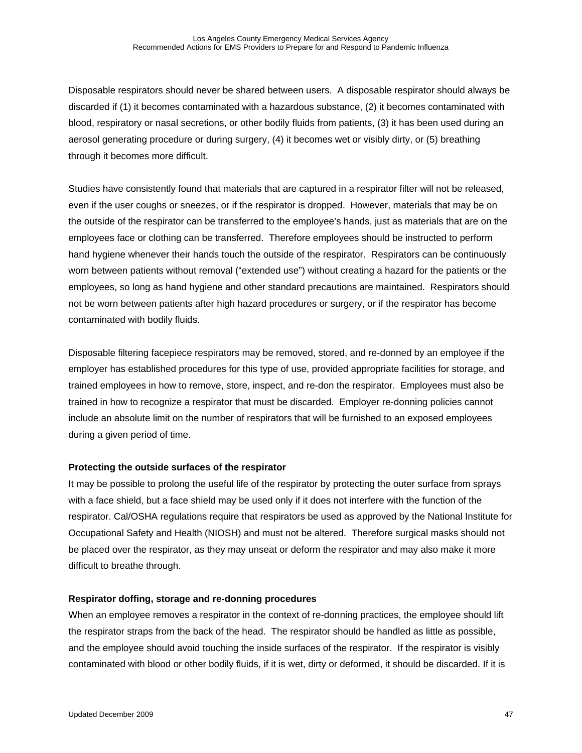Disposable respirators should never be shared between users. A disposable respirator should always be discarded if (1) it becomes contaminated with a hazardous substance, (2) it becomes contaminated with blood, respiratory or nasal secretions, or other bodily fluids from patients, (3) it has been used during an aerosol generating procedure or during surgery, (4) it becomes wet or visibly dirty, or (5) breathing through it becomes more difficult.

Studies have consistently found that materials that are captured in a respirator filter will not be released, even if the user coughs or sneezes, or if the respirator is dropped. However, materials that may be on the outside of the respirator can be transferred to the employee's hands, just as materials that are on the employees face or clothing can be transferred. Therefore employees should be instructed to perform hand hygiene whenever their hands touch the outside of the respirator. Respirators can be continuously worn between patients without removal ("extended use") without creating a hazard for the patients or the employees, so long as hand hygiene and other standard precautions are maintained. Respirators should not be worn between patients after high hazard procedures or surgery, or if the respirator has become contaminated with bodily fluids.

Disposable filtering facepiece respirators may be removed, stored, and re-donned by an employee if the employer has established procedures for this type of use, provided appropriate facilities for storage, and trained employees in how to remove, store, inspect, and re-don the respirator. Employees must also be trained in how to recognize a respirator that must be discarded. Employer re-donning policies cannot include an absolute limit on the number of respirators that will be furnished to an exposed employees during a given period of time.

**Protecting the outside surfaces of the respirator**

It may be possible to prolong the useful life of the respirator by protecting the outer surface from sprays with a face shield, but a face shield may be used only if it does not interfere with the function of the respirator. Cal/OSHA regulations require that respirators be used as approved by the National Institute for Occupational Safety and Health (NIOSH) and must not be altered. Therefore surgical masks should not be placed over the respirator, as they may unseat or deform the respirator and may also make it more difficult to breathe through.

**Respirator doffing, storage and re-donning procedures**

When an employee removes a respirator in the context of re-donning practices, the employee should lift the respirator straps from the back of the head. The respirator should be handled as little as possible, and the employee should avoid touching the inside surfaces of the respirator. If the respirator is visibly contaminated with blood or other bodily fluids, if it is wet, dirty or deformed, it should be discarded. If it is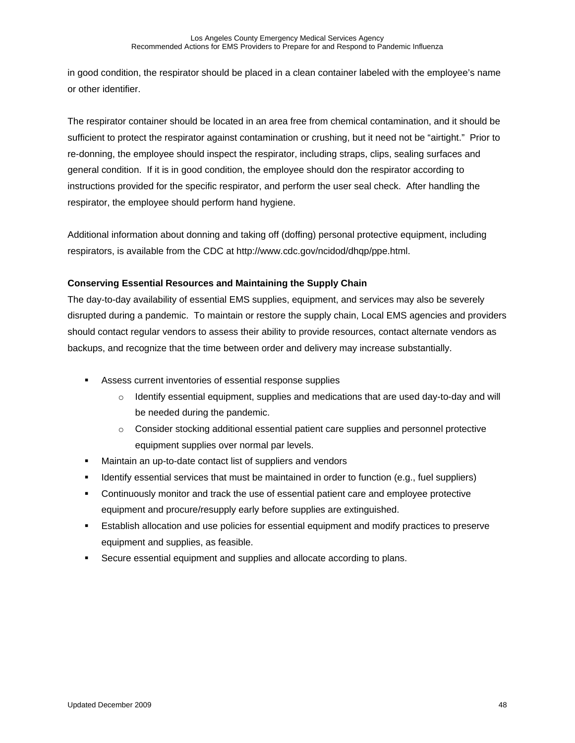in good condition, the respirator should be placed in a clean container labeled with the employee's name or other identifier.

The respirator container should be located in an area free from chemical contamination, and it should be sufficient to protect the respirator against contamination or crushing, but it need not be "airtight." Prior to re-donning, the employee should inspect the respirator, including straps, clips, sealing surfaces and general condition. If it is in good condition, the employee should don the respirator according to instructions provided for the specific respirator, and perform the user seal check. After handling the respirator, the employee should perform hand hygiene.

Additional information about donning and taking off (doffing) personal protective equipment, including respirators, is available from the CDC at http://www.cdc.gov/ncidod/dhqp/ppe.html.

**Conserving Essential Resources and Maintaining the Supply Chain**

The day-to-day availability of essential EMS supplies, equipment, and services may also be severely disrupted during a pandemic. To maintain or restore the supply chain, Local EMS agencies and providers should contact regular vendors to assess their ability to provide resources, contact alternate vendors as backups, and recognize that the time between order and delivery may increase substantially.

- Assess current inventories of essential response supplies
  - Identify essential equipment, supplies and medications that are used day-to-day and will be needed during the pandemic.
  - Consider stocking additional essential patient care supplies and personnel protective equipment supplies over normal par levels.
- Maintain an up-to-date contact list of suppliers and vendors
- Identify essential services that must be maintained in order to function (e.g., fuel suppliers)
- Continuously monitor and track the use of essential patient care and employee protective equipment and procure/resupply early before supplies are extinguished.
- Establish allocation and use policies for essential equipment and modify practices to preserve equipment and supplies, as feasible.
- Secure essential equipment and supplies and allocate according to plans.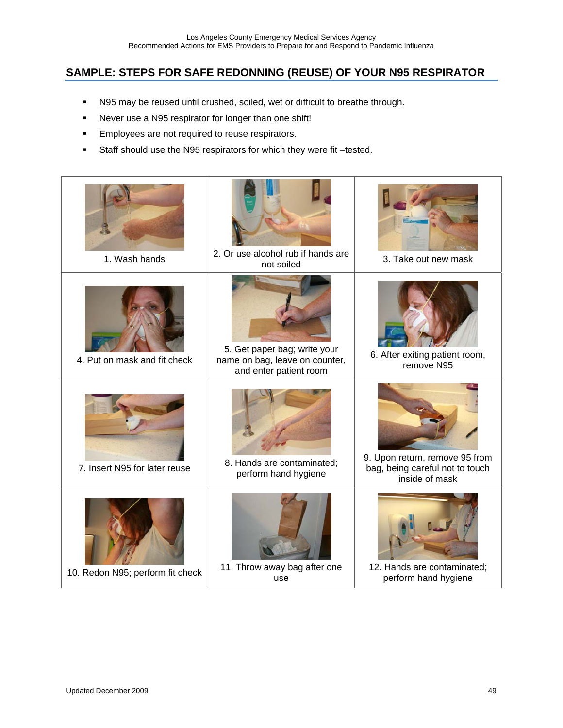## SAMPLE: STEPS FOR SAFE REDONNING (REUSE) OF YOUR N95 RESPIRATOR

- N95 may be reused until crushed, soiled, wet or difficult to breathe through.
- Never use a N95 respirator for longer than one shift!
- Employees are not required to reuse respirators.
- Staff should use the N95 respirators for which they were fit –tested.

| | | |
|---|---|---|
| 1. Wash hands | 2. Or use alcohol rub if hands are not soiled | 3. Take out new mask |
| 4. Put on mask and fit check | 5. Get paper bag; write your name on bag, leave on counter, and enter patient room | 6. After exiting patient room, remove N95 |
| 7. Insert N95 for later reuse | 8. Hands are contaminated; perform hand hygiene | 9. Upon return, remove 95 from bag, being careful not to touch inside of mask |
| 10. Redon N95; perform fit check | 11. Throw away bag after one use | 12. Hands are contaminated; perform hand hygiene |

Updated December 2009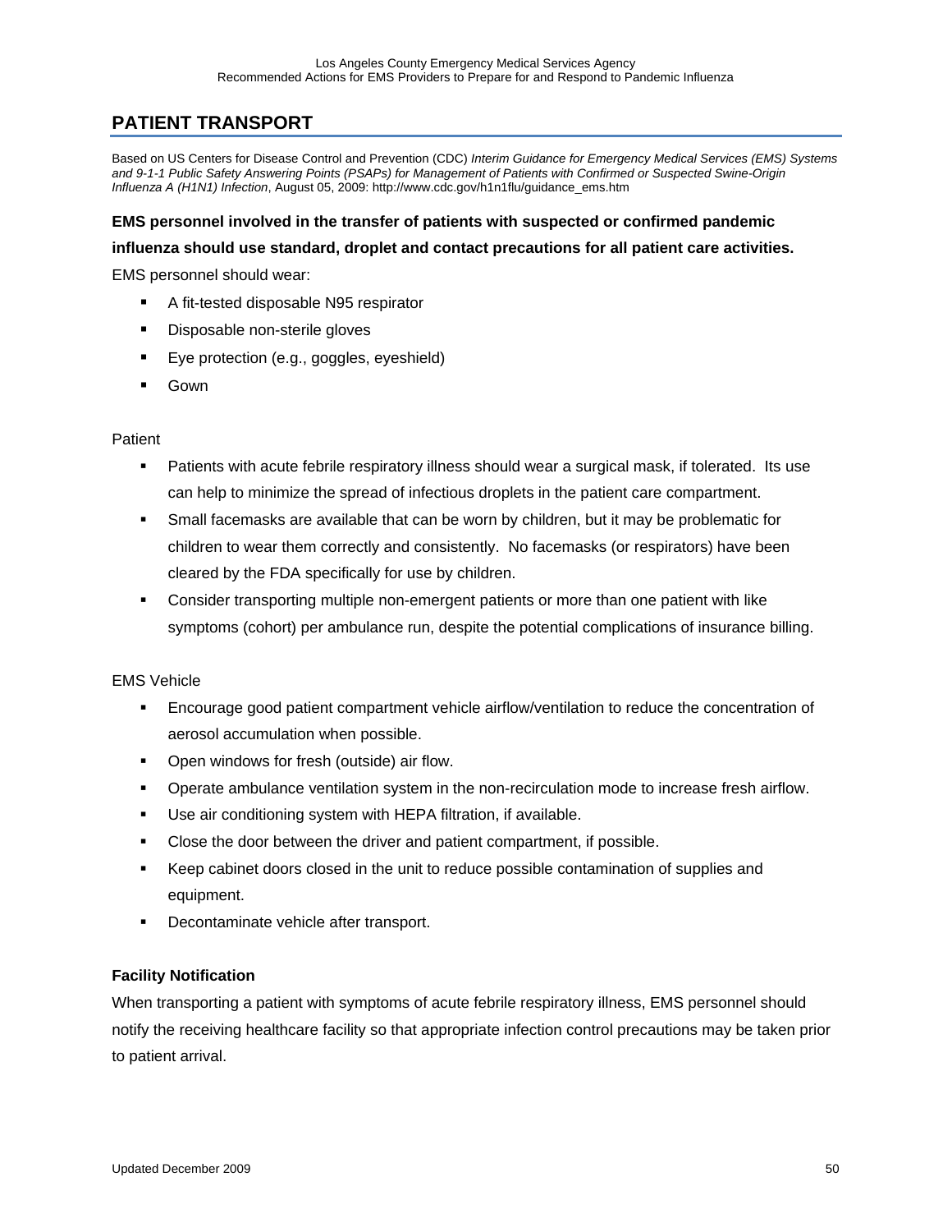## PATIENT TRANSPORT

Based on US Centers for Disease Control and Prevention (CDC) *Interim Guidance for Emergency Medical Services (EMS) Systems and 9-1-1 Public Safety Answering Points (PSAPs) for Management of Patients with Confirmed or Suspected Swine-Origin Influenza A (H1N1) Infection*, August 05, 2009: http://www.cdc.gov/h1n1flu/guidance_ems.htm

**EMS personnel involved in the transfer of patients with suspected or confirmed pandemic influenza should use standard, droplet and contact precautions for all patient care activities.**

EMS personnel should wear:

- A fit-tested disposable N95 respirator
- Disposable non-sterile gloves
- Eye protection (e.g., goggles, eyeshield)
- Gown

Patient

- Patients with acute febrile respiratory illness should wear a surgical mask, if tolerated. Its use can help to minimize the spread of infectious droplets in the patient care compartment.
- Small facemasks are available that can be worn by children, but it may be problematic for children to wear them correctly and consistently. No facemasks (or respirators) have been cleared by the FDA specifically for use by children.
- Consider transporting multiple non-emergent patients or more than one patient with like symptoms (cohort) per ambulance run, despite the potential complications of insurance billing.

EMS Vehicle

- Encourage good patient compartment vehicle airflow/ventilation to reduce the concentration of aerosol accumulation when possible.
- Open windows for fresh (outside) air flow.
- Operate ambulance ventilation system in the non-recirculation mode to increase fresh airflow.
- Use air conditioning system with HEPA filtration, if available.
- Close the door between the driver and patient compartment, if possible.
- Keep cabinet doors closed in the unit to reduce possible contamination of supplies and equipment.
- Decontaminate vehicle after transport.

**Facility Notification**

When transporting a patient with symptoms of acute febrile respiratory illness, EMS personnel should notify the receiving healthcare facility so that appropriate infection control precautions may be taken prior to patient arrival.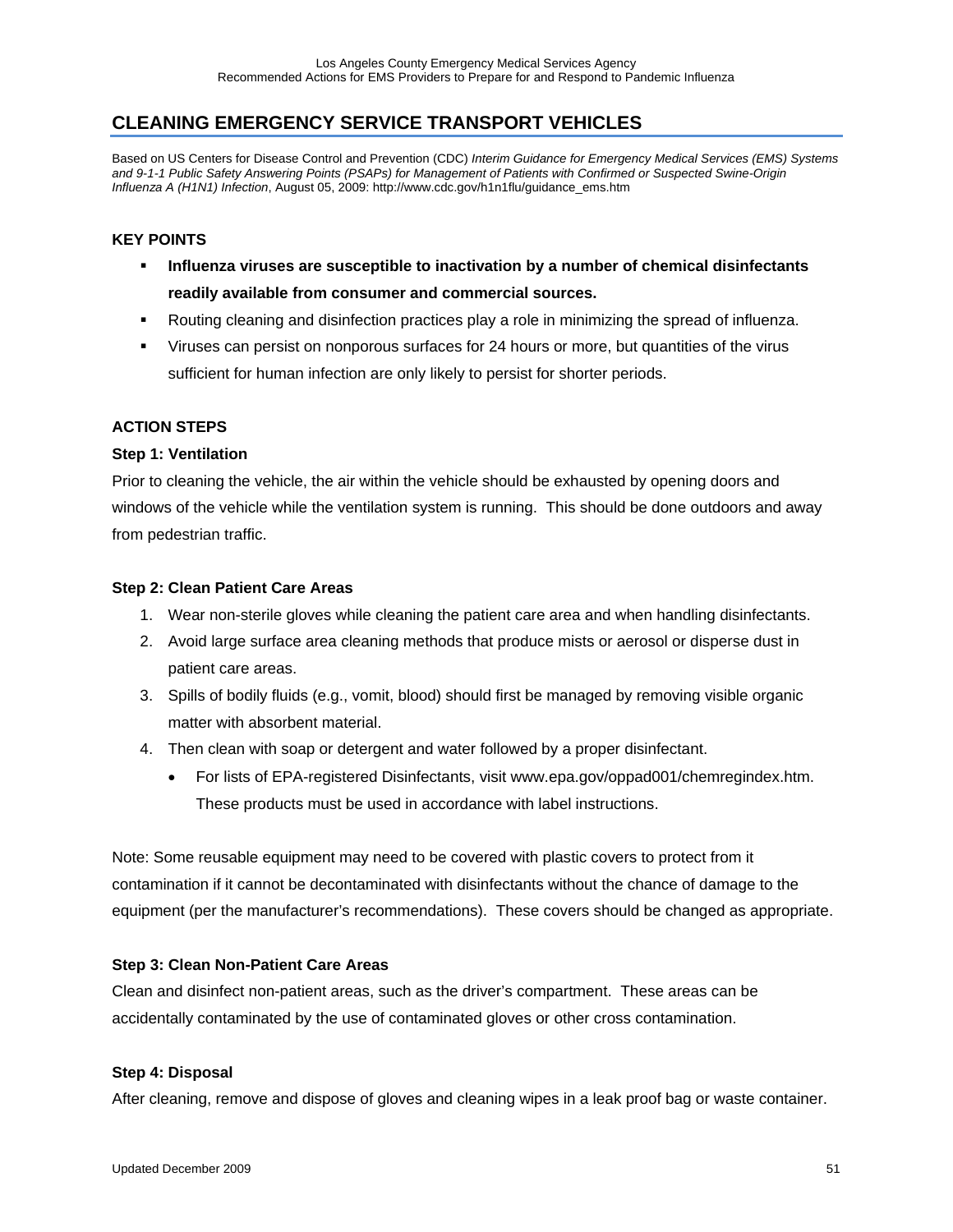## CLEANING EMERGENCY SERVICE TRANSPORT VEHICLES

Based on US Centers for Disease Control and Prevention (CDC) *Interim Guidance for Emergency Medical Services (EMS) Systems and 9-1-1 Public Safety Answering Points (PSAPs) for Management of Patients with Confirmed or Suspected Swine-Origin Influenza A (H1N1) Infection*, August 05, 2009: http://www.cdc.gov/h1n1flu/guidance_ems.htm

### KEY POINTS

- **Influenza viruses are susceptible to inactivation by a number of chemical disinfectants readily available from consumer and commercial sources.**
- Routing cleaning and disinfection practices play a role in minimizing the spread of influenza.
- Viruses can persist on nonporous surfaces for 24 hours or more, but quantities of the virus sufficient for human infection are only likely to persist for shorter periods.

### ACTION STEPS

**Step 1: Ventilation**

Prior to cleaning the vehicle, the air within the vehicle should be exhausted by opening doors and windows of the vehicle while the ventilation system is running. This should be done outdoors and away from pedestrian traffic.

**Step 2: Clean Patient Care Areas**

1. Wear non-sterile gloves while cleaning the patient care area and when handling disinfectants.
2. Avoid large surface area cleaning methods that produce mists or aerosol or disperse dust in patient care areas.
3. Spills of bodily fluids (e.g., vomit, blood) should first be managed by removing visible organic matter with absorbent material.
4. Then clean with soap or detergent and water followed by a proper disinfectant.
   - For lists of EPA-registered Disinfectants, visit www.epa.gov/oppad001/chemregindex.htm. These products must be used in accordance with label instructions.

Note: Some reusable equipment may need to be covered with plastic covers to protect from it contamination if it cannot be decontaminated with disinfectants without the chance of damage to the equipment (per the manufacturer's recommendations). These covers should be changed as appropriate.

**Step 3: Clean Non-Patient Care Areas**

Clean and disinfect non-patient areas, such as the driver's compartment. These areas can be accidentally contaminated by the use of contaminated gloves or other cross contamination.

**Step 4: Disposal**

After cleaning, remove and dispose of gloves and cleaning wipes in a leak proof bag or waste container.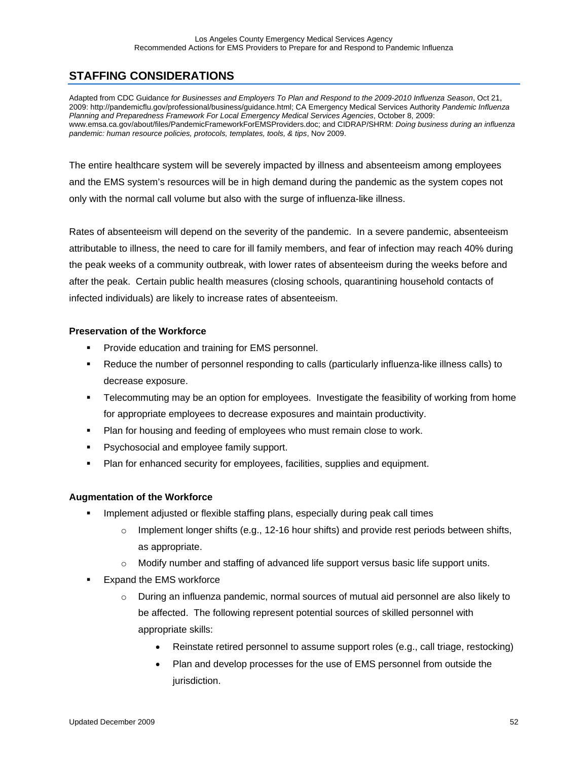## STAFFING CONSIDERATIONS

Adapted from CDC Guidance *for Businesses and Employers To Plan and Respond to the 2009-2010 Influenza Season*, Oct 21, 2009: http://pandemicflu.gov/professional/business/guidance.html; CA Emergency Medical Services Authority *Pandemic Influenza Planning and Preparedness Framework For Local Emergency Medical Services Agencies*, October 8, 2009: www.emsa.ca.gov/about/files/PandemicFrameworkForEMSProviders.doc; and CIDRAP/SHRM: *Doing business during an influenza pandemic: human resource policies, protocols, templates, tools, & tips*, Nov 2009.

The entire healthcare system will be severely impacted by illness and absenteeism among employees and the EMS system's resources will be in high demand during the pandemic as the system copes not only with the normal call volume but also with the surge of influenza-like illness.

Rates of absenteeism will depend on the severity of the pandemic. In a severe pandemic, absenteeism attributable to illness, the need to care for ill family members, and fear of infection may reach 40% during the peak weeks of a community outbreak, with lower rates of absenteeism during the weeks before and after the peak. Certain public health measures (closing schools, quarantining household contacts of infected individuals) are likely to increase rates of absenteeism.

**Preservation of the Workforce**

- Provide education and training for EMS personnel.
- Reduce the number of personnel responding to calls (particularly influenza-like illness calls) to decrease exposure.
- Telecommuting may be an option for employees. Investigate the feasibility of working from home for appropriate employees to decrease exposures and maintain productivity.
- Plan for housing and feeding of employees who must remain close to work.
- Psychosocial and employee family support.
- Plan for enhanced security for employees, facilities, supplies and equipment.

**Augmentation of the Workforce**

- Implement adjusted or flexible staffing plans, especially during peak call times
  - Implement longer shifts (e.g., 12-16 hour shifts) and provide rest periods between shifts, as appropriate.
  - Modify number and staffing of advanced life support versus basic life support units.
- Expand the EMS workforce
  - During an influenza pandemic, normal sources of mutual aid personnel are also likely to be affected. The following represent potential sources of skilled personnel with appropriate skills:
    - Reinstate retired personnel to assume support roles (e.g., call triage, restocking)
    - Plan and develop processes for the use of EMS personnel from outside the jurisdiction.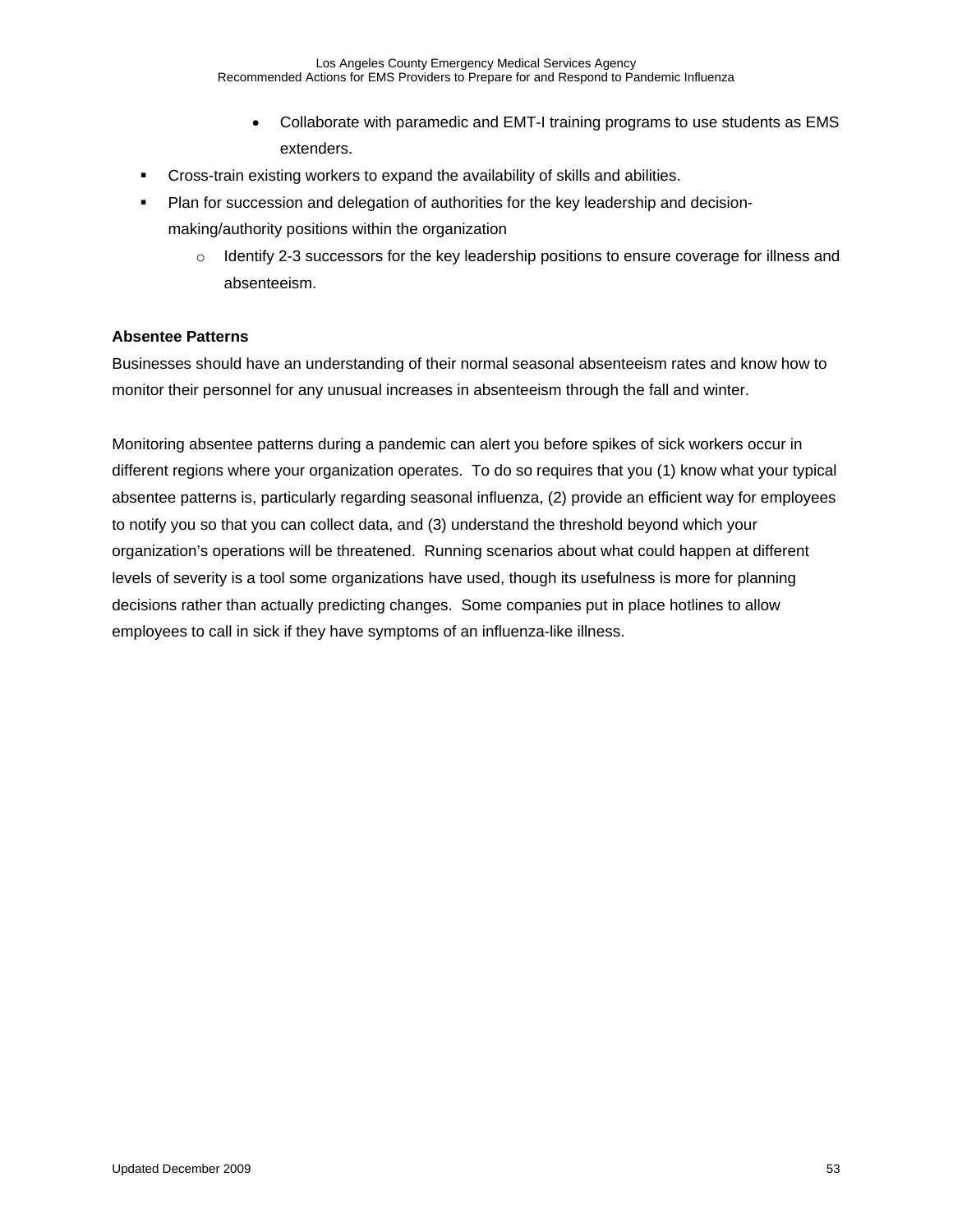- Collaborate with paramedic and EMT-I training programs to use students as EMS extenders.
- Cross-train existing workers to expand the availability of skills and abilities.
- Plan for succession and delegation of authorities for the key leadership and decision-making/authority positions within the organization
    - Identify 2-3 successors for the key leadership positions to ensure coverage for illness and absenteeism.

**Absentee Patterns**

Businesses should have an understanding of their normal seasonal absenteeism rates and know how to monitor their personnel for any unusual increases in absenteeism through the fall and winter.

Monitoring absentee patterns during a pandemic can alert you before spikes of sick workers occur in different regions where your organization operates. To do so requires that you (1) know what your typical absentee patterns is, particularly regarding seasonal influenza, (2) provide an efficient way for employees to notify you so that you can collect data, and (3) understand the threshold beyond which your organization's operations will be threatened. Running scenarios about what could happen at different levels of severity is a tool some organizations have used, though its usefulness is more for planning decisions rather than actually predicting changes. Some companies put in place hotlines to allow employees to call in sick if they have symptoms of an influenza-like illness.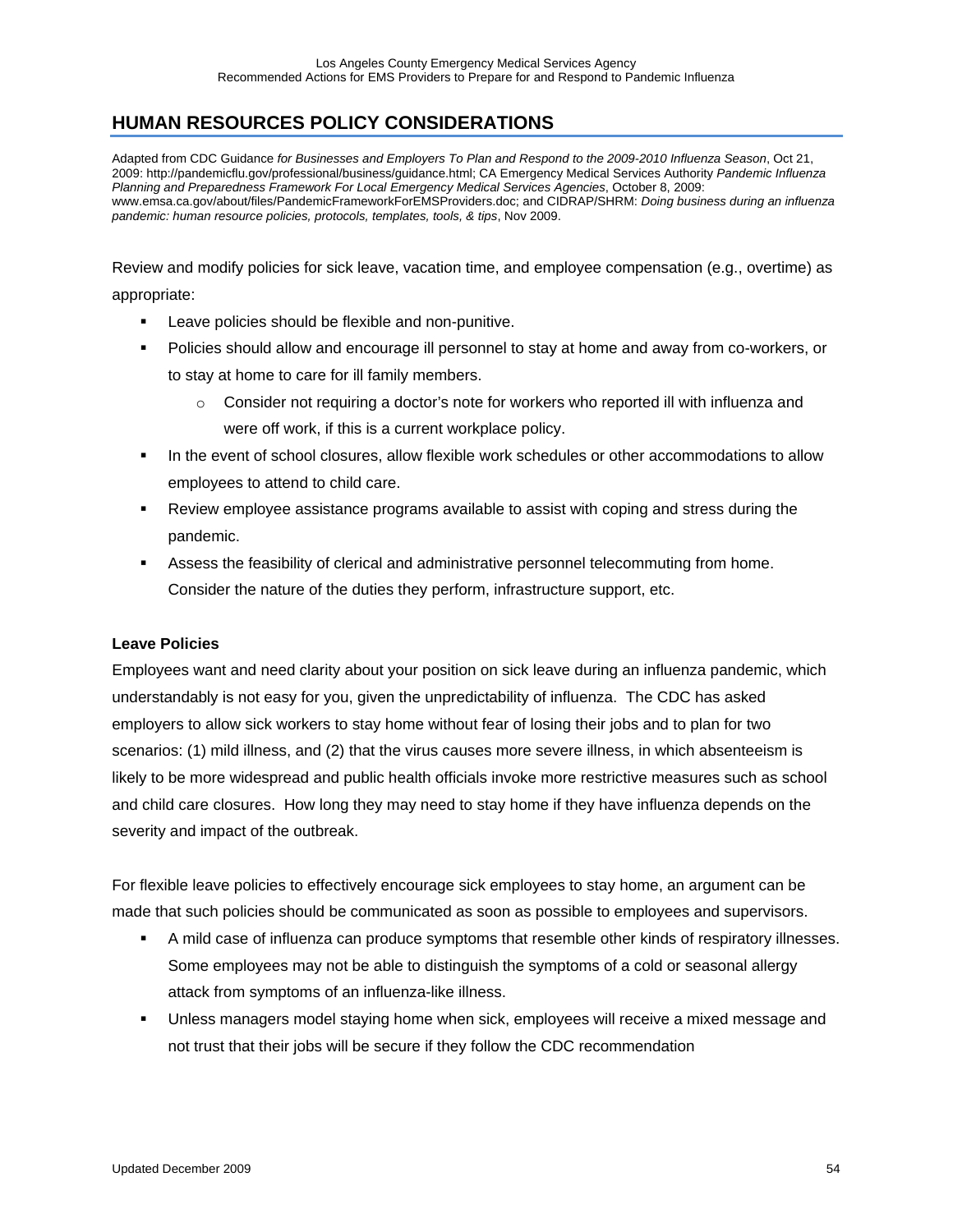## HUMAN RESOURCES POLICY CONSIDERATIONS

Adapted from CDC Guidance *for Businesses and Employers To Plan and Respond to the 2009-2010 Influenza Season*, Oct 21, 2009: http://pandemicflu.gov/professional/business/guidance.html; CA Emergency Medical Services Authority *Pandemic Influenza Planning and Preparedness Framework For Local Emergency Medical Services Agencies*, October 8, 2009: www.emsa.ca.gov/about/files/PandemicFrameworkForEMSProviders.doc; and CIDRAP/SHRM: *Doing business during an influenza pandemic: human resource policies, protocols, templates, tools, & tips*, Nov 2009.

Review and modify policies for sick leave, vacation time, and employee compensation (e.g., overtime) as appropriate:

- Leave policies should be flexible and non-punitive.
- Policies should allow and encourage ill personnel to stay at home and away from co-workers, or to stay at home to care for ill family members.
  - Consider not requiring a doctor's note for workers who reported ill with influenza and were off work, if this is a current workplace policy.
- In the event of school closures, allow flexible work schedules or other accommodations to allow employees to attend to child care.
- Review employee assistance programs available to assist with coping and stress during the pandemic.
- Assess the feasibility of clerical and administrative personnel telecommuting from home. Consider the nature of the duties they perform, infrastructure support, etc.

**Leave Policies**

Employees want and need clarity about your position on sick leave during an influenza pandemic, which understandably is not easy for you, given the unpredictability of influenza. The CDC has asked employers to allow sick workers to stay home without fear of losing their jobs and to plan for two scenarios: (1) mild illness, and (2) that the virus causes more severe illness, in which absenteeism is likely to be more widespread and public health officials invoke more restrictive measures such as school and child care closures. How long they may need to stay home if they have influenza depends on the severity and impact of the outbreak.

For flexible leave policies to effectively encourage sick employees to stay home, an argument can be made that such policies should be communicated as soon as possible to employees and supervisors.

- A mild case of influenza can produce symptoms that resemble other kinds of respiratory illnesses. Some employees may not be able to distinguish the symptoms of a cold or seasonal allergy attack from symptoms of an influenza-like illness.
- Unless managers model staying home when sick, employees will receive a mixed message and not trust that their jobs will be secure if they follow the CDC recommendation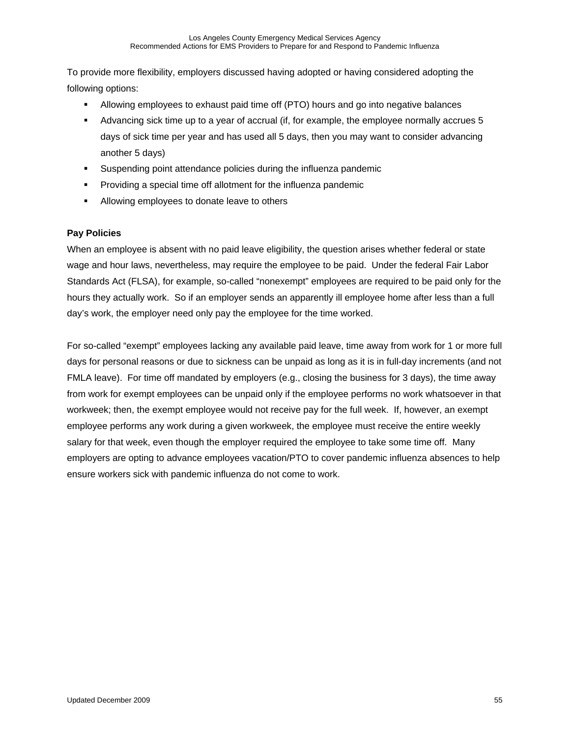To provide more flexibility, employers discussed having adopted or having considered adopting the following options:

- Allowing employees to exhaust paid time off (PTO) hours and go into negative balances
- Advancing sick time up to a year of accrual (if, for example, the employee normally accrues 5 days of sick time per year and has used all 5 days, then you may want to consider advancing another 5 days)
- Suspending point attendance policies during the influenza pandemic
- Providing a special time off allotment for the influenza pandemic
- Allowing employees to donate leave to others

**Pay Policies**

When an employee is absent with no paid leave eligibility, the question arises whether federal or state wage and hour laws, nevertheless, may require the employee to be paid. Under the federal Fair Labor Standards Act (FLSA), for example, so-called "nonexempt" employees are required to be paid only for the hours they actually work. So if an employer sends an apparently ill employee home after less than a full day's work, the employer need only pay the employee for the time worked.

For so-called "exempt" employees lacking any available paid leave, time away from work for 1 or more full days for personal reasons or due to sickness can be unpaid as long as it is in full-day increments (and not FMLA leave). For time off mandated by employers (e.g., closing the business for 3 days), the time away from work for exempt employees can be unpaid only if the employee performs no work whatsoever in that workweek; then, the exempt employee would not receive pay for the full week. If, however, an exempt employee performs any work during a given workweek, the employee must receive the entire weekly salary for that week, even though the employer required the employee to take some time off. Many employers are opting to advance employees vacation/PTO to cover pandemic influenza absences to help ensure workers sick with pandemic influenza do not come to work.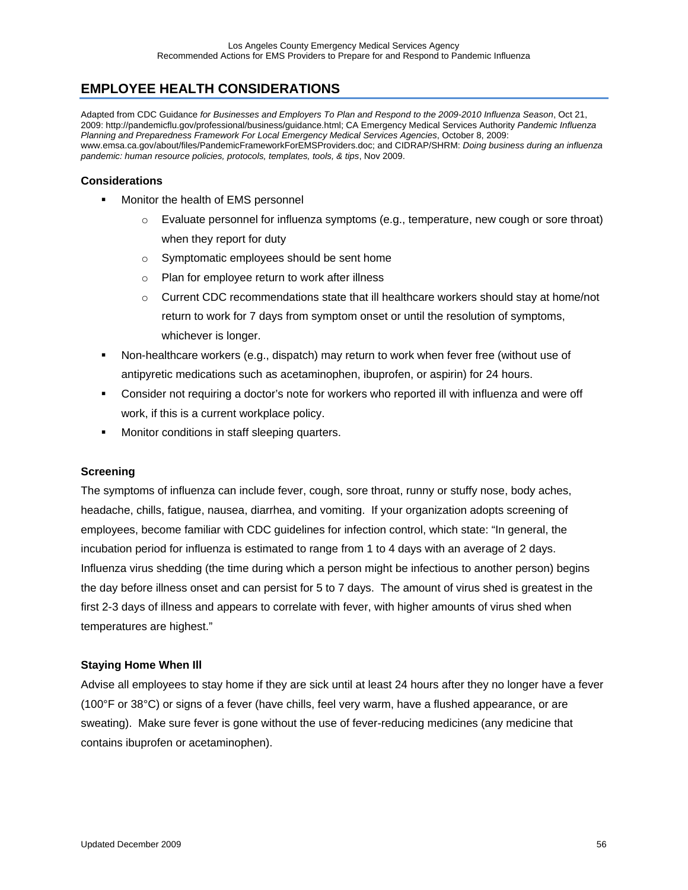## EMPLOYEE HEALTH CONSIDERATIONS

Adapted from CDC Guidance *for Businesses and Employers To Plan and Respond to the 2009-2010 Influenza Season*, Oct 21, 2009: http://pandemicflu.gov/professional/business/guidance.html; CA Emergency Medical Services Authority *Pandemic Influenza Planning and Preparedness Framework For Local Emergency Medical Services Agencies*, October 8, 2009: www.emsa.ca.gov/about/files/PandemicFrameworkForEMSProviders.doc; and CIDRAP/SHRM: *Doing business during an influenza pandemic: human resource policies, protocols, templates, tools, & tips*, Nov 2009.

### Considerations

- Monitor the health of EMS personnel
  - Evaluate personnel for influenza symptoms (e.g., temperature, new cough or sore throat) when they report for duty
  - Symptomatic employees should be sent home
  - Plan for employee return to work after illness
  - Current CDC recommendations state that ill healthcare workers should stay at home/not return to work for 7 days from symptom onset or until the resolution of symptoms, whichever is longer.
- Non-healthcare workers (e.g., dispatch) may return to work when fever free (without use of antipyretic medications such as acetaminophen, ibuprofen, or aspirin) for 24 hours.
- Consider not requiring a doctor's note for workers who reported ill with influenza and were off work, if this is a current workplace policy.
- Monitor conditions in staff sleeping quarters.

### Screening

The symptoms of influenza can include fever, cough, sore throat, runny or stuffy nose, body aches, headache, chills, fatigue, nausea, diarrhea, and vomiting. If your organization adopts screening of employees, become familiar with CDC guidelines for infection control, which state: "In general, the incubation period for influenza is estimated to range from 1 to 4 days with an average of 2 days. Influenza virus shedding (the time during which a person might be infectious to another person) begins the day before illness onset and can persist for 5 to 7 days. The amount of virus shed is greatest in the first 2-3 days of illness and appears to correlate with fever, with higher amounts of virus shed when temperatures are highest."

### Staying Home When Ill

Advise all employees to stay home if they are sick until at least 24 hours after they no longer have a fever (100°F or 38°C) or signs of a fever (have chills, feel very warm, have a flushed appearance, or are sweating). Make sure fever is gone without the use of fever-reducing medicines (any medicine that contains ibuprofen or acetaminophen).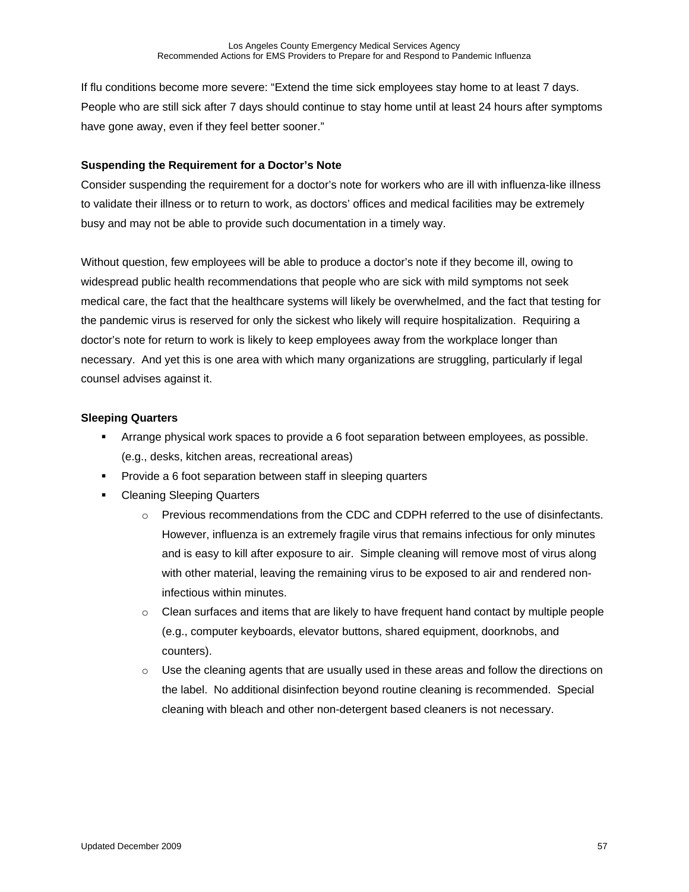If flu conditions become more severe: “Extend the time sick employees stay home to at least 7 days. People who are still sick after 7 days should continue to stay home until at least 24 hours after symptoms have gone away, even if they feel better sooner.”

**Suspending the Requirement for a Doctor’s Note**

Consider suspending the requirement for a doctor’s note for workers who are ill with influenza-like illness to validate their illness or to return to work, as doctors’ offices and medical facilities may be extremely busy and may not be able to provide such documentation in a timely way.

Without question, few employees will be able to produce a doctor’s note if they become ill, owing to widespread public health recommendations that people who are sick with mild symptoms not seek medical care, the fact that the healthcare systems will likely be overwhelmed, and the fact that testing for the pandemic virus is reserved for only the sickest who likely will require hospitalization. Requiring a doctor’s note for return to work is likely to keep employees away from the workplace longer than necessary. And yet this is one area with which many organizations are struggling, particularly if legal counsel advises against it.

**Sleeping Quarters**

- Arrange physical work spaces to provide a 6 foot separation between employees, as possible. (e.g., desks, kitchen areas, recreational areas)
- Provide a 6 foot separation between staff in sleeping quarters
- Cleaning Sleeping Quarters
    - Previous recommendations from the CDC and CDPH referred to the use of disinfectants. However, influenza is an extremely fragile virus that remains infectious for only minutes and is easy to kill after exposure to air. Simple cleaning will remove most of virus along with other material, leaving the remaining virus to be exposed to air and rendered non-infectious within minutes.
    - Clean surfaces and items that are likely to have frequent hand contact by multiple people (e.g., computer keyboards, elevator buttons, shared equipment, doorknobs, and counters).
    - Use the cleaning agents that are usually used in these areas and follow the directions on the label. No additional disinfection beyond routine cleaning is recommended. Special cleaning with bleach and other non-detergent based cleaners is not necessary.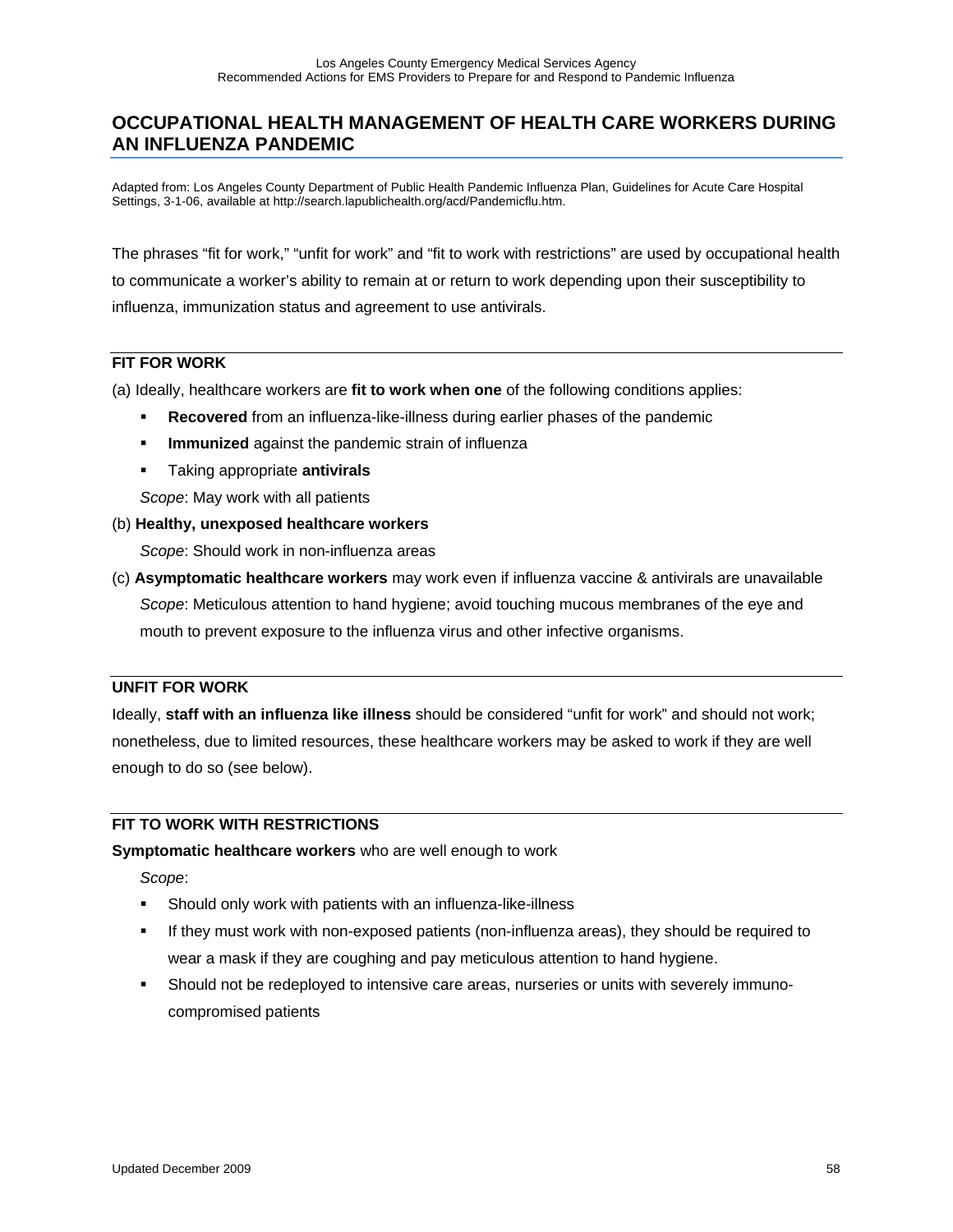## OCCUPATIONAL HEALTH MANAGEMENT OF HEALTH CARE WORKERS DURING AN INFLUENZA PANDEMIC

Adapted from: Los Angeles County Department of Public Health Pandemic Influenza Plan, Guidelines for Acute Care Hospital Settings, 3-1-06, available at http://search.lapublichealth.org/acd/Pandemicflu.htm.

The phrases "fit for work," "unfit for work" and "fit to work with restrictions" are used by occupational health to communicate a worker's ability to remain at or return to work depending upon their susceptibility to influenza, immunization status and agreement to use antivirals.

### FIT FOR WORK

(a) Ideally, healthcare workers are **fit to work when one** of the following conditions applies:

- **Recovered** from an influenza-like-illness during earlier phases of the pandemic
- **Immunized** against the pandemic strain of influenza
- Taking appropriate **antivirals**

*Scope*: May work with all patients

(b) **Healthy, unexposed healthcare workers**

*Scope*: Should work in non-influenza areas

(c) **Asymptomatic healthcare workers** may work even if influenza vaccine & antivirals are unavailable

*Scope*: Meticulous attention to hand hygiene; avoid touching mucous membranes of the eye and mouth to prevent exposure to the influenza virus and other infective organisms.

### UNFIT FOR WORK

Ideally, **staff with an influenza like illness** should be considered "unfit for work" and should not work; nonetheless, due to limited resources, these healthcare workers may be asked to work if they are well enough to do so (see below).

### FIT TO WORK WITH RESTRICTIONS

**Symptomatic healthcare workers** who are well enough to work

*Scope*:

- Should only work with patients with an influenza-like-illness
- If they must work with non-exposed patients (non-influenza areas), they should be required to wear a mask if they are coughing and pay meticulous attention to hand hygiene.
- Should not be redeployed to intensive care areas, nurseries or units with severely immuno-compromised patients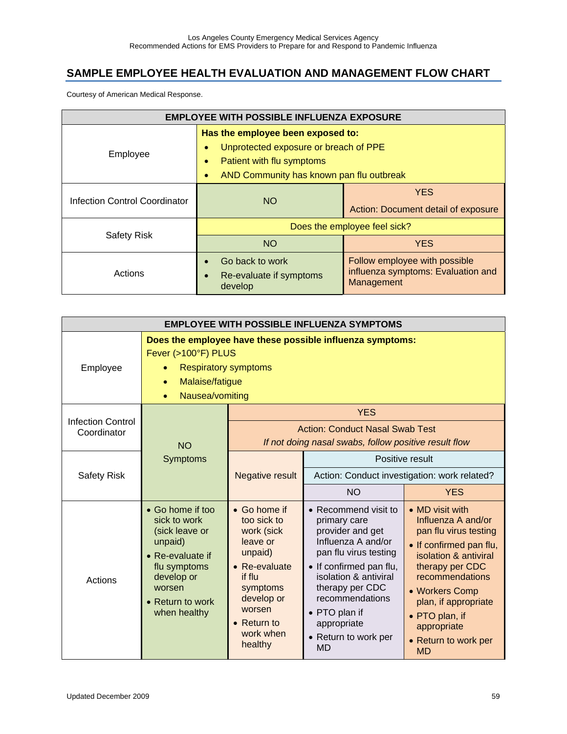## SAMPLE EMPLOYEE HEALTH EVALUATION AND MANAGEMENT FLOW CHART

Courtesy of American Medical Response.

| EMPLOYEE WITH POSSIBLE INFLUENZA EXPOSURE | | |
|---|---|---|
| Employee | **Has the employee been exposed to:**<br>• Unprotected exposure or breach of PPE<br>• Patient with flu symptoms<br>• AND Community has known pan flu outbreak | |
| Infection Control Coordinator | NO | YES<br>Action: Document detail of exposure |
| Safety Risk | Does the employee feel sick? | |
| | NO | YES |
| Actions | • Go back to work<br>• Re-evaluate if symptoms develop | Follow employee with possible influenza symptoms: Evaluation and Management |

| EMPLOYEE WITH POSSIBLE INFLUENZA SYMPTOMS | | | | |
|---|---|---|---|---|
| Employee | **Does the employee have these possible influenza symptoms:**<br>Fever (>100°F) PLUS<br>• Respiratory symptoms<br>• Malaise/fatigue<br>• Nausea/vomiting | | | |
| Infection Control Coordinator | NO Symptoms | YES<br>Action: Conduct Nasal Swab Test<br>*If not doing nasal swabs, follow positive result flow* | | |
| Safety Risk | | Negative result | Positive result<br>Action: Conduct investigation: work related? | |
| | | | NO | YES |
| Actions | • Go home if too sick to work (sick leave or unpaid)<br>• Re-evaluate if flu symptoms develop or worsen<br>• Return to work when healthy | • Go home if too sick to work (sick leave or unpaid)<br>• Re-evaluate if flu symptoms develop or worsen<br>• Return to work when healthy | • Recommend visit to primary care provider and get Influenza A and/or pan flu virus testing<br>• If confirmed pan flu, isolation & antiviral therapy per CDC recommendations<br>• PTO plan if appropriate<br>• Return to work per MD | • MD visit with Influenza A and/or pan flu virus testing<br>• If confirmed pan flu, isolation & antiviral therapy per CDC recommendations<br>• Workers Comp plan, if appropriate<br>• PTO plan, if appropriate<br>• Return to work per MD |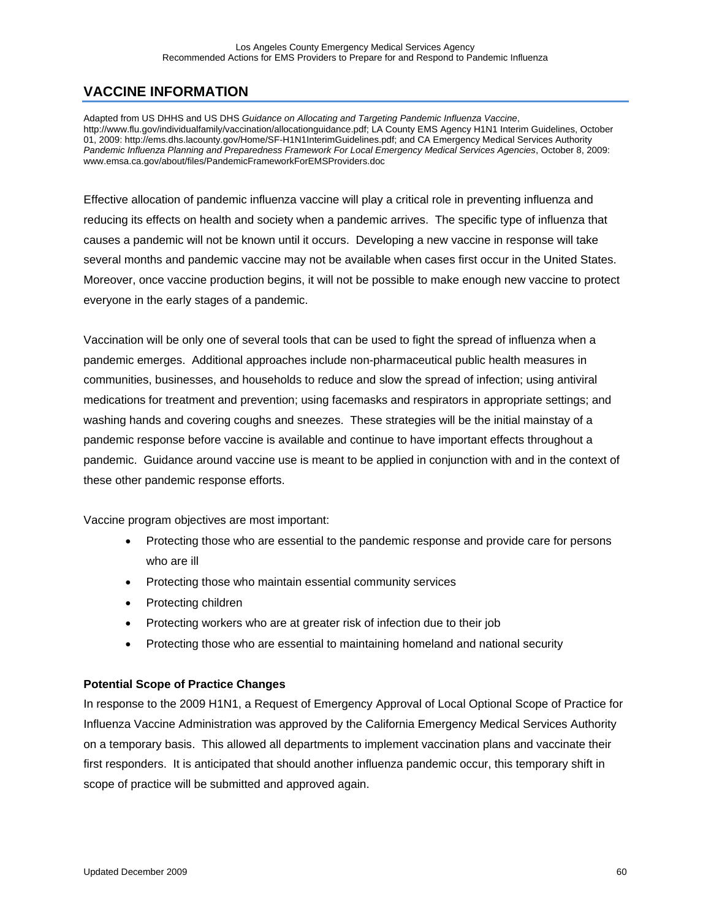## VACCINE INFORMATION

Adapted from US DHHS and US DHS *Guidance on Allocating and Targeting Pandemic Influenza Vaccine*, http://www.flu.gov/individualfamily/vaccination/allocationguidance.pdf; LA County EMS Agency H1N1 Interim Guidelines, October 01, 2009: http://ems.dhs.lacounty.gov/Home/SF-H1N1InterimGuidelines.pdf; and CA Emergency Medical Services Authority *Pandemic Influenza Planning and Preparedness Framework For Local Emergency Medical Services Agencies*, October 8, 2009: www.emsa.ca.gov/about/files/PandemicFrameworkForEMSProviders.doc

Effective allocation of pandemic influenza vaccine will play a critical role in preventing influenza and reducing its effects on health and society when a pandemic arrives. The specific type of influenza that causes a pandemic will not be known until it occurs. Developing a new vaccine in response will take several months and pandemic vaccine may not be available when cases first occur in the United States. Moreover, once vaccine production begins, it will not be possible to make enough new vaccine to protect everyone in the early stages of a pandemic.

Vaccination will be only one of several tools that can be used to fight the spread of influenza when a pandemic emerges. Additional approaches include non-pharmaceutical public health measures in communities, businesses, and households to reduce and slow the spread of infection; using antiviral medications for treatment and prevention; using facemasks and respirators in appropriate settings; and washing hands and covering coughs and sneezes. These strategies will be the initial mainstay of a pandemic response before vaccine is available and continue to have important effects throughout a pandemic. Guidance around vaccine use is meant to be applied in conjunction with and in the context of these other pandemic response efforts.

Vaccine program objectives are most important:

- Protecting those who are essential to the pandemic response and provide care for persons who are ill
- Protecting those who maintain essential community services
- Protecting children
- Protecting workers who are at greater risk of infection due to their job
- Protecting those who are essential to maintaining homeland and national security

**Potential Scope of Practice Changes**

In response to the 2009 H1N1, a Request of Emergency Approval of Local Optional Scope of Practice for Influenza Vaccine Administration was approved by the California Emergency Medical Services Authority on a temporary basis. This allowed all departments to implement vaccination plans and vaccinate their first responders. It is anticipated that should another influenza pandemic occur, this temporary shift in scope of practice will be submitted and approved again.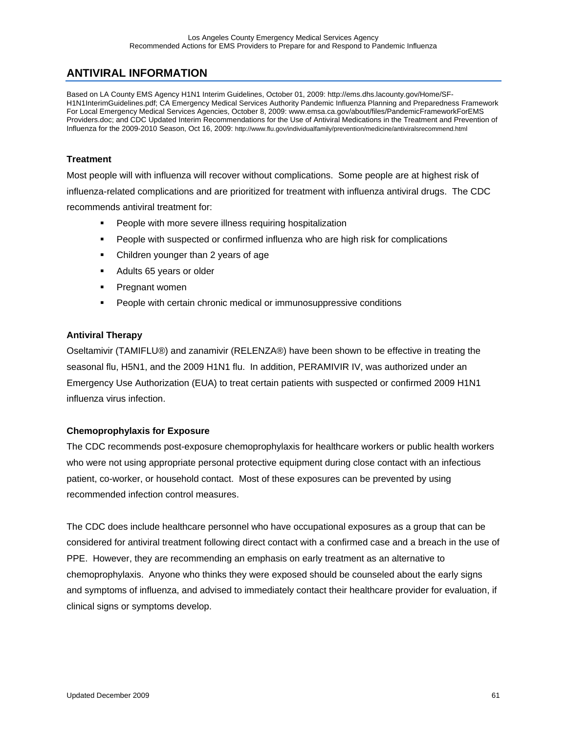## ANTIVIRAL INFORMATION

Based on LA County EMS Agency H1N1 Interim Guidelines, October 01, 2009: http://ems.dhs.lacounty.gov/Home/SF-H1N1InterimGuidelines.pdf; CA Emergency Medical Services Authority Pandemic Influenza Planning and Preparedness Framework For Local Emergency Medical Services Agencies, October 8, 2009: www.emsa.ca.gov/about/files/PandemicFrameworkForEMS Providers.doc; and CDC Updated Interim Recommendations for the Use of Antiviral Medications in the Treatment and Prevention of Influenza for the 2009-2010 Season, Oct 16, 2009: http://www.flu.gov/individualfamily/prevention/medicine/antiviralsrecommend.html

### Treatment

Most people will with influenza will recover without complications. Some people are at highest risk of influenza-related complications and are prioritized for treatment with influenza antiviral drugs. The CDC recommends antiviral treatment for:

- People with more severe illness requiring hospitalization
- People with suspected or confirmed influenza who are high risk for complications
- Children younger than 2 years of age
- Adults 65 years or older
- Pregnant women
- People with certain chronic medical or immunosuppressive conditions

### Antiviral Therapy

Oseltamivir (TAMIFLU®) and zanamivir (RELENZA®) have been shown to be effective in treating the seasonal flu, H5N1, and the 2009 H1N1 flu. In addition, PERAMIVIR IV, was authorized under an Emergency Use Authorization (EUA) to treat certain patients with suspected or confirmed 2009 H1N1 influenza virus infection.

### Chemoprophylaxis for Exposure

The CDC recommends post-exposure chemoprophylaxis for healthcare workers or public health workers who were not using appropriate personal protective equipment during close contact with an infectious patient, co-worker, or household contact. Most of these exposures can be prevented by using recommended infection control measures.

The CDC does include healthcare personnel who have occupational exposures as a group that can be considered for antiviral treatment following direct contact with a confirmed case and a breach in the use of PPE. However, they are recommending an emphasis on early treatment as an alternative to chemoprophylaxis. Anyone who thinks they were exposed should be counseled about the early signs and symptoms of influenza, and advised to immediately contact their healthcare provider for evaluation, if clinical signs or symptoms develop.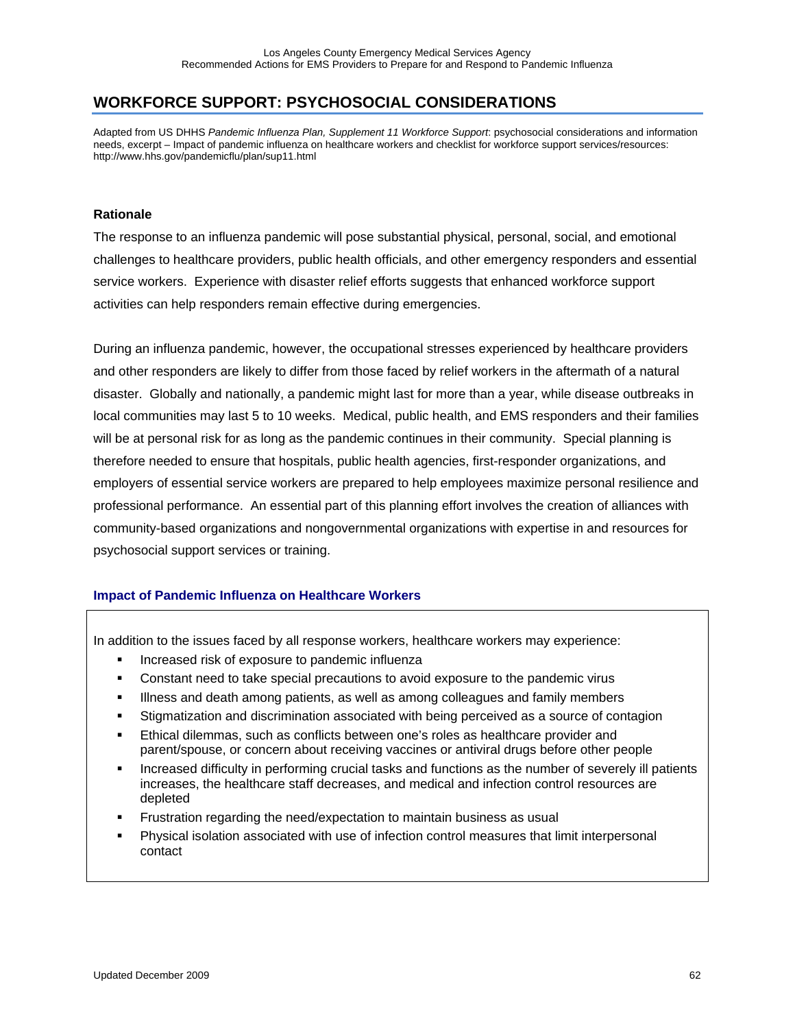## WORKFORCE SUPPORT: PSYCHOSOCIAL CONSIDERATIONS

Adapted from US DHHS *Pandemic Influenza Plan, Supplement 11 Workforce Support*: psychosocial considerations and information needs, excerpt – Impact of pandemic influenza on healthcare workers and checklist for workforce support services/resources: http://www.hhs.gov/pandemicflu/plan/sup11.html

**Rationale**

The response to an influenza pandemic will pose substantial physical, personal, social, and emotional challenges to healthcare providers, public health officials, and other emergency responders and essential service workers. Experience with disaster relief efforts suggests that enhanced workforce support activities can help responders remain effective during emergencies.

During an influenza pandemic, however, the occupational stresses experienced by healthcare providers and other responders are likely to differ from those faced by relief workers in the aftermath of a natural disaster. Globally and nationally, a pandemic might last for more than a year, while disease outbreaks in local communities may last 5 to 10 weeks. Medical, public health, and EMS responders and their families will be at personal risk for as long as the pandemic continues in their community. Special planning is therefore needed to ensure that hospitals, public health agencies, first-responder organizations, and employers of essential service workers are prepared to help employees maximize personal resilience and professional performance. An essential part of this planning effort involves the creation of alliances with community-based organizations and nongovernmental organizations with expertise in and resources for psychosocial support services or training.

### Impact of Pandemic Influenza on Healthcare Workers

In addition to the issues faced by all response workers, healthcare workers may experience:

- Increased risk of exposure to pandemic influenza
- Constant need to take special precautions to avoid exposure to the pandemic virus
- Illness and death among patients, as well as among colleagues and family members
- Stigmatization and discrimination associated with being perceived as a source of contagion
- Ethical dilemmas, such as conflicts between one's roles as healthcare provider and parent/spouse, or concern about receiving vaccines or antiviral drugs before other people
- Increased difficulty in performing crucial tasks and functions as the number of severely ill patients increases, the healthcare staff decreases, and medical and infection control resources are depleted
- Frustration regarding the need/expectation to maintain business as usual
- Physical isolation associated with use of infection control measures that limit interpersonal contact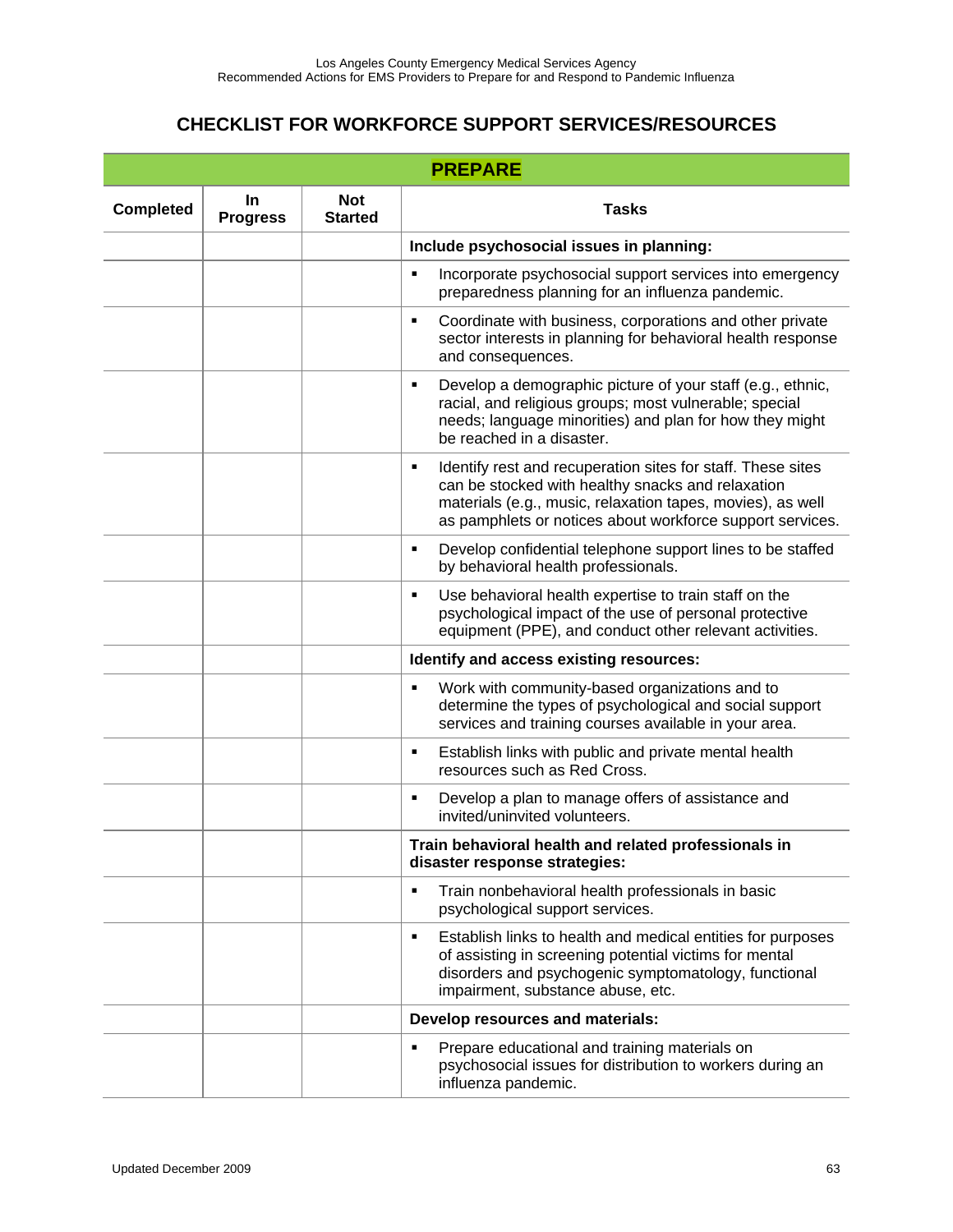## CHECKLIST FOR WORKFORCE SUPPORT SERVICES/RESOURCES

| PREPARE | | | |
|---|---|---|---|
| **Completed** | **In Progress** | **Not Started** | **Tasks** |
| | | | **Include psychosocial issues in planning:** |
| | | | ▪ Incorporate psychosocial support services into emergency preparedness planning for an influenza pandemic. |
| | | | ▪ Coordinate with business, corporations and other private sector interests in planning for behavioral health response and consequences. |
| | | | ▪ Develop a demographic picture of your staff (e.g., ethnic, racial, and religious groups; most vulnerable; special needs; language minorities) and plan for how they might be reached in a disaster. |
| | | | ▪ Identify rest and recuperation sites for staff. These sites can be stocked with healthy snacks and relaxation materials (e.g., music, relaxation tapes, movies), as well as pamphlets or notices about workforce support services. |
| | | | ▪ Develop confidential telephone support lines to be staffed by behavioral health professionals. |
| | | | ▪ Use behavioral health expertise to train staff on the psychological impact of the use of personal protective equipment (PPE), and conduct other relevant activities. |
| | | | **Identify and access existing resources:** |
| | | | ▪ Work with community-based organizations and to determine the types of psychological and social support services and training courses available in your area. |
| | | | ▪ Establish links with public and private mental health resources such as Red Cross. |
| | | | ▪ Develop a plan to manage offers of assistance and invited/uninvited volunteers. |
| | | | **Train behavioral health and related professionals in disaster response strategies:** |
| | | | ▪ Train nonbehavioral health professionals in basic psychological support services. |
| | | | ▪ Establish links to health and medical entities for purposes of assisting in screening potential victims for mental disorders and psychogenic symptomatology, functional impairment, substance abuse, etc. |
| | | | **Develop resources and materials:** |
| | | | ▪ Prepare educational and training materials on psychosocial issues for distribution to workers during an influenza pandemic. |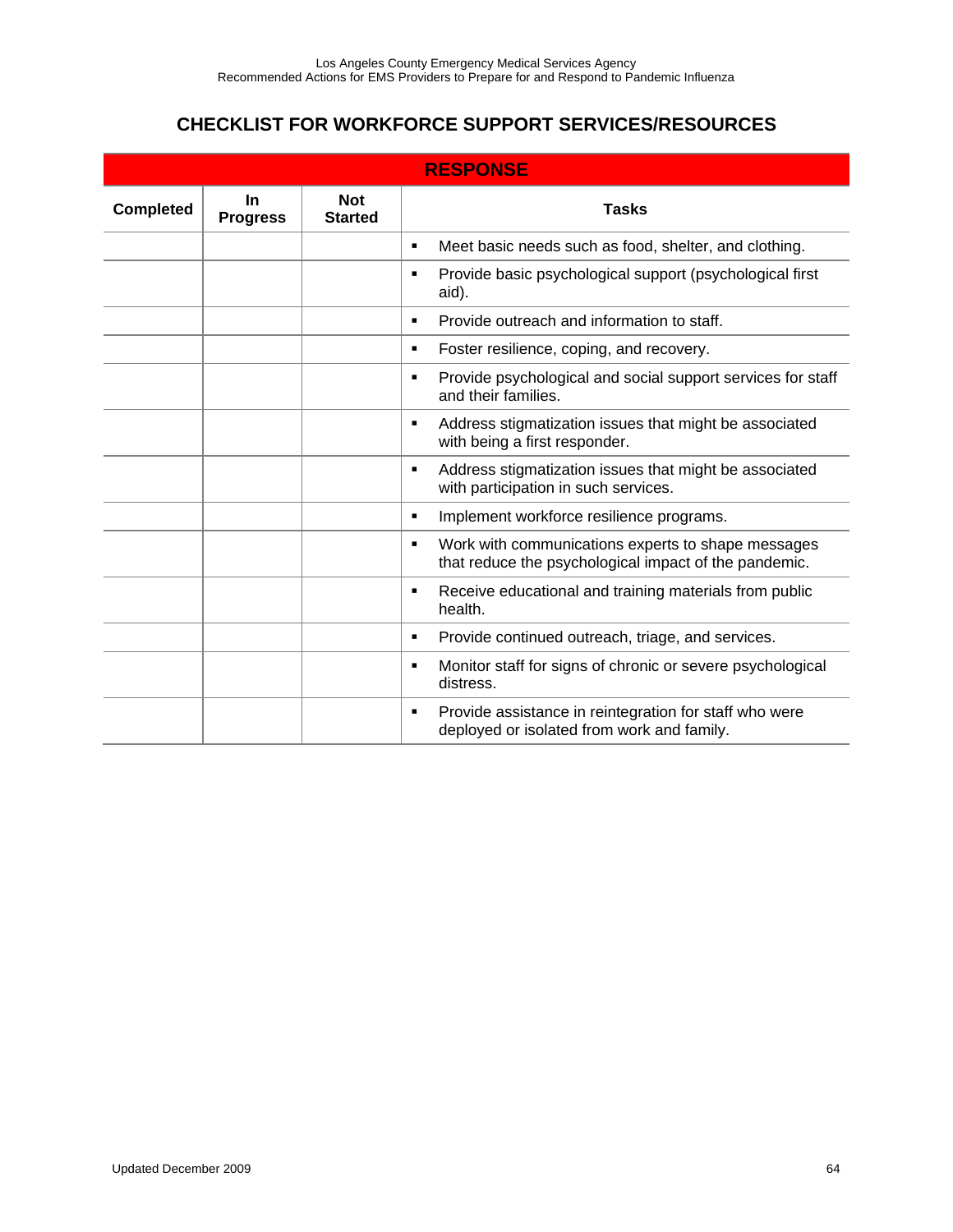## CHECKLIST FOR WORKFORCE SUPPORT SERVICES/RESOURCES

| RESPONSE | | | |
|---|---|---|---|
| **Completed** | **In Progress** | **Not Started** | **Tasks** |
| | | | ▪ Meet basic needs such as food, shelter, and clothing. |
| | | | ▪ Provide basic psychological support (psychological first aid). |
| | | | ▪ Provide outreach and information to staff. |
| | | | ▪ Foster resilience, coping, and recovery. |
| | | | ▪ Provide psychological and social support services for staff and their families. |
| | | | ▪ Address stigmatization issues that might be associated with being a first responder. |
| | | | ▪ Address stigmatization issues that might be associated with participation in such services. |
| | | | ▪ Implement workforce resilience programs. |
| | | | ▪ Work with communications experts to shape messages that reduce the psychological impact of the pandemic. |
| | | | ▪ Receive educational and training materials from public health. |
| | | | ▪ Provide continued outreach, triage, and services. |
| | | | ▪ Monitor staff for signs of chronic or severe psychological distress. |
| | | | ▪ Provide assistance in reintegration for staff who were deployed or isolated from work and family. |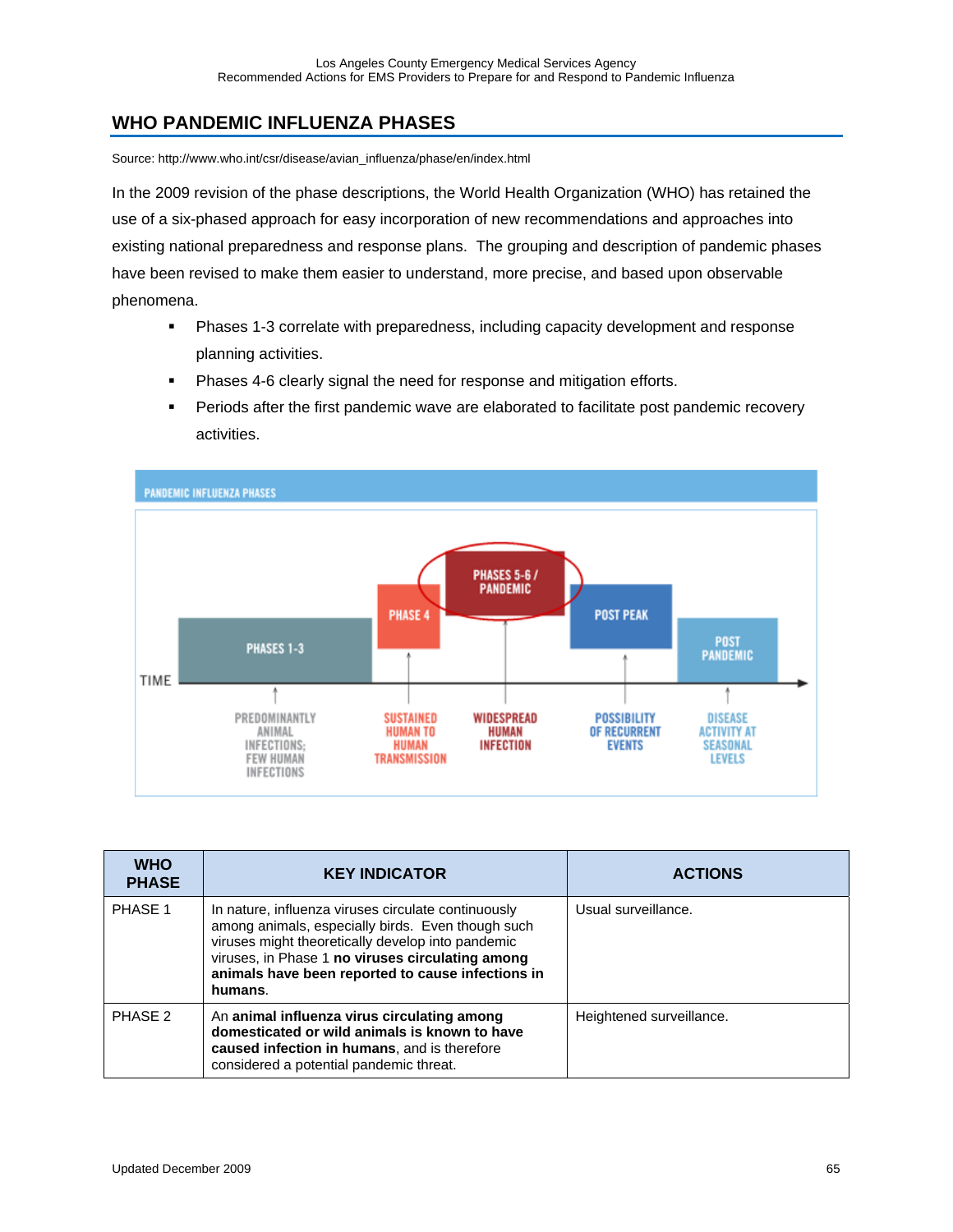## WHO PANDEMIC INFLUENZA PHASES

Source: http://www.who.int/csr/disease/avian_influenza/phase/en/index.html

In the 2009 revision of the phase descriptions, the World Health Organization (WHO) has retained the use of a six-phased approach for easy incorporation of new recommendations and approaches into existing national preparedness and response plans. The grouping and description of pandemic phases have been revised to make them easier to understand, more precise, and based upon observable phenomena.

- Phases 1-3 correlate with preparedness, including capacity development and response planning activities.
- Phases 4-6 clearly signal the need for response and mitigation efforts.
- Periods after the first pandemic wave are elaborated to facilitate post pandemic recovery activities.

PANDEMIC INFLUENZA PHASES

TIME

| PHASES 1-3 | PHASE 4 | PHASES 5-6 / PANDEMIC | POST PEAK | POST PANDEMIC |
|---|---|---|---|---|
| PREDOMINANTLY ANIMAL INFECTIONS; FEW HUMAN INFECTIONS | SUSTAINED HUMAN TO HUMAN TRANSMISSION | WIDESPREAD HUMAN INFECTION | POSSIBILITY OF RECURRENT EVENTS | DISEASE ACTIVITY AT SEASONAL LEVELS |

| WHO PHASE | KEY INDICATOR | ACTIONS |
|---|---|---|
| PHASE 1 | In nature, influenza viruses circulate continuously among animals, especially birds. Even though such viruses might theoretically develop into pandemic viruses, in Phase 1 **no viruses circulating among animals have been reported to cause infections in humans**. | Usual surveillance. |
| PHASE 2 | An **animal influenza virus circulating among domesticated or wild animals is known to have caused infection in humans**, and is therefore considered a potential pandemic threat. | Heightened surveillance. |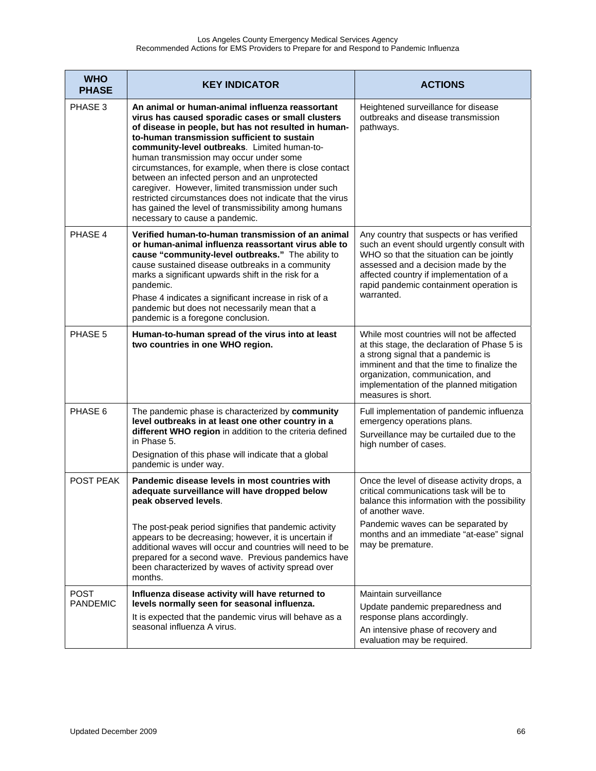| WHO PHASE | KEY INDICATOR | ACTIONS |
|---|---|---|
| PHASE 3 | **An animal or human-animal influenza reassortant virus has caused sporadic cases or small clusters of disease in people, but has not resulted in human-to-human transmission sufficient to sustain community-level outbreaks**. Limited human-to-human transmission may occur under some circumstances, for example, when there is close contact between an infected person and an unprotected caregiver. However, limited transmission under such restricted circumstances does not indicate that the virus has gained the level of transmissibility among humans necessary to cause a pandemic. | Heightened surveillance for disease outbreaks and disease transmission pathways. |
| PHASE 4 | **Verified human-to-human transmission of an animal or human-animal influenza reassortant virus able to cause "community-level outbreaks."** The ability to cause sustained disease outbreaks in a community marks a significant upwards shift in the risk for a pandemic.<br>Phase 4 indicates a significant increase in risk of a pandemic but does not necessarily mean that a pandemic is a foregone conclusion. | Any country that suspects or has verified such an event should urgently consult with WHO so that the situation can be jointly assessed and a decision made by the affected country if implementation of a rapid pandemic containment operation is warranted. |
| PHASE 5 | **Human-to-human spread of the virus into at least two countries in one WHO region.** | While most countries will not be affected at this stage, the declaration of Phase 5 is a strong signal that a pandemic is imminent and that the time to finalize the organization, communication, and implementation of the planned mitigation measures is short. |
| PHASE 6 | The pandemic phase is characterized by **community level outbreaks in at least one other country in a different WHO region** in addition to the criteria defined in Phase 5.<br>Designation of this phase will indicate that a global pandemic is under way. | Full implementation of pandemic influenza emergency operations plans.<br>Surveillance may be curtailed due to the high number of cases. |
| POST PEAK | **Pandemic disease levels in most countries with adequate surveillance will have dropped below peak observed levels**.<br><br>The post-peak period signifies that pandemic activity appears to be decreasing; however, it is uncertain if additional waves will occur and countries will need to be prepared for a second wave. Previous pandemics have been characterized by waves of activity spread over months. | Once the level of disease activity drops, a critical communications task will be to balance this information with the possibility of another wave.<br>Pandemic waves can be separated by months and an immediate "at-ease" signal may be premature. |
| POST PANDEMIC | **Influenza disease activity will have returned to levels normally seen for seasonal influenza.**<br>It is expected that the pandemic virus will behave as a seasonal influenza A virus. | Maintain surveillance<br>Update pandemic preparedness and response plans accordingly.<br>An intensive phase of recovery and evaluation may be required. |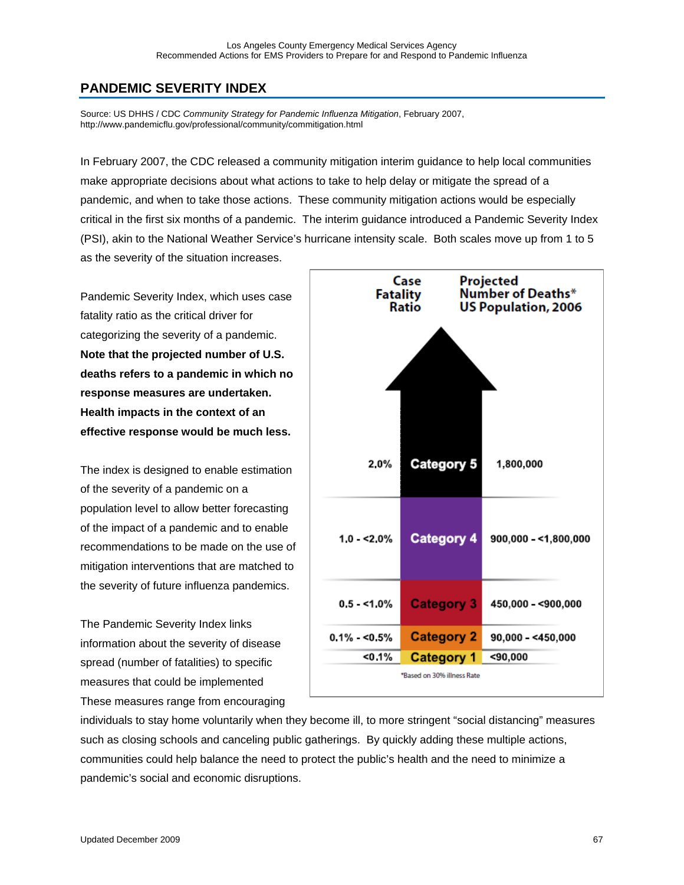## PANDEMIC SEVERITY INDEX

Source: US DHHS / CDC *Community Strategy for Pandemic Influenza Mitigation*, February 2007, http://www.pandemicflu.gov/professional/community/commitigation.html

In February 2007, the CDC released a community mitigation interim guidance to help local communities make appropriate decisions about what actions to take to help delay or mitigate the spread of a pandemic, and when to take those actions. These community mitigation actions would be especially critical in the first six months of a pandemic. The interim guidance introduced a Pandemic Severity Index (PSI), akin to the National Weather Service's hurricane intensity scale. Both scales move up from 1 to 5 as the severity of the situation increases.

Pandemic Severity Index, which uses case fatality ratio as the critical driver for categorizing the severity of a pandemic. **Note that the projected number of U.S. deaths refers to a pandemic in which no response measures are undertaken. Health impacts in the context of an effective response would be much less.**

| Case Fatality Ratio | | Projected Number of Deaths* US Population, 2006 |
|---|---|---|
| 2.0% | Category 5 | 1,800,000 |
| 1.0 - <2.0% | Category 4 | 900,000 - <1,800,000 |
| 0.5 - <1.0% | Category 3 | 450,000 - <900,000 |
| 0.1% - <0.5% | Category 2 | 90,000 - <450,000 |
| <0.1% | Category 1 | <90,000 |

*Based on 30% illness Rate

The index is designed to enable estimation of the severity of a pandemic on a population level to allow better forecasting of the impact of a pandemic and to enable recommendations to be made on the use of mitigation interventions that are matched to the severity of future influenza pandemics.

The Pandemic Severity Index links information about the severity of disease spread (number of fatalities) to specific measures that could be implemented These measures range from encouraging individuals to stay home voluntarily when they become ill, to more stringent "social distancing" measures such as closing schools and canceling public gatherings. By quickly adding these multiple actions, communities could help balance the need to protect the public's health and the need to minimize a pandemic's social and economic disruptions.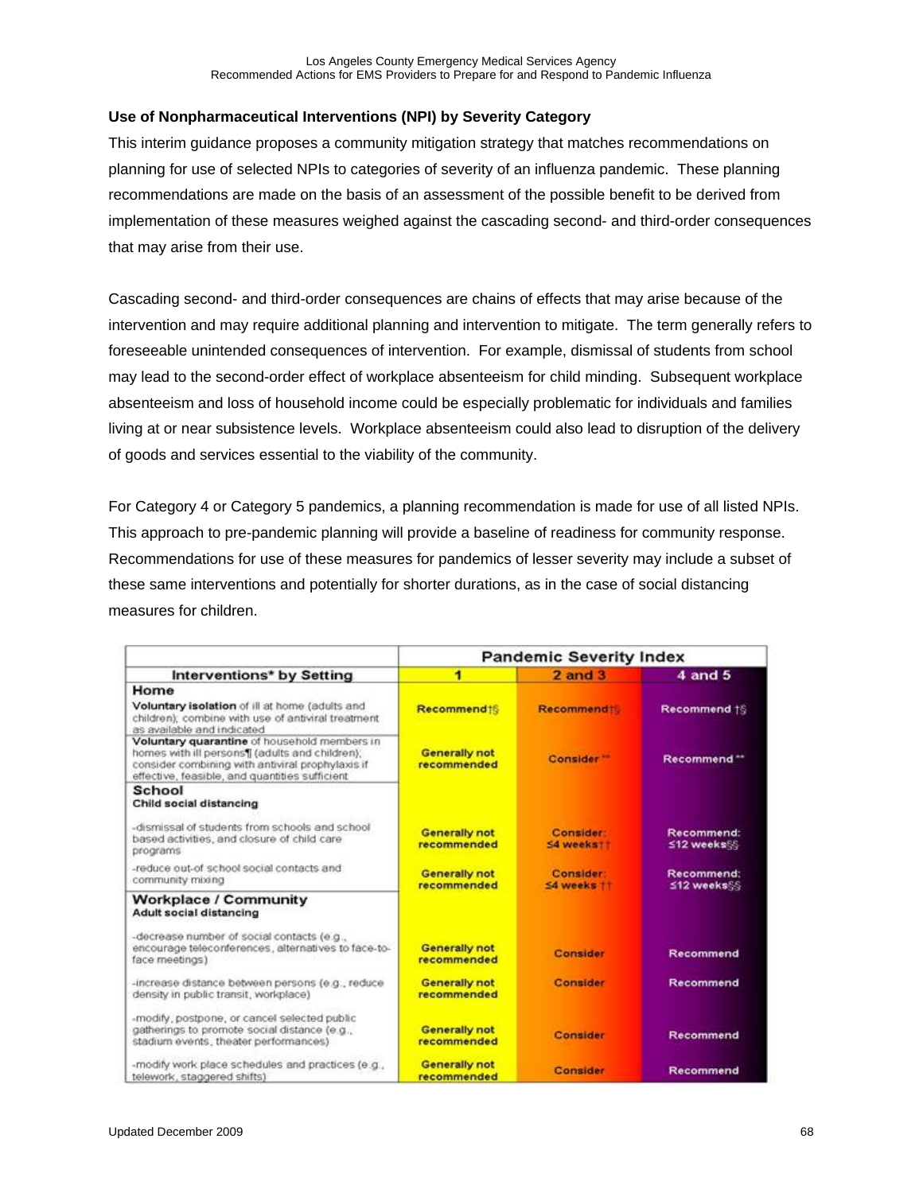## Use of Nonpharmaceutical Interventions (NPI) by Severity Category

This interim guidance proposes a community mitigation strategy that matches recommendations on planning for use of selected NPIs to categories of severity of an influenza pandemic. These planning recommendations are made on the basis of an assessment of the possible benefit to be derived from implementation of these measures weighed against the cascading second- and third-order consequences that may arise from their use.

Cascading second- and third-order consequences are chains of effects that may arise because of the intervention and may require additional planning and intervention to mitigate. The term generally refers to foreseeable unintended consequences of intervention. For example, dismissal of students from school may lead to the second-order effect of workplace absenteeism for child minding. Subsequent workplace absenteeism and loss of household income could be especially problematic for individuals and families living at or near subsistence levels. Workplace absenteeism could also lead to disruption of the delivery of goods and services essential to the viability of the community.

For Category 4 or Category 5 pandemics, a planning recommendation is made for use of all listed NPIs. This approach to pre-pandemic planning will provide a baseline of readiness for community response. Recommendations for use of these measures for pandemics of lesser severity may include a subset of these same interventions and potentially for shorter durations, as in the case of social distancing measures for children.

| Interventions* by Setting | Pandemic Severity Index | | |
|---|---|---|---|
| | 1 | 2 and 3 | 4 and 5 |
| **Home** | | | |
| **Voluntary isolation** of ill at home (adults and children); combine with use of antiviral treatment as available and indicated | Recommend†§ | Recommend†§ | Recommend †§ |
| **Voluntary quarantine** of household members in homes with ill persons¶ (adults and children); consider combining with antiviral prophylaxis if effective, feasible, and quantities sufficient | Generally not recommended | Consider ** | Recommend ** |
| **School** | | | |
| **Child social distancing** | | | |
| -dismissal of students from schools and school based activities, and closure of child care programs | Generally not recommended | Consider: ≤4 weeks†† | Recommend: ≤12 weeks§§ |
| -reduce out-of school social contacts and community mixing | Generally not recommended | Consider: ≤4 weeks †† | Recommend: ≤12 weeks§§ |
| **Workplace / Community** | | | |
| **Adult social distancing** | | | |
| -decrease number of social contacts (e.g., encourage teleconferences, alternatives to face-to-face meetings) | Generally not recommended | Consider | Recommend |
| -increase distance between persons (e.g., reduce density in public transit, workplace) | Generally not recommended | Consider | Recommend |
| -modify, postpone, or cancel selected public gatherings to promote social distance (e.g., stadium events, theater performances) | Generally not recommended | Consider | Recommend |
| -modify work place schedules and practices (e.g., telework, staggered shifts) | Generally not recommended | Consider | Recommend |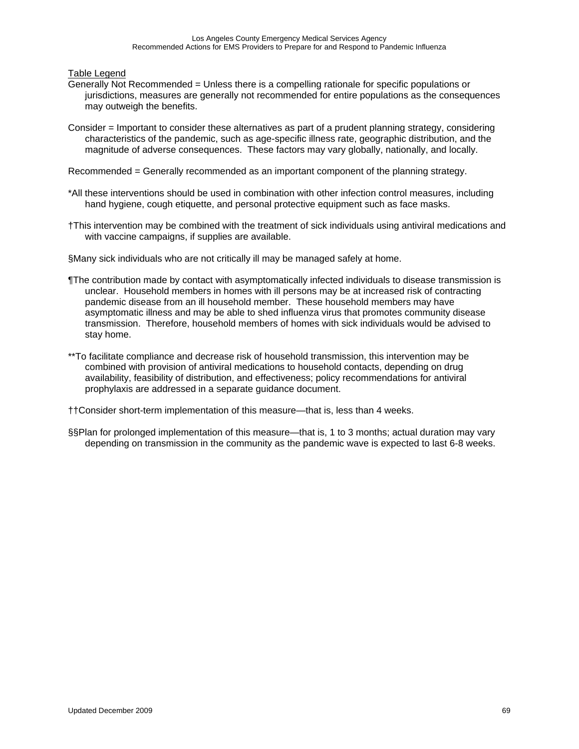Table Legend

Generally Not Recommended = Unless there is a compelling rationale for specific populations or jurisdictions, measures are generally not recommended for entire populations as the consequences may outweigh the benefits.

Consider = Important to consider these alternatives as part of a prudent planning strategy, considering characteristics of the pandemic, such as age-specific illness rate, geographic distribution, and the magnitude of adverse consequences. These factors may vary globally, nationally, and locally.

Recommended = Generally recommended as an important component of the planning strategy.

*All these interventions should be used in combination with other infection control measures, including hand hygiene, cough etiquette, and personal protective equipment such as face masks.

†This intervention may be combined with the treatment of sick individuals using antiviral medications and with vaccine campaigns, if supplies are available.

§Many sick individuals who are not critically ill may be managed safely at home.

¶The contribution made by contact with asymptomatically infected individuals to disease transmission is unclear. Household members in homes with ill persons may be at increased risk of contracting pandemic disease from an ill household member. These household members may have asymptomatic illness and may be able to shed influenza virus that promotes community disease transmission. Therefore, household members of homes with sick individuals would be advised to stay home.

**To facilitate compliance and decrease risk of household transmission, this intervention may be combined with provision of antiviral medications to household contacts, depending on drug availability, feasibility of distribution, and effectiveness; policy recommendations for antiviral prophylaxis are addressed in a separate guidance document.

††Consider short-term implementation of this measure—that is, less than 4 weeks.

§§Plan for prolonged implementation of this measure—that is, 1 to 3 months; actual duration may vary depending on transmission in the community as the pandemic wave is expected to last 6-8 weeks.